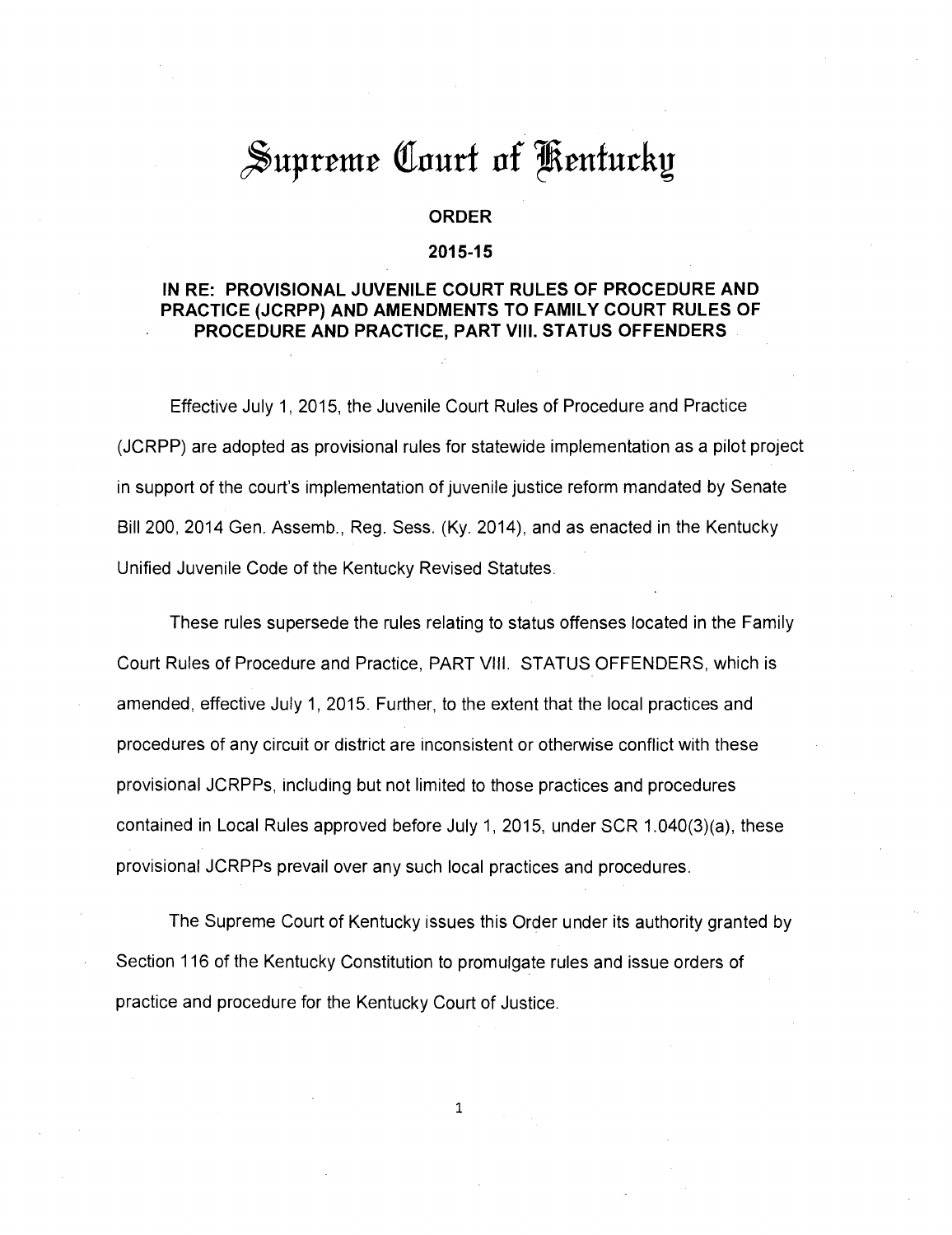# Supreme Court of Kentucky

## ORDER

## 2015-15

### IN RE: PROVISIONAL JUVENILE COURT RULES OF PROCEDURE AND PRACTICE (JCRPP) AND AMENDMENTS TO FAMILY COURT RULES OF PROCEDURE AND PRACTICE, PART VIII. STATUS OFFENDERS

Effective July 1, 2015, the Juvenile Court Rules of Procedure and Practice (JCRPP) are adopted as provisional rules for statewide implementation as a pilot project in support of the court's implementation of juvenile justice reform mandated by Senate Bill 200, 2014 Gen. Assemb., Reg. Sess. (Ky. 2014), and as enacted in the Kentucky Unified Juvenile Code of the Kentucky Revised Statutes.

These rules supersede the rules relating to status offenses located in the Family Court Rules of Procedure and Practice, PART VIII. STATUS OFFENDERS, which is amended, effective July 1, 2015. Further, to the extent that the local practices and procedures of any circuit or district are inconsistent or otherwise conflict with these provisional JCRPPs, including but not limited to those practices and procedures contained in Local Rules approved before July 1, 2015, under SCR 1.040(3)(a), these provisional JCRPPs prevail over any such local practices and procedures.

The Supreme Court of Kentucky issues this Order under its authority granted by Section 116 of the Kentucky Constitution to promulgate rules and issue orders of practice and procedure for the Kentucky Court of Justice.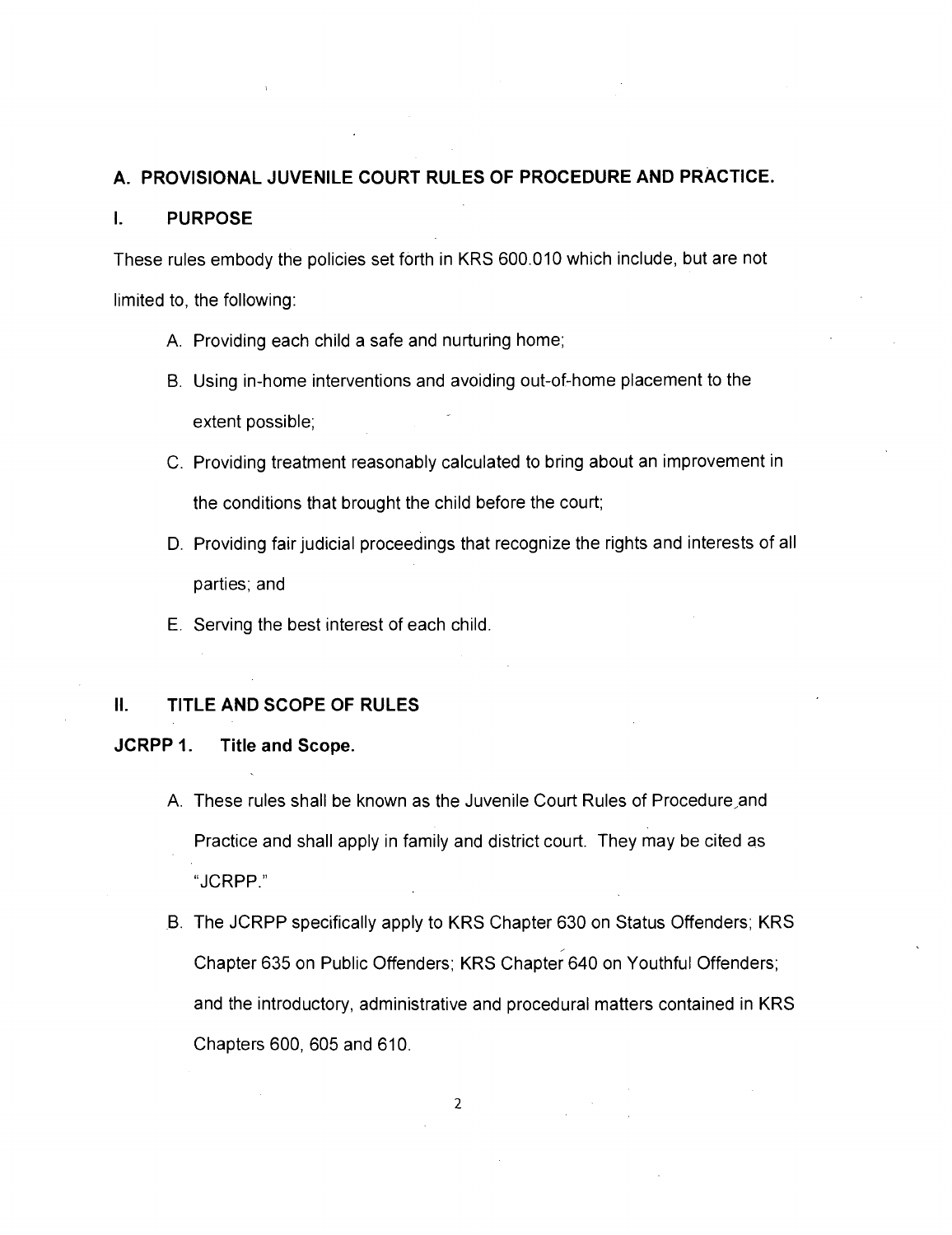## A. PROVISIONAL JUVENILE COURT RULES OF PROCEDURE AND PRACTICE.

### I. PURPOSE

These rules embody the policies set forth in KRS 600.010 which include, but are not limited to, the following:

A. Providing each child a safe and nurturing home;

B. Using in-home interventions and avoiding out-of-home placement to the extent possible;

C. Providing treatment reasonably calculated to bring about an improvement in the conditions that brought the child before the court;

D. Providing fair judicial proceedings that recognize the rights and interests of all parties; and

E. Serving the best interest of each child.

### II. TITLE AND SCOPE OF RULES

**JCRPP 1. Title and Scope.**

A. These rules shall be known as the Juvenile Court Rules of Procedure and Practice and shall apply in family and district court. They may be cited as "JCRPP."

B. The JCRPP specifically apply to KRS Chapter 630 on Status Offenders; KRS Chapter 635 on Public Offenders; KRS Chapter 640 on Youthful Offenders; and the introductory, administrative and procedural matters contained in KRS Chapters 600, 605 and 610.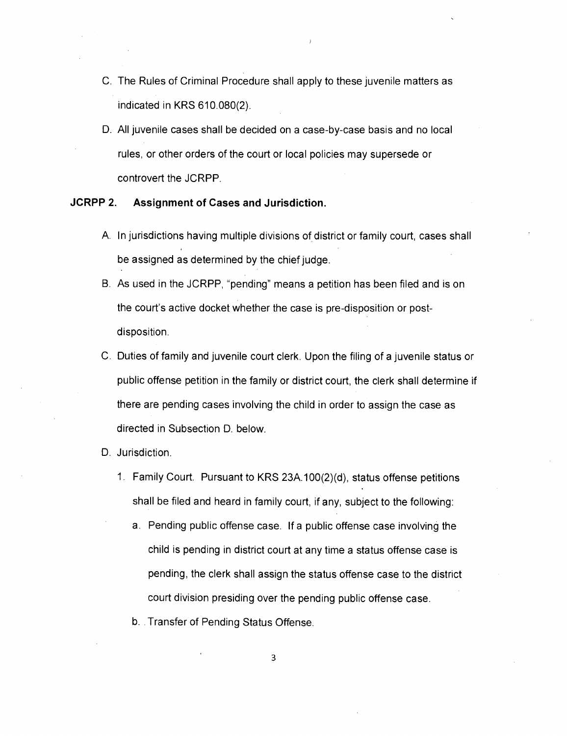C. The Rules of Criminal Procedure shall apply to these juvenile matters as indicated in KRS 610.080(2).

D. All juvenile cases shall be decided on a case-by-case basis and no local rules, or other orders of the court or local policies may supersede or controvert the JCRPP.

**JCRPP 2. Assignment of Cases and Jurisdiction.**

A. In jurisdictions having multiple divisions of district or family court, cases shall be assigned as determined by the chief judge.

B. As used in the JCRPP, "pending" means a petition has been filed and is on the court's active docket whether the case is pre-disposition or post-disposition.

C. Duties of family and juvenile court clerk. Upon the filing of a juvenile status or public offense petition in the family or district court, the clerk shall determine if there are pending cases involving the child in order to assign the case as directed in Subsection D. below.

D. Jurisdiction.

1. Family Court. Pursuant to KRS 23A.100(2)(d), status offense petitions shall be filed and heard in family court, if any, subject to the following:

   a. Pending public offense case. If a public offense case involving the child is pending in district court at any time a status offense case is pending, the clerk shall assign the status offense case to the district court division presiding over the pending public offense case.

   b. Transfer of Pending Status Offense.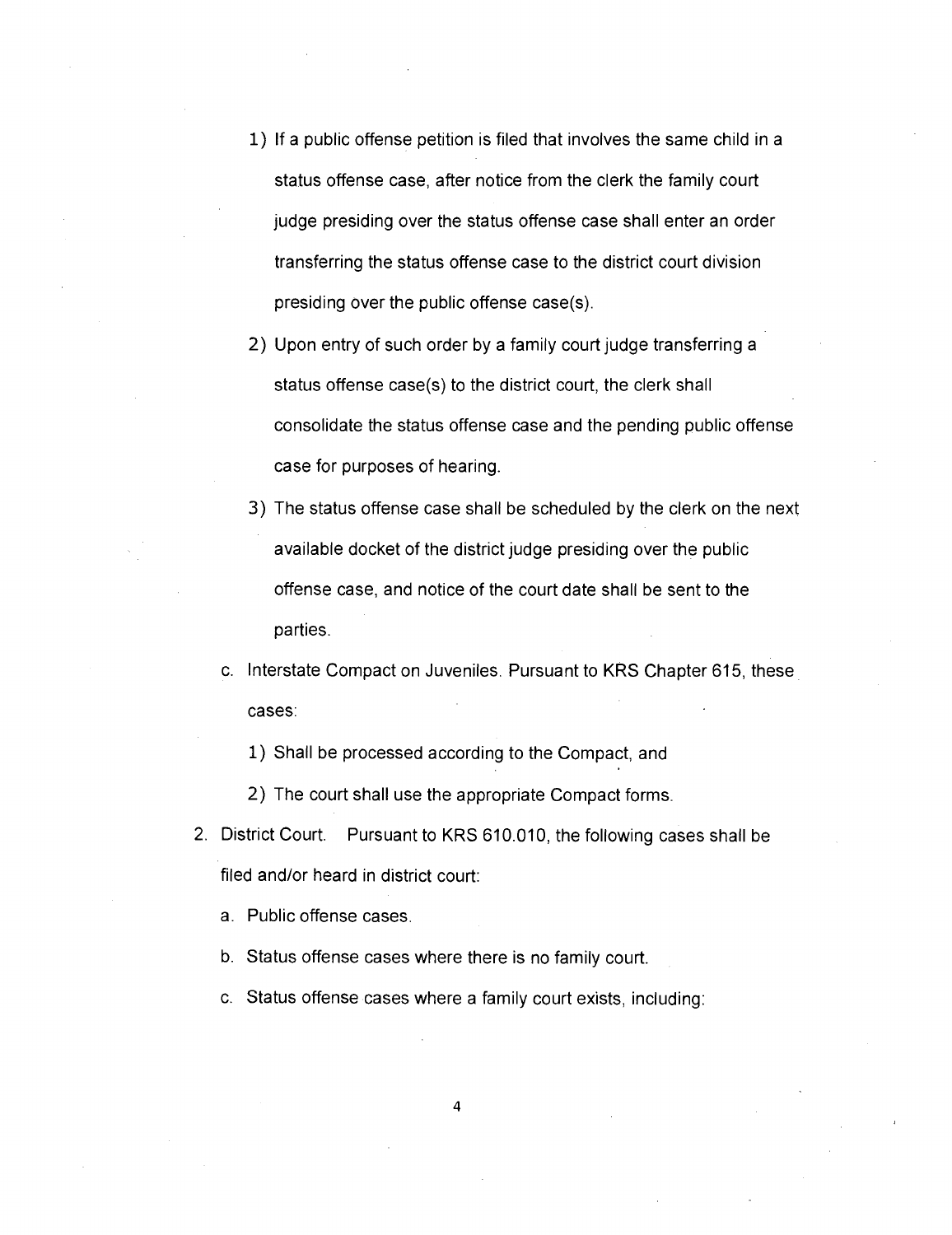1) If a public offense petition is filed that involves the same child in a status offense case, after notice from the clerk the family court judge presiding over the status offense case shall enter an order transferring the status offense case to the district court division presiding over the public offense case(s).

2) Upon entry of such order by a family court judge transferring a status offense case(s) to the district court, the clerk shall consolidate the status offense case and the pending public offense case for purposes of hearing.

3) The status offense case shall be scheduled by the clerk on the next available docket of the district judge presiding over the public offense case, and notice of the court date shall be sent to the parties.

c. Interstate Compact on Juveniles. Pursuant to KRS Chapter 615, these cases:

1) Shall be processed according to the Compact, and

2) The court shall use the appropriate Compact forms.

2. District Court. Pursuant to KRS 610.010, the following cases shall be filed and/or heard in district court:

a. Public offense cases.

b. Status offense cases where there is no family court.

c. Status offense cases where a family court exists, including: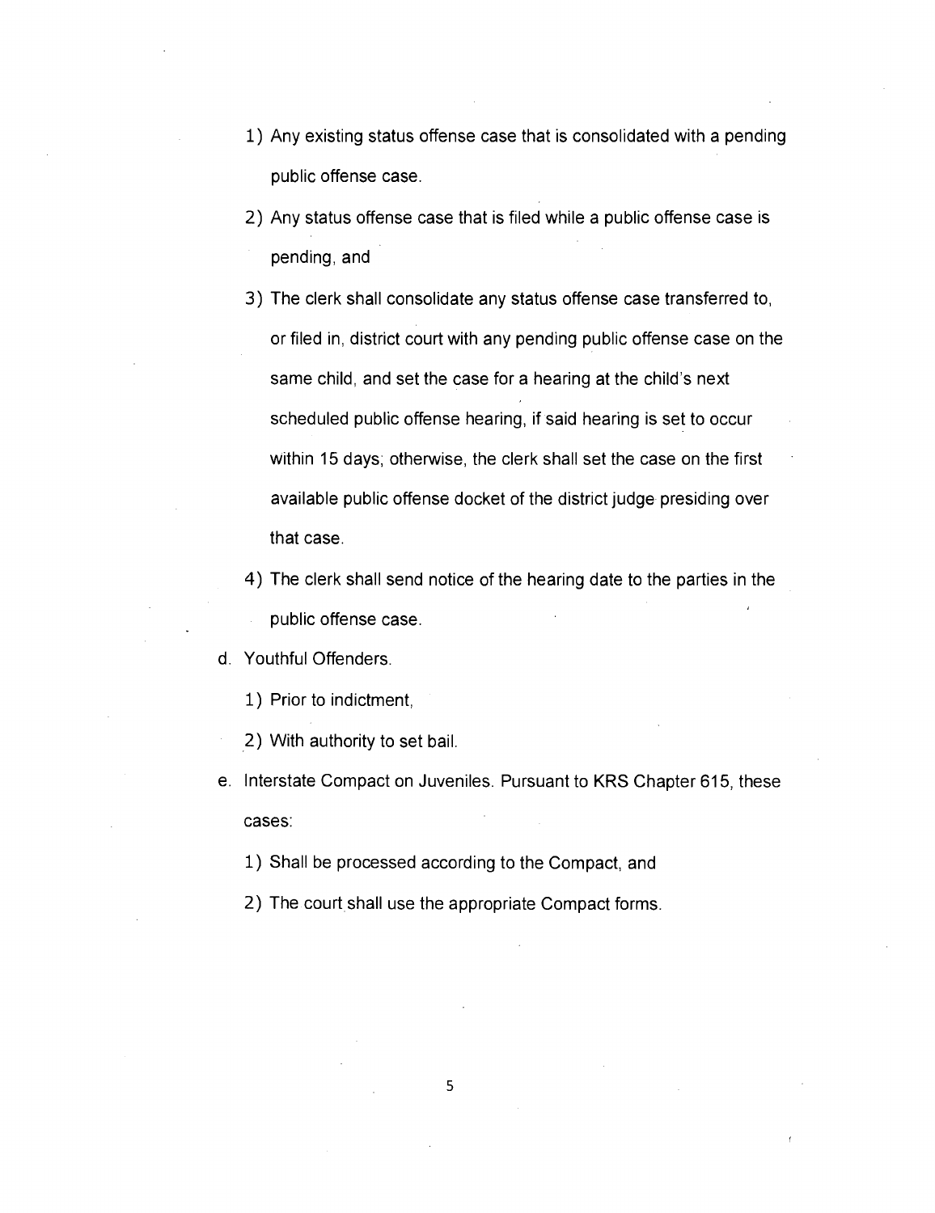1) Any existing status offense case that is consolidated with a pending public offense case.

2) Any status offense case that is filed while a public offense case is pending, and

3) The clerk shall consolidate any status offense case transferred to, or filed in, district court with any pending public offense case on the same child, and set the case for a hearing at the child's next scheduled public offense hearing, if said hearing is set to occur within 15 days; otherwise, the clerk shall set the case on the first available public offense docket of the district judge presiding over that case.

4) The clerk shall send notice of the hearing date to the parties in the public offense case.

d. Youthful Offenders.

1) Prior to indictment,

2) With authority to set bail.

e. Interstate Compact on Juveniles. Pursuant to KRS Chapter 615, these cases:

1) Shall be processed according to the Compact, and

2) The court shall use the appropriate Compact forms.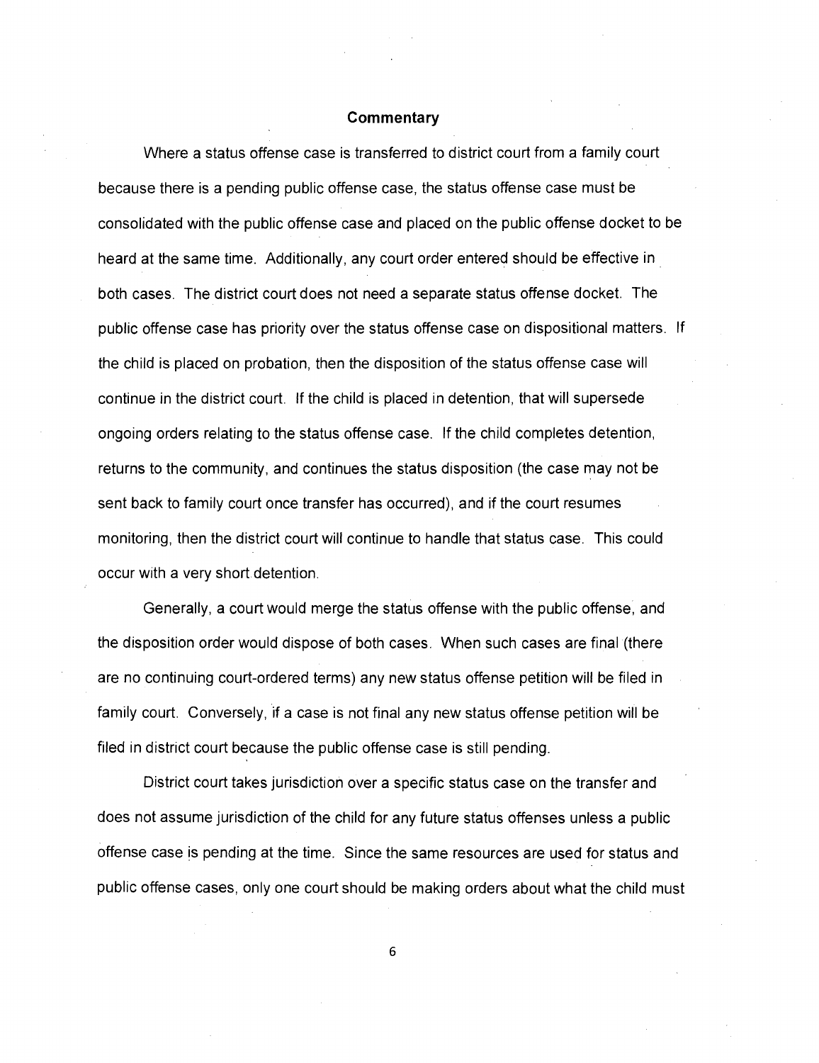**Commentary**

Where a status offense case is transferred to district court from a family court because there is a pending public offense case, the status offense case must be consolidated with the public offense case and placed on the public offense docket to be heard at the same time. Additionally, any court order entered should be effective in both cases. The district court does not need a separate status offense docket. The public offense case has priority over the status offense case on dispositional matters. If the child is placed on probation, then the disposition of the status offense case will continue in the district court. If the child is placed in detention, that will supersede ongoing orders relating to the status offense case. If the child completes detention, returns to the community, and continues the status disposition (the case may not be sent back to family court once transfer has occurred), and if the court resumes monitoring, then the district court will continue to handle that status case. This could occur with a very short detention.

Generally, a court would merge the status offense with the public offense, and the disposition order would dispose of both cases. When such cases are final (there are no continuing court-ordered terms) any new status offense petition will be filed in family court. Conversely, if a case is not final any new status offense petition will be filed in district court because the public offense case is still pending.

District court takes jurisdiction over a specific status case on the transfer and does not assume jurisdiction of the child for any future status offenses unless a public offense case is pending at the time. Since the same resources are used for status and public offense cases, only one court should be making orders about what the child must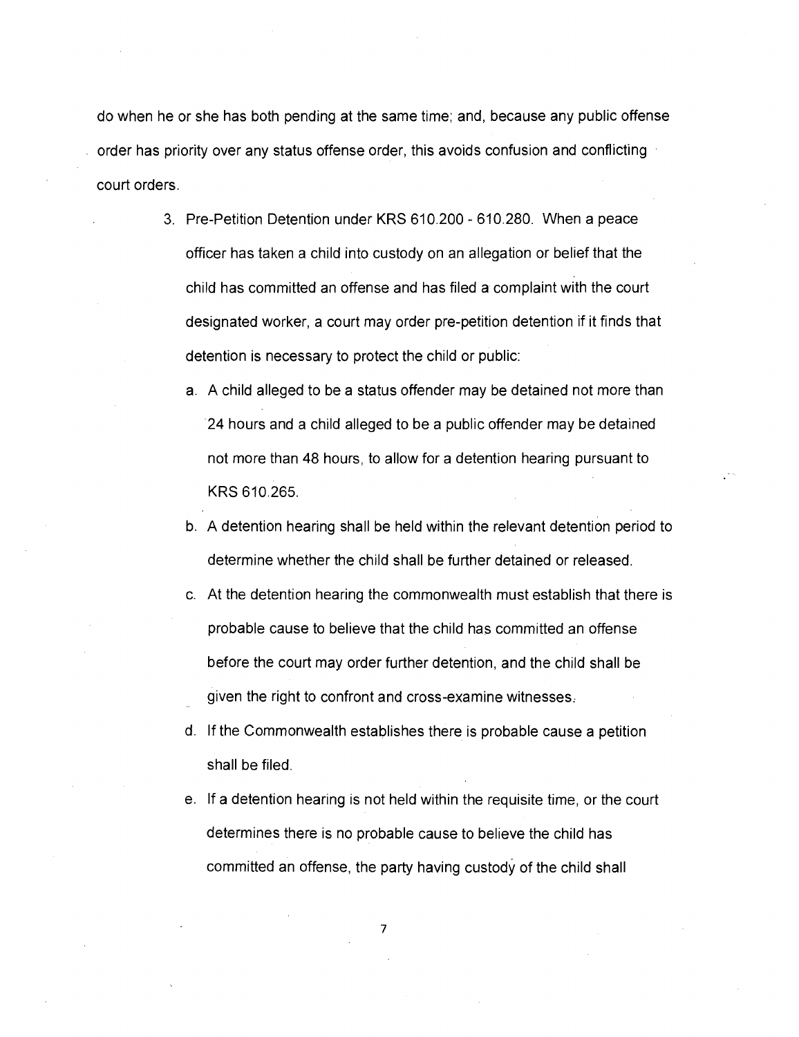do when he or she has both pending at the same time; and, because any public offense order has priority over any status offense order, this avoids confusion and conflicting court orders.

3. Pre-Petition Detention under KRS 610.200 - 610.280. When a peace officer has taken a child into custody on an allegation or belief that the child has committed an offense and has filed a complaint with the court designated worker, a court may order pre-petition detention if it finds that detention is necessary to protect the child or public:

   a. A child alleged to be a status offender may be detained not more than 24 hours and a child alleged to be a public offender may be detained not more than 48 hours, to allow for a detention hearing pursuant to KRS 610.265.

   b. A detention hearing shall be held within the relevant detention period to determine whether the child shall be further detained or released.

   c. At the detention hearing the commonwealth must establish that there is probable cause to believe that the child has committed an offense before the court may order further detention, and the child shall be given the right to confront and cross-examine witnesses.

   d. If the Commonwealth establishes there is probable cause a petition shall be filed.

   e. If a detention hearing is not held within the requisite time, or the court determines there is no probable cause to believe the child has committed an offense, the party having custody of the child shall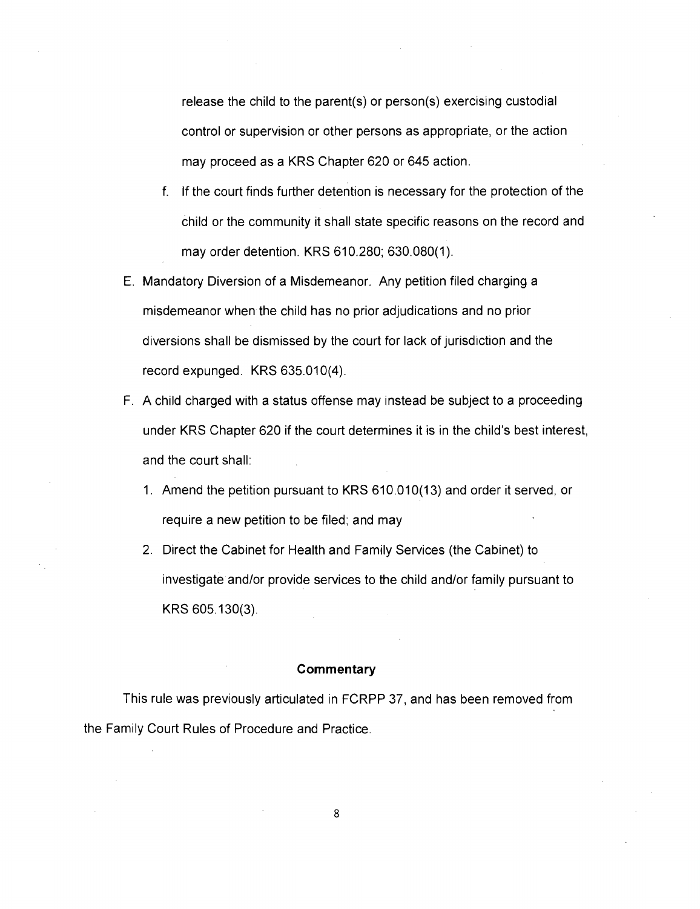release the child to the parent(s) or person(s) exercising custodial control or supervision or other persons as appropriate, or the action may proceed as a KRS Chapter 620 or 645 action.

   f. If the court finds further detention is necessary for the protection of the child or the community it shall state specific reasons on the record and may order detention. KRS 610.280; 630.080(1).

E. Mandatory Diversion of a Misdemeanor. Any petition filed charging a misdemeanor when the child has no prior adjudications and no prior diversions shall be dismissed by the court for lack of jurisdiction and the record expunged. KRS 635.010(4).

F. A child charged with a status offense may instead be subject to a proceeding under KRS Chapter 620 if the court determines it is in the child's best interest, and the court shall:

   1. Amend the petition pursuant to KRS 610.010(13) and order it served, or require a new petition to be filed; and may
   2. Direct the Cabinet for Health and Family Services (the Cabinet) to investigate and/or provide services to the child and/or family pursuant to KRS 605.130(3).

**Commentary**

This rule was previously articulated in FCRPP 37, and has been removed from the Family Court Rules of Procedure and Practice.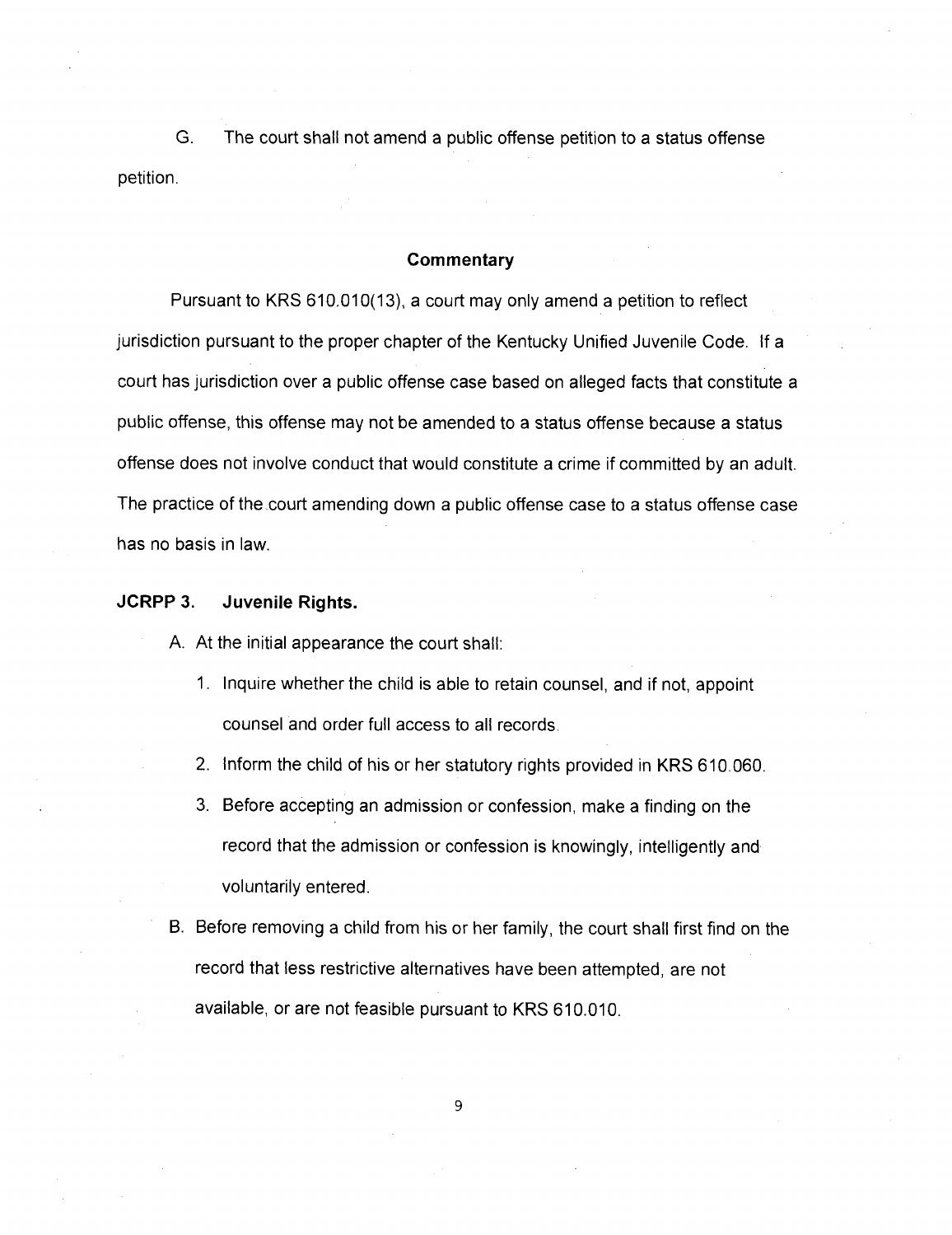G. The court shall not amend a public offense petition to a status offense petition.

### Commentary

Pursuant to KRS 610.010(13), a court may only amend a petition to reflect jurisdiction pursuant to the proper chapter of the Kentucky Unified Juvenile Code. If a court has jurisdiction over a public offense case based on alleged facts that constitute a public offense, this offense may not be amended to a status offense because a status offense does not involve conduct that would constitute a crime if committed by an adult. The practice of the court amending down a public offense case to a status offense case has no basis in law.

## JCRPP 3. Juvenile Rights.

A. At the initial appearance the court shall:

1. Inquire whether the child is able to retain counsel, and if not, appoint counsel and order full access to all records.
2. Inform the child of his or her statutory rights provided in KRS 610.060.
3. Before accepting an admission or confession, make a finding on the record that the admission or confession is knowingly, intelligently and voluntarily entered.

B. Before removing a child from his or her family, the court shall first find on the record that less restrictive alternatives have been attempted, are not available, or are not feasible pursuant to KRS 610.010.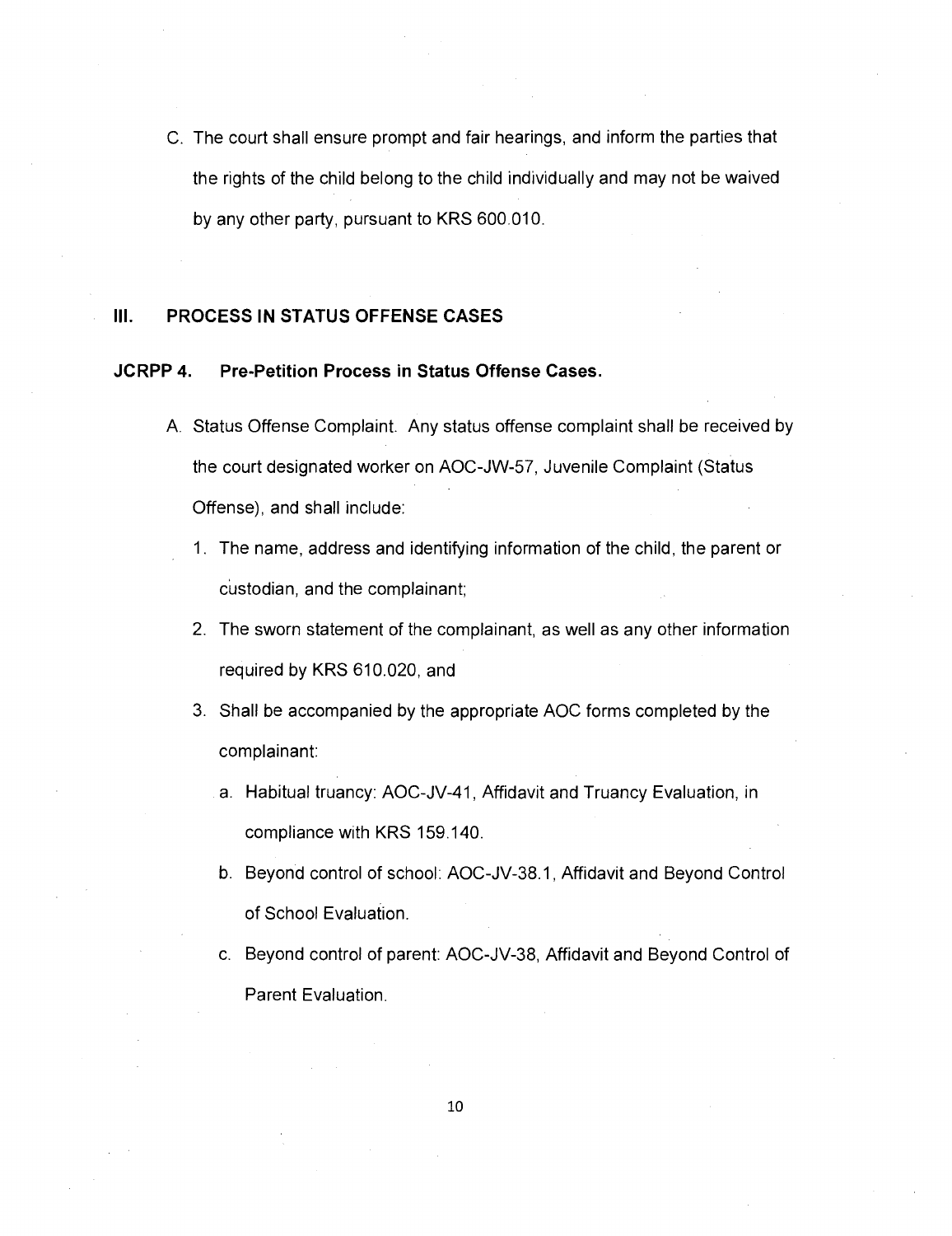C. The court shall ensure prompt and fair hearings, and inform the parties that the rights of the child belong to the child individually and may not be waived by any other party, pursuant to KRS 600.010.

## III. PROCESS IN STATUS OFFENSE CASES

### JCRPP 4. Pre-Petition Process in Status Offense Cases.

A. Status Offense Complaint. Any status offense complaint shall be received by the court designated worker on AOC-JW-57, Juvenile Complaint (Status Offense), and shall include:

1. The name, address and identifying information of the child, the parent or custodian, and the complainant;
2. The sworn statement of the complainant, as well as any other information required by KRS 610.020, and
3. Shall be accompanied by the appropriate AOC forms completed by the complainant:
   a. Habitual truancy: AOC-JV-41, Affidavit and Truancy Evaluation, in compliance with KRS 159.140.
   b. Beyond control of school: AOC-JV-38.1, Affidavit and Beyond Control of School Evaluation.
   c. Beyond control of parent: AOC-JV-38, Affidavit and Beyond Control of Parent Evaluation.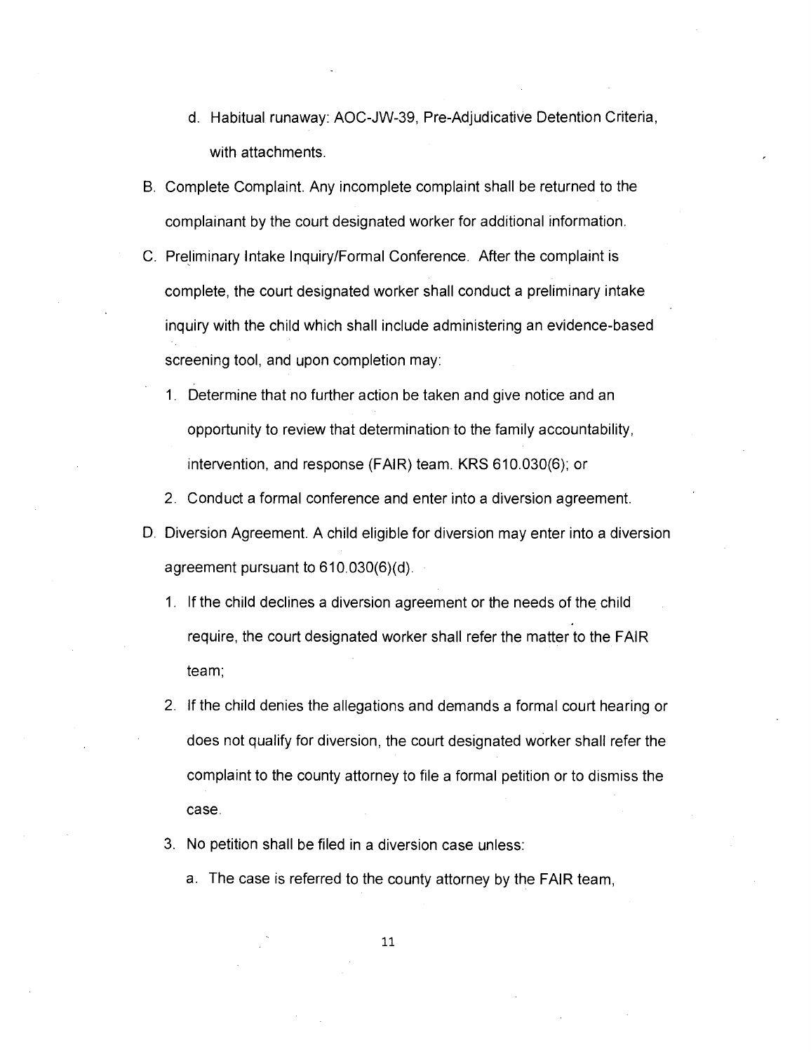d. Habitual runaway: AOC-JW-39, Pre-Adjudicative Detention Criteria, with attachments.

B. Complete Complaint. Any incomplete complaint shall be returned to the complainant by the court designated worker for additional information.

C. Preliminary Intake Inquiry/Formal Conference. After the complaint is complete, the court designated worker shall conduct a preliminary intake inquiry with the child which shall include administering an evidence-based screening tool, and upon completion may:

   1. Determine that no further action be taken and give notice and an opportunity to review that determination to the family accountability, intervention, and response (FAIR) team. KRS 610.030(6); or

   2. Conduct a formal conference and enter into a diversion agreement.

D. Diversion Agreement. A child eligible for diversion may enter into a diversion agreement pursuant to 610.030(6)(d).

   1. If the child declines a diversion agreement or the needs of the child require, the court designated worker shall refer the matter to the FAIR team;

   2. If the child denies the allegations and demands a formal court hearing or does not qualify for diversion, the court designated worker shall refer the complaint to the county attorney to file a formal petition or to dismiss the case.

   3. No petition shall be filed in a diversion case unless:

      a. The case is referred to the county attorney by the FAIR team,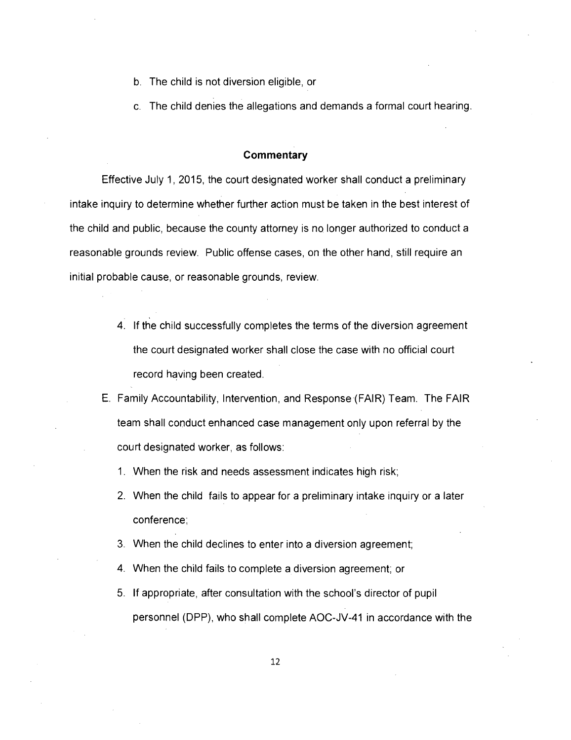b. The child is not diversion eligible, or

c. The child denies the allegations and demands a formal court hearing.

### Commentary

Effective July 1, 2015, the court designated worker shall conduct a preliminary intake inquiry to determine whether further action must be taken in the best interest of the child and public, because the county attorney is no longer authorized to conduct a reasonable grounds review. Public offense cases, on the other hand, still require an initial probable cause, or reasonable grounds, review.

4. If the child successfully completes the terms of the diversion agreement the court designated worker shall close the case with no official court record having been created.

E. Family Accountability, Intervention, and Response (FAIR) Team. The FAIR team shall conduct enhanced case management only upon referral by the court designated worker, as follows:

1. When the risk and needs assessment indicates high risk;
2. When the child fails to appear for a preliminary intake inquiry or a later conference;
3. When the child declines to enter into a diversion agreement;
4. When the child fails to complete a diversion agreement; or
5. If appropriate, after consultation with the school's director of pupil personnel (DPP), who shall complete AOC-JV-41 in accordance with the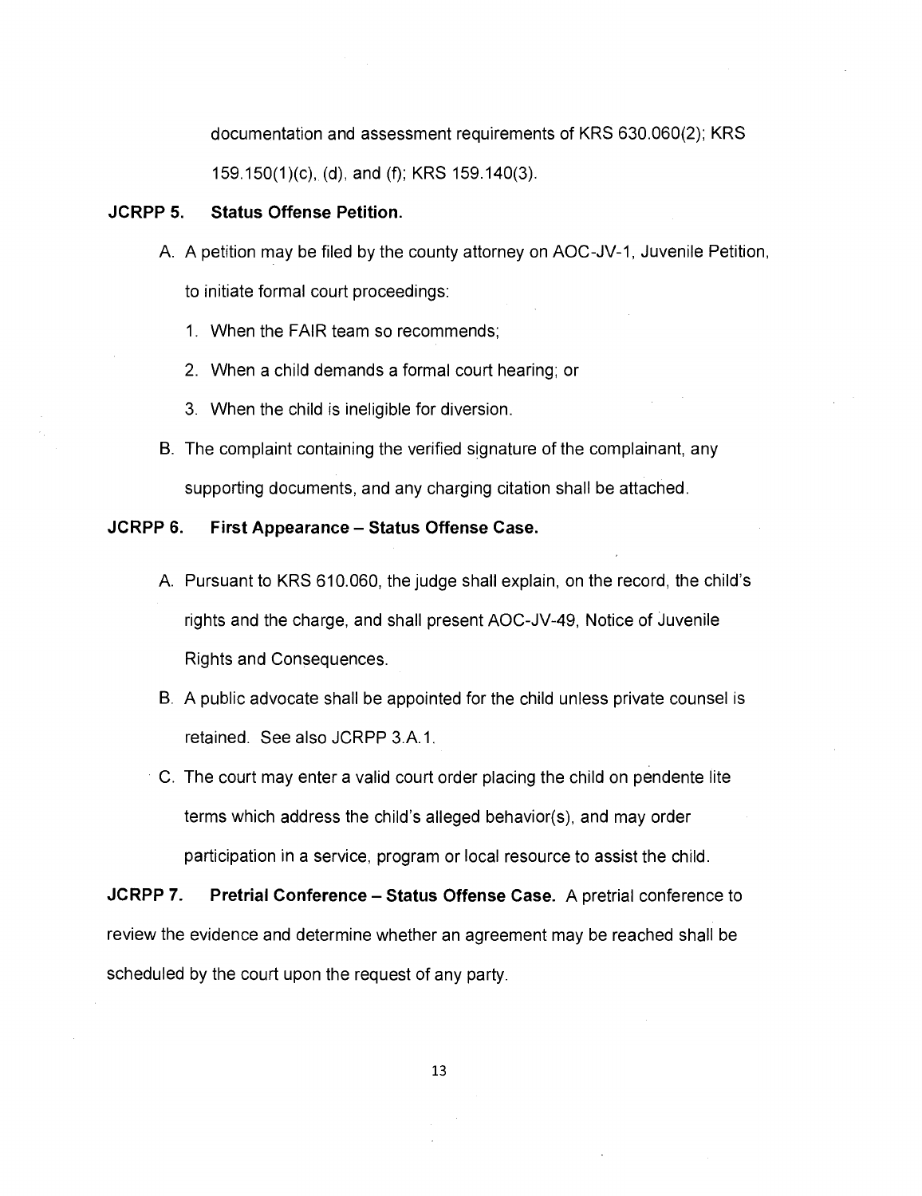documentation and assessment requirements of KRS 630.060(2); KRS 159.150(1)(c), (d), and (f); KRS 159.140(3).

**JCRPP 5. Status Offense Petition.**

A. A petition may be filed by the county attorney on AOC-JV-1, Juvenile Petition, to initiate formal court proceedings:

1. When the FAIR team so recommends;
2. When a child demands a formal court hearing; or
3. When the child is ineligible for diversion.

B. The complaint containing the verified signature of the complainant, any supporting documents, and any charging citation shall be attached.

**JCRPP 6. First Appearance – Status Offense Case.**

A. Pursuant to KRS 610.060, the judge shall explain, on the record, the child's rights and the charge, and shall present AOC-JV-49, Notice of Juvenile Rights and Consequences.

B. A public advocate shall be appointed for the child unless private counsel is retained. See also JCRPP 3.A.1.

C. The court may enter a valid court order placing the child on pendente lite terms which address the child's alleged behavior(s), and may order participation in a service, program or local resource to assist the child.

**JCRPP 7. Pretrial Conference – Status Offense Case.** A pretrial conference to review the evidence and determine whether an agreement may be reached shall be scheduled by the court upon the request of any party.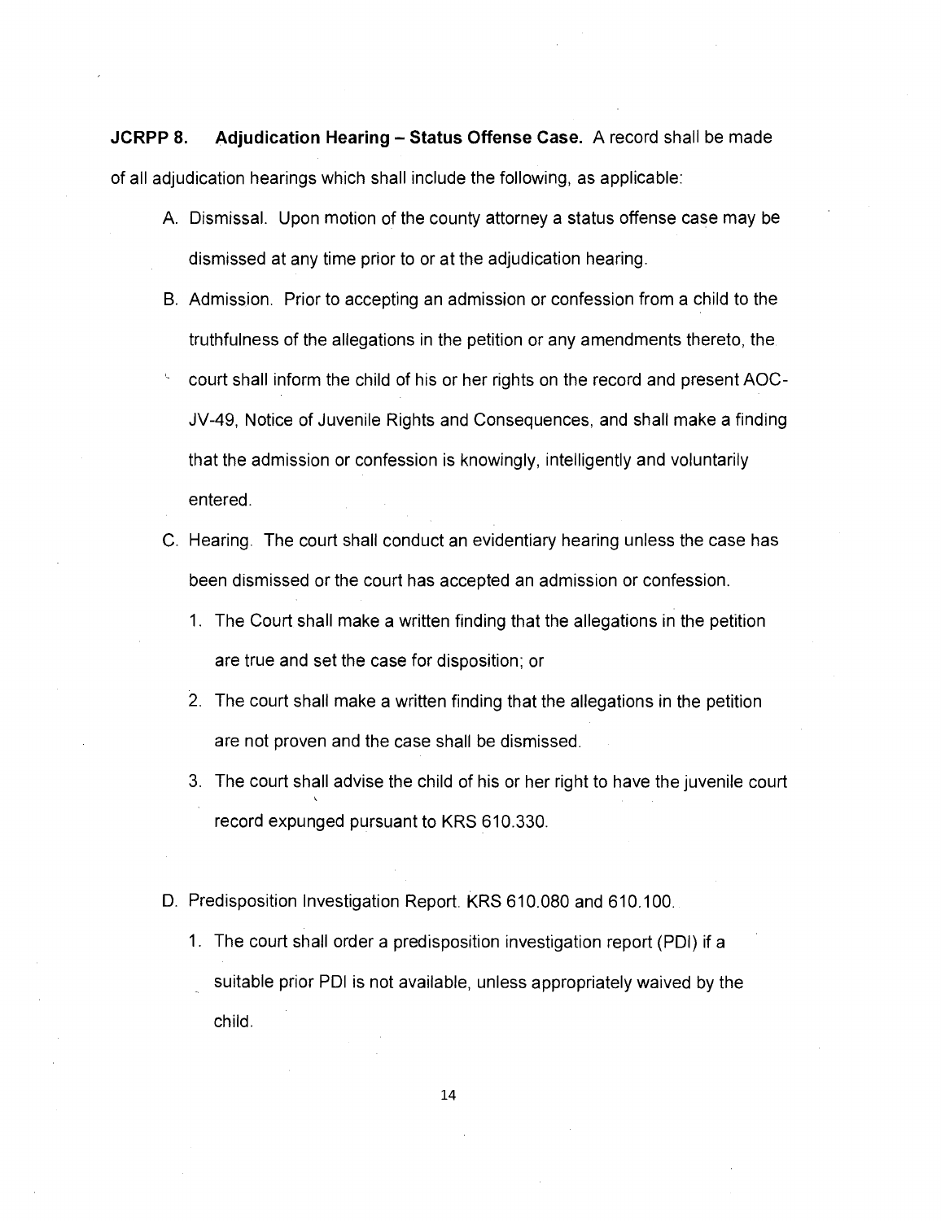**JCRPP 8. Adjudication Hearing – Status Offense Case.** A record shall be made of all adjudication hearings which shall include the following, as applicable:

A. Dismissal. Upon motion of the county attorney a status offense case may be dismissed at any time prior to or at the adjudication hearing.

B. Admission. Prior to accepting an admission or confession from a child to the truthfulness of the allegations in the petition or any amendments thereto, the court shall inform the child of his or her rights on the record and present AOC-JV-49, Notice of Juvenile Rights and Consequences, and shall make a finding that the admission or confession is knowingly, intelligently and voluntarily entered.

C. Hearing. The court shall conduct an evidentiary hearing unless the case has been dismissed or the court has accepted an admission or confession.

   1. The Court shall make a written finding that the allegations in the petition are true and set the case for disposition; or

   2. The court shall make a written finding that the allegations in the petition are not proven and the case shall be dismissed.

   3. The court shall advise the child of his or her right to have the juvenile court record expunged pursuant to KRS 610.330.

D. Predisposition Investigation Report. KRS 610.080 and 610.100.

   1. The court shall order a predisposition investigation report (PDI) if a suitable prior PDI is not available, unless appropriately waived by the child.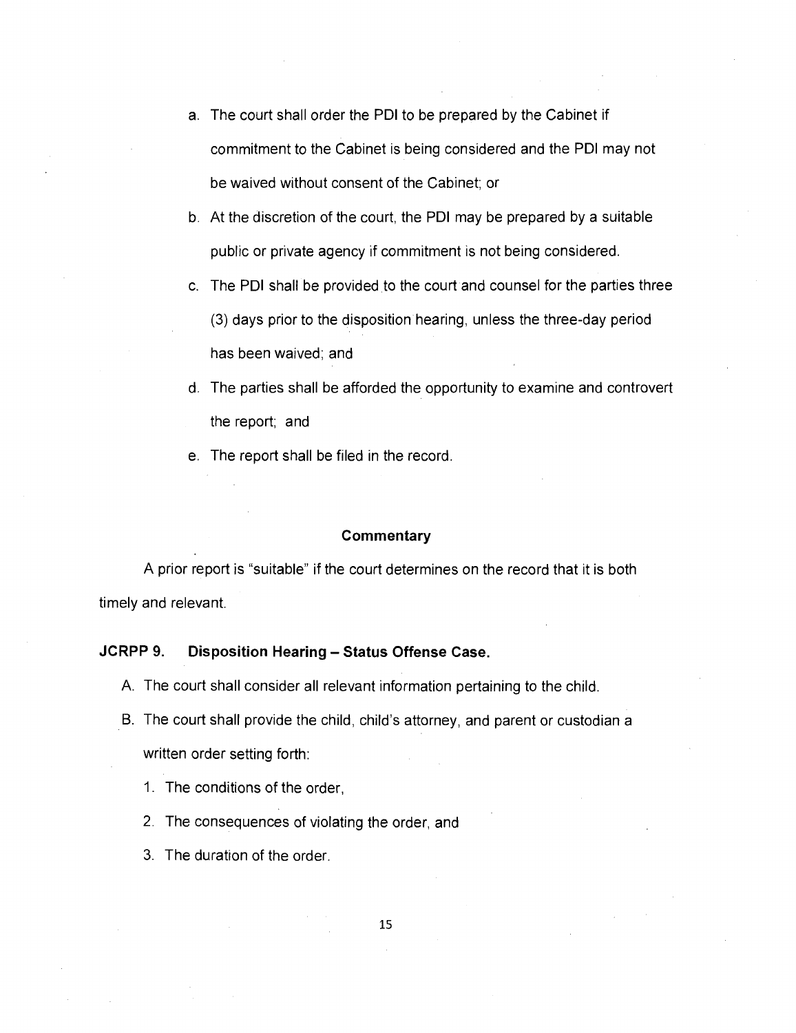a. The court shall order the PDI to be prepared by the Cabinet if commitment to the Cabinet is being considered and the PDI may not be waived without consent of the Cabinet; or

b. At the discretion of the court, the PDI may be prepared by a suitable public or private agency if commitment is not being considered.

c. The PDI shall be provided to the court and counsel for the parties three (3) days prior to the disposition hearing, unless the three-day period has been waived; and

d. The parties shall be afforded the opportunity to examine and controvert the report; and

e. The report shall be filed in the record.

**Commentary**

A prior report is "suitable" if the court determines on the record that it is both timely and relevant.

### JCRPP 9. Disposition Hearing – Status Offense Case.

A. The court shall consider all relevant information pertaining to the child.

B. The court shall provide the child, child's attorney, and parent or custodian a written order setting forth:

1. The conditions of the order,
2. The consequences of violating the order, and
3. The duration of the order.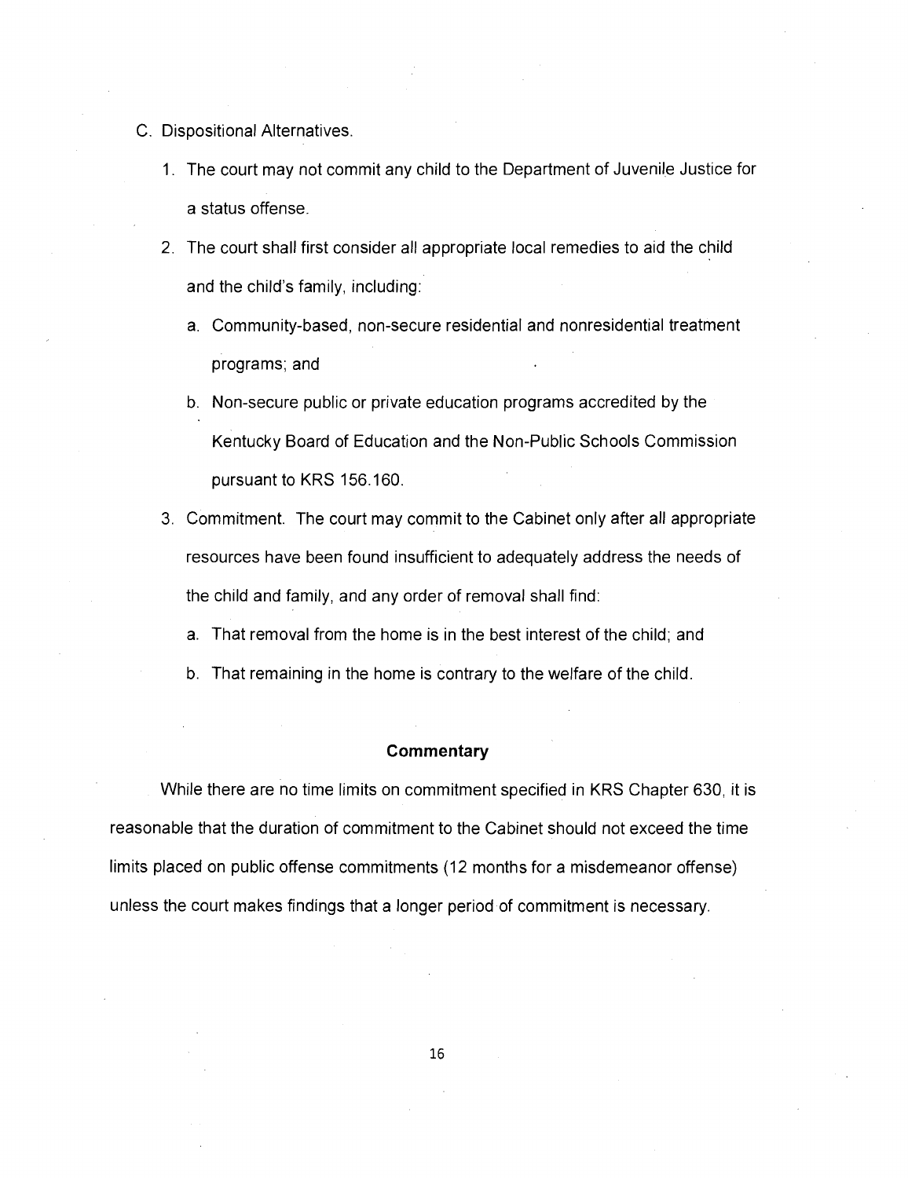C. Dispositional Alternatives.

1. The court may not commit any child to the Department of Juvenile Justice for a status offense.
2. The court shall first consider all appropriate local remedies to aid the child and the child's family, including:
   a. Community-based, non-secure residential and nonresidential treatment programs; and
   b. Non-secure public or private education programs accredited by the Kentucky Board of Education and the Non-Public Schools Commission pursuant to KRS 156.160.
3. Commitment. The court may commit to the Cabinet only after all appropriate resources have been found insufficient to adequately address the needs of the child and family, and any order of removal shall find:
   a. That removal from the home is in the best interest of the child; and
   b. That remaining in the home is contrary to the welfare of the child.

**Commentary**

While there are no time limits on commitment specified in KRS Chapter 630, it is reasonable that the duration of commitment to the Cabinet should not exceed the time limits placed on public offense commitments (12 months for a misdemeanor offense) unless the court makes findings that a longer period of commitment is necessary.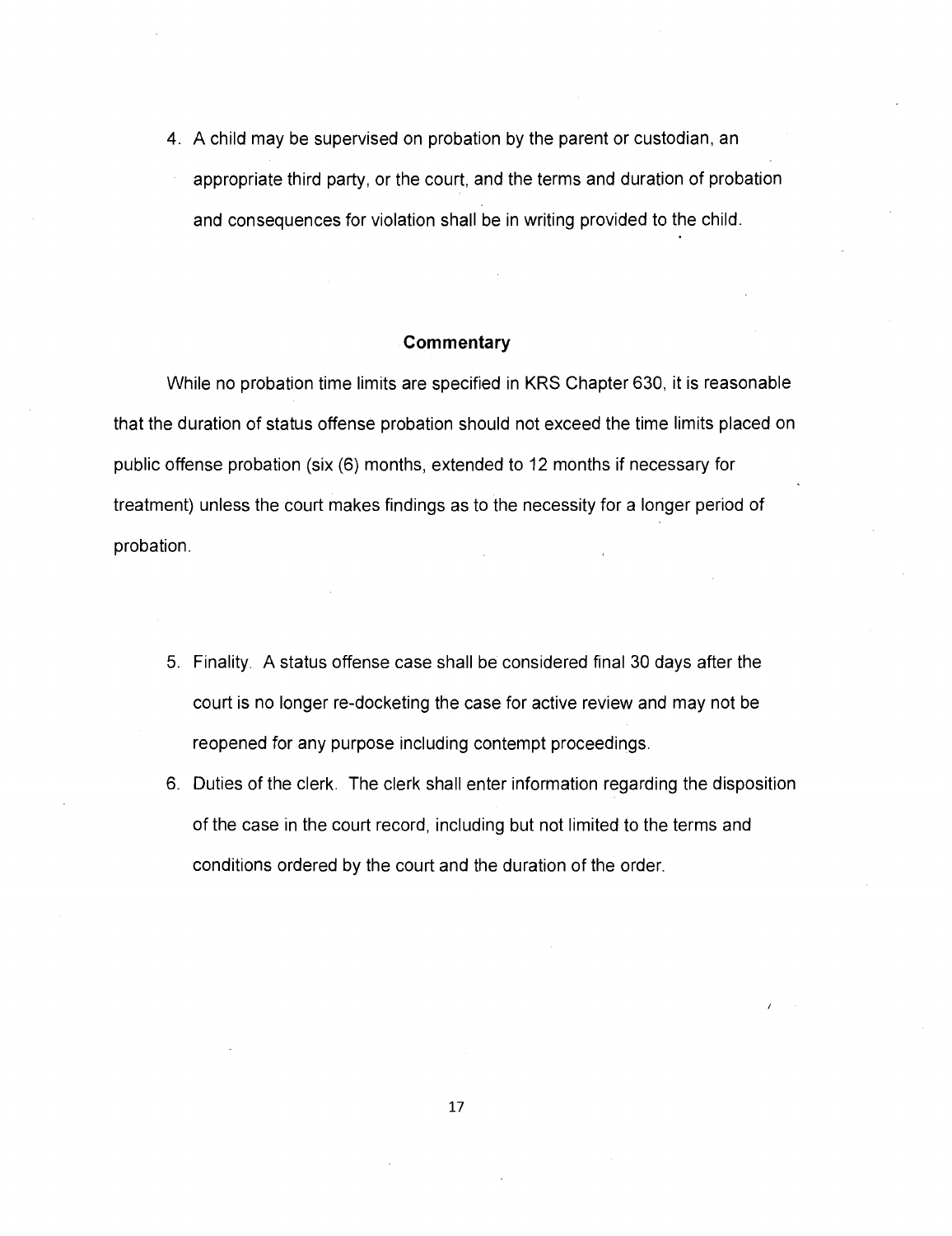4. A child may be supervised on probation by the parent or custodian, an appropriate third party, or the court, and the terms and duration of probation and consequences for violation shall be in writing provided to the child.

### Commentary

While no probation time limits are specified in KRS Chapter 630, it is reasonable that the duration of status offense probation should not exceed the time limits placed on public offense probation (six (6) months, extended to 12 months if necessary for treatment) unless the court makes findings as to the necessity for a longer period of probation.

5. Finality. A status offense case shall be considered final 30 days after the court is no longer re-docketing the case for active review and may not be reopened for any purpose including contempt proceedings.
6. Duties of the clerk. The clerk shall enter information regarding the disposition of the case in the court record, including but not limited to the terms and conditions ordered by the court and the duration of the order.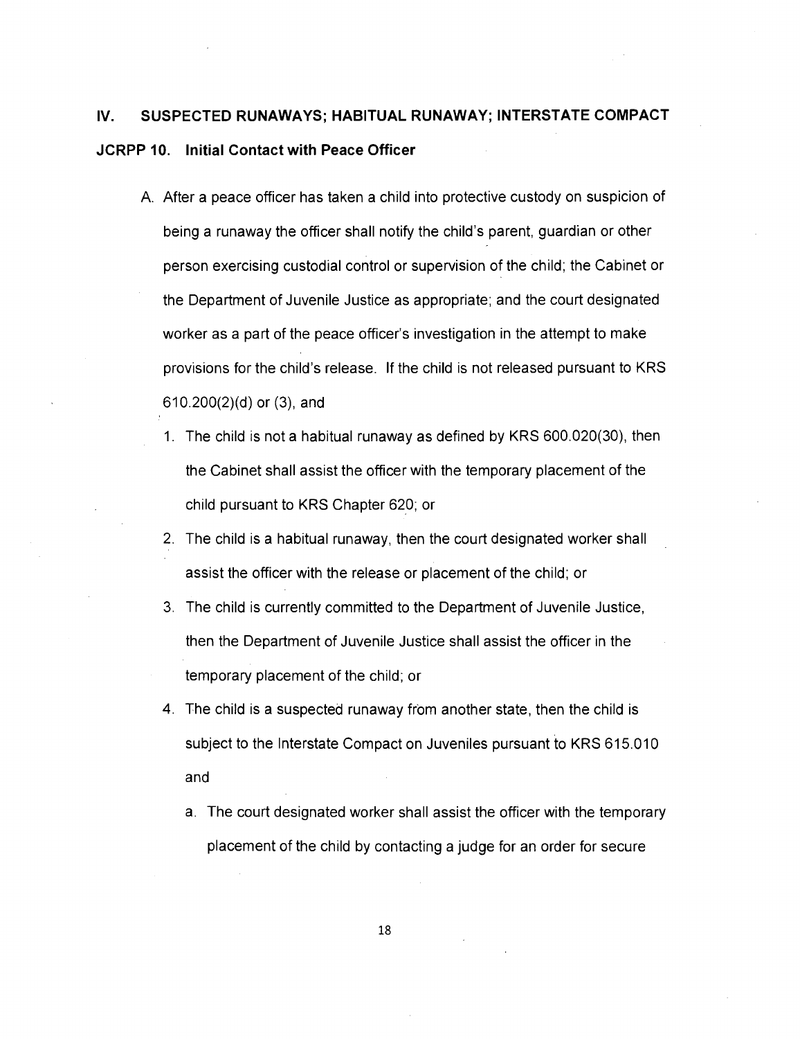## IV. SUSPECTED RUNAWAYS; HABITUAL RUNAWAY; INTERSTATE COMPACT

### JCRPP 10. Initial Contact with Peace Officer

A. After a peace officer has taken a child into protective custody on suspicion of being a runaway the officer shall notify the child's parent, guardian or other person exercising custodial control or supervision of the child; the Cabinet or the Department of Juvenile Justice as appropriate; and the court designated worker as a part of the peace officer's investigation in the attempt to make provisions for the child's release. If the child is not released pursuant to KRS 610.200(2)(d) or (3), and

1. The child is not a habitual runaway as defined by KRS 600.020(30), then the Cabinet shall assist the officer with the temporary placement of the child pursuant to KRS Chapter 620; or
2. The child is a habitual runaway, then the court designated worker shall assist the officer with the release or placement of the child; or
3. The child is currently committed to the Department of Juvenile Justice, then the Department of Juvenile Justice shall assist the officer in the temporary placement of the child; or
4. The child is a suspected runaway from another state, then the child is subject to the Interstate Compact on Juveniles pursuant to KRS 615.010 and
   a. The court designated worker shall assist the officer with the temporary placement of the child by contacting a judge for an order for secure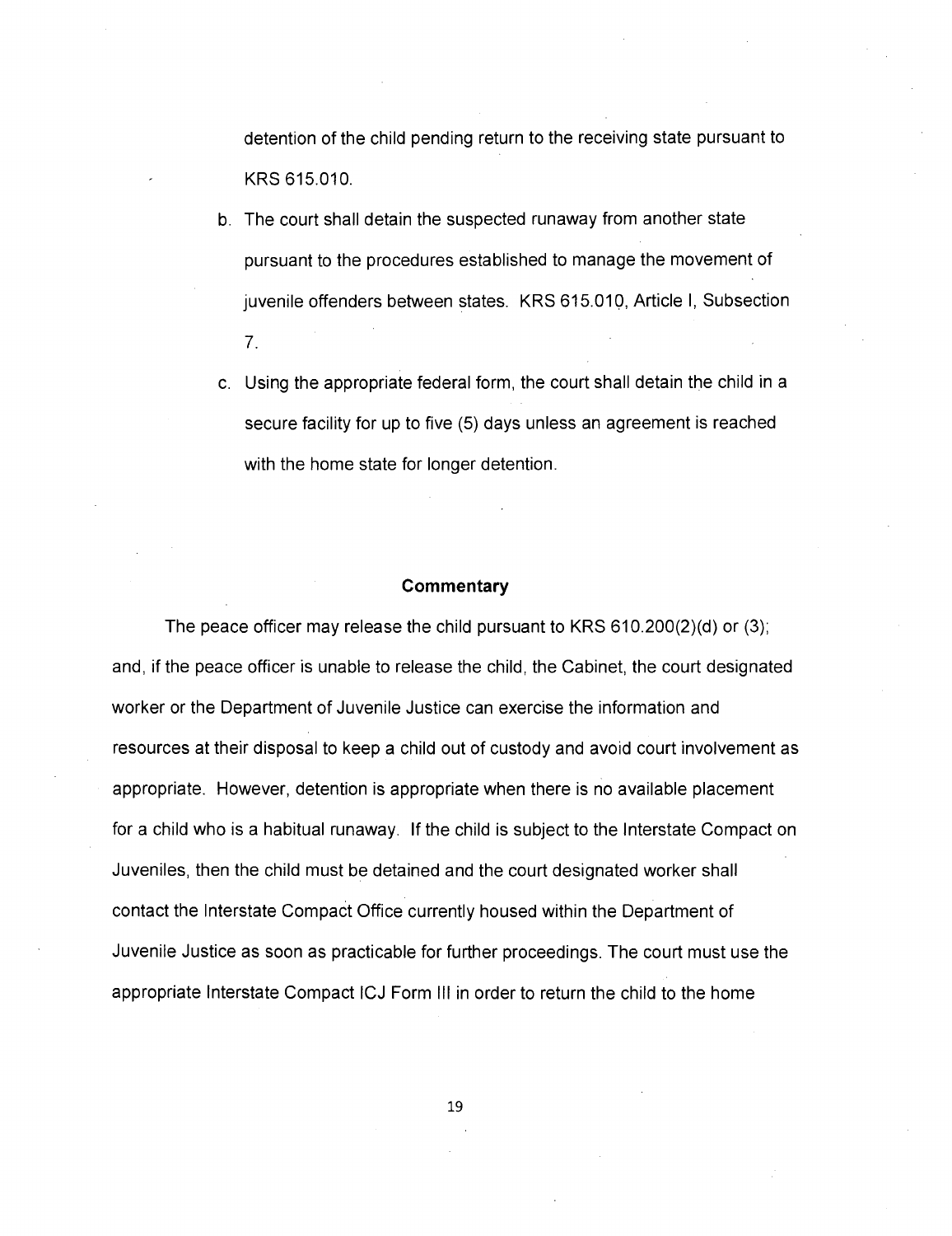detention of the child pending return to the receiving state pursuant to KRS 615.010.

b. The court shall detain the suspected runaway from another state pursuant to the procedures established to manage the movement of juvenile offenders between states. KRS 615.010, Article I, Subsection 7.

c. Using the appropriate federal form, the court shall detain the child in a secure facility for up to five (5) days unless an agreement is reached with the home state for longer detention.

**Commentary**

The peace officer may release the child pursuant to KRS 610.200(2)(d) or (3); and, if the peace officer is unable to release the child, the Cabinet, the court designated worker or the Department of Juvenile Justice can exercise the information and resources at their disposal to keep a child out of custody and avoid court involvement as appropriate. However, detention is appropriate when there is no available placement for a child who is a habitual runaway. If the child is subject to the Interstate Compact on Juveniles, then the child must be detained and the court designated worker shall contact the Interstate Compact Office currently housed within the Department of Juvenile Justice as soon as practicable for further proceedings. The court must use the appropriate Interstate Compact ICJ Form III in order to return the child to the home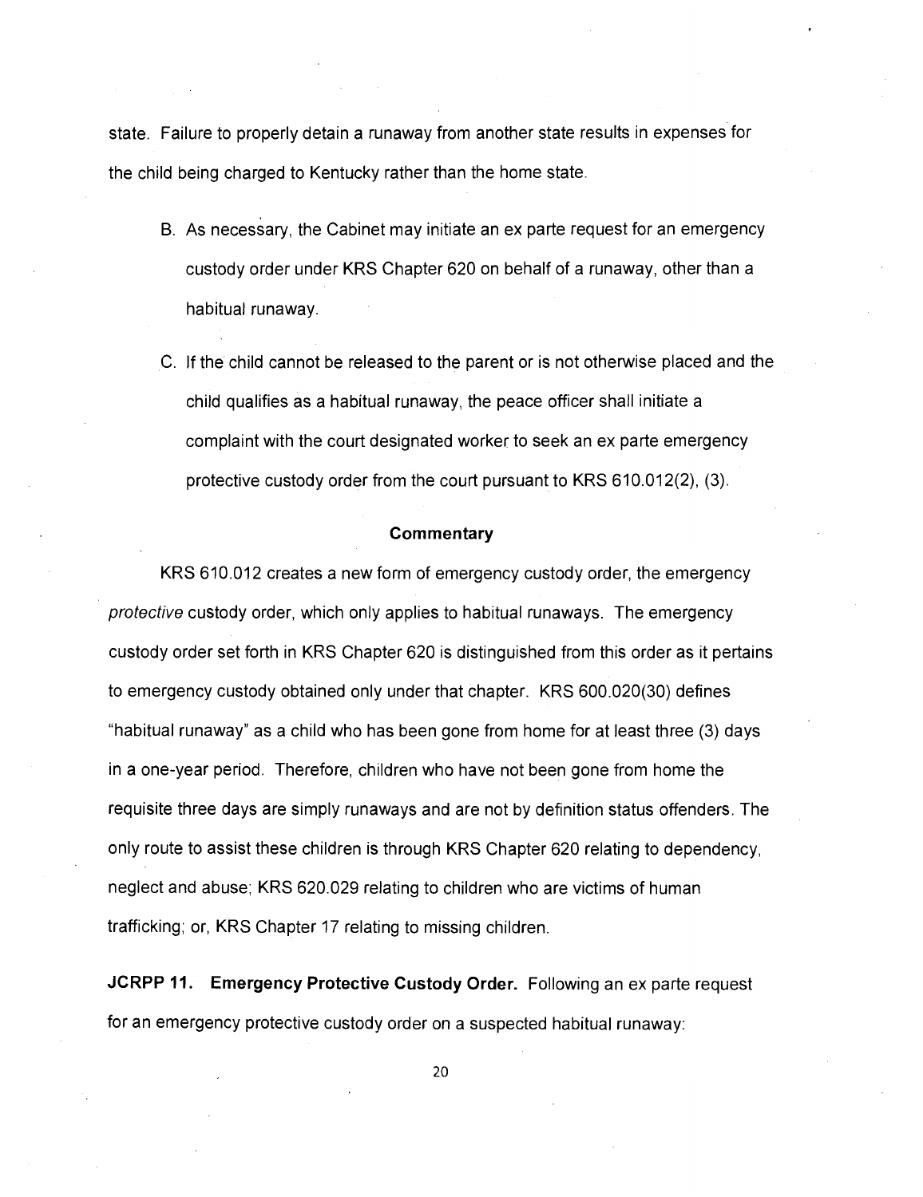state. Failure to properly detain a runaway from another state results in expenses for the child being charged to Kentucky rather than the home state.

B. As necessary, the Cabinet may initiate an ex parte request for an emergency custody order under KRS Chapter 620 on behalf of a runaway, other than a habitual runaway.

C. If the child cannot be released to the parent or is not otherwise placed and the child qualifies as a habitual runaway, the peace officer shall initiate a complaint with the court designated worker to seek an ex parte emergency protective custody order from the court pursuant to KRS 610.012(2), (3).

**Commentary**

KRS 610.012 creates a new form of emergency custody order, the emergency *protective* custody order, which only applies to habitual runaways. The emergency custody order set forth in KRS Chapter 620 is distinguished from this order as it pertains to emergency custody obtained only under that chapter. KRS 600.020(30) defines "habitual runaway" as a child who has been gone from home for at least three (3) days in a one-year period. Therefore, children who have not been gone from home the requisite three days are simply runaways and are not by definition status offenders. The only route to assist these children is through KRS Chapter 620 relating to dependency, neglect and abuse; KRS 620.029 relating to children who are victims of human trafficking; or, KRS Chapter 17 relating to missing children.

**JCRPP 11. Emergency Protective Custody Order.** Following an ex parte request for an emergency protective custody order on a suspected habitual runaway: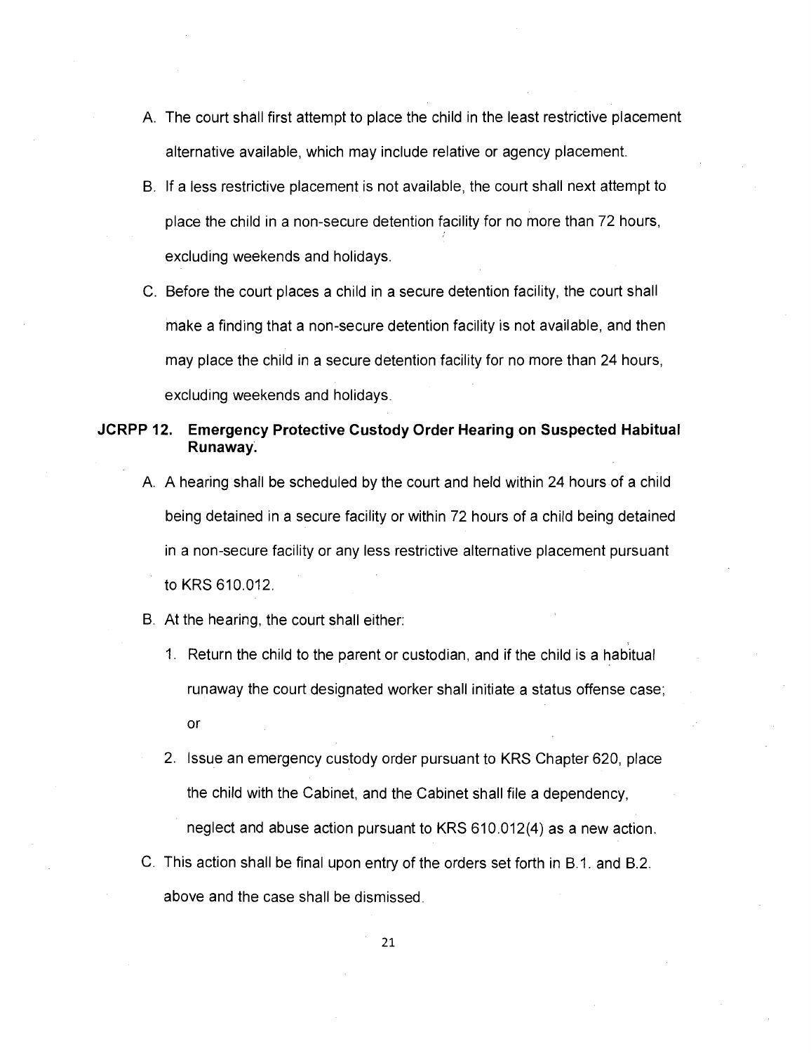A. The court shall first attempt to place the child in the least restrictive placement alternative available, which may include relative or agency placement.

B. If a less restrictive placement is not available, the court shall next attempt to place the child in a non-secure detention facility for no more than 72 hours, excluding weekends and holidays.

C. Before the court places a child in a secure detention facility, the court shall make a finding that a non-secure detention facility is not available, and then may place the child in a secure detention facility for no more than 24 hours, excluding weekends and holidays.

## JCRPP 12. Emergency Protective Custody Order Hearing on Suspected Habitual Runaway.

A. A hearing shall be scheduled by the court and held within 24 hours of a child being detained in a secure facility or within 72 hours of a child being detained in a non-secure facility or any less restrictive alternative placement pursuant to KRS 610.012.

B. At the hearing, the court shall either:

   1. Return the child to the parent or custodian, and if the child is a habitual runaway the court designated worker shall initiate a status offense case; or

   2. Issue an emergency custody order pursuant to KRS Chapter 620, place the child with the Cabinet, and the Cabinet shall file a dependency, neglect and abuse action pursuant to KRS 610.012(4) as a new action.

C. This action shall be final upon entry of the orders set forth in B.1. and B.2. above and the case shall be dismissed.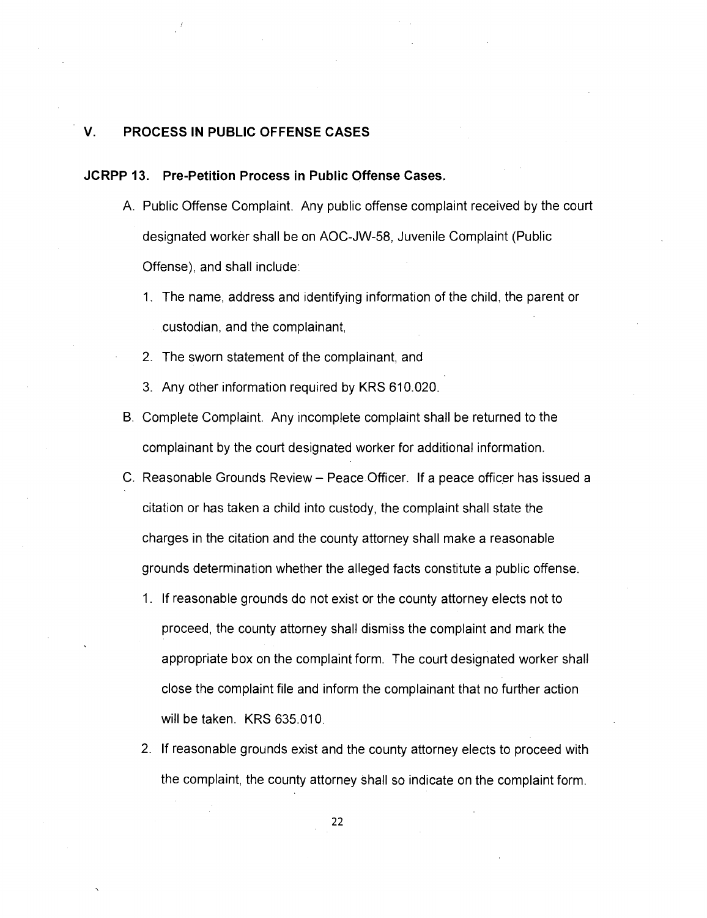## V. PROCESS IN PUBLIC OFFENSE CASES

### JCRPP 13. Pre-Petition Process in Public Offense Cases.

A. Public Offense Complaint. Any public offense complaint received by the court designated worker shall be on AOC-JW-58, Juvenile Complaint (Public Offense), and shall include:

   1. The name, address and identifying information of the child, the parent or custodian, and the complainant,
   2. The sworn statement of the complainant, and
   3. Any other information required by KRS 610.020.

B. Complete Complaint. Any incomplete complaint shall be returned to the complainant by the court designated worker for additional information.

C. Reasonable Grounds Review – Peace Officer. If a peace officer has issued a citation or has taken a child into custody, the complaint shall state the charges in the citation and the county attorney shall make a reasonable grounds determination whether the alleged facts constitute a public offense.

   1. If reasonable grounds do not exist or the county attorney elects not to proceed, the county attorney shall dismiss the complaint and mark the appropriate box on the complaint form. The court designated worker shall close the complaint file and inform the complainant that no further action will be taken. KRS 635.010.
   2. If reasonable grounds exist and the county attorney elects to proceed with the complaint, the county attorney shall so indicate on the complaint form.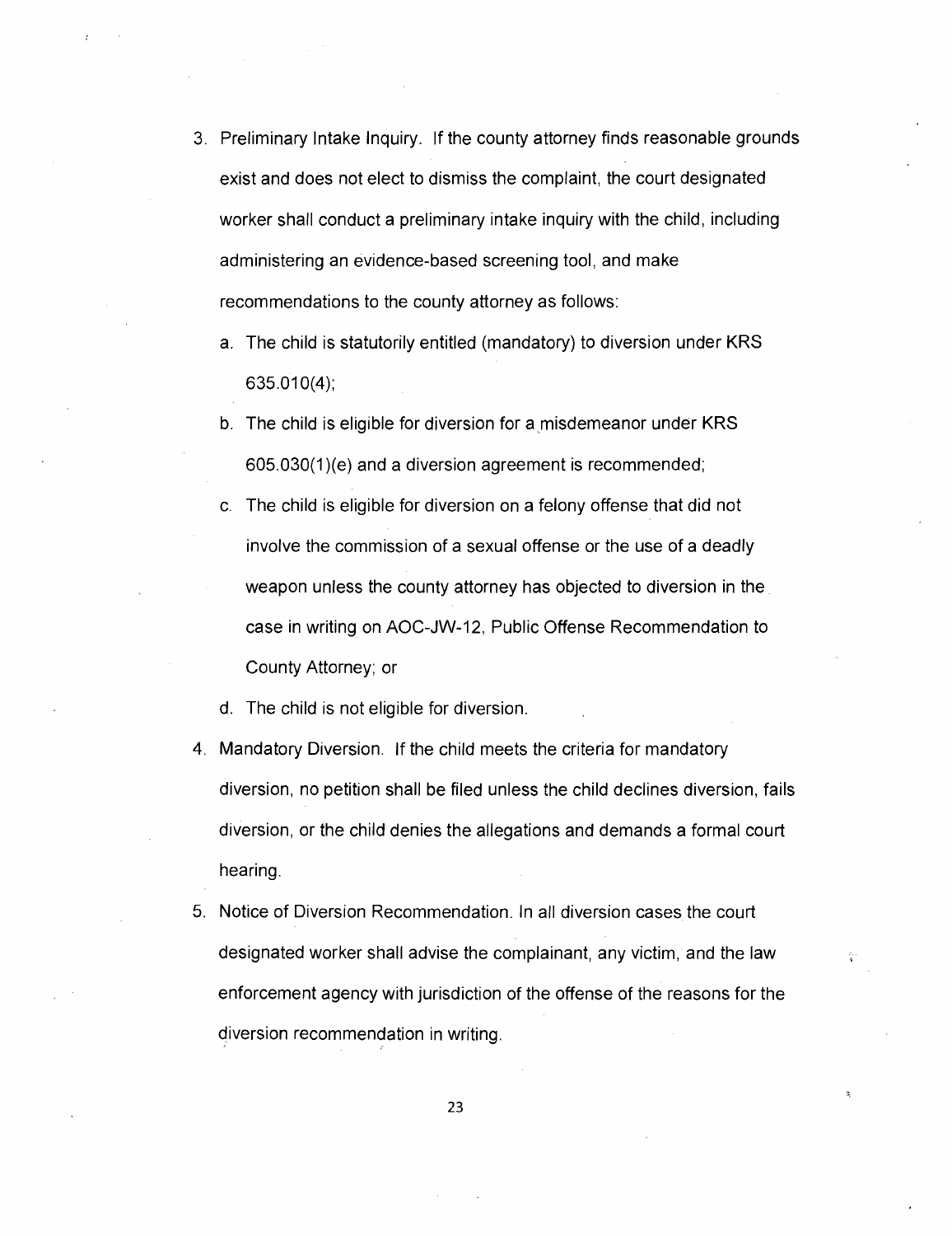3. Preliminary Intake Inquiry. If the county attorney finds reasonable grounds exist and does not elect to dismiss the complaint, the court designated worker shall conduct a preliminary intake inquiry with the child, including administering an evidence-based screening tool, and make recommendations to the county attorney as follows:
   a. The child is statutorily entitled (mandatory) to diversion under KRS 635.010(4);
   b. The child is eligible for diversion for a misdemeanor under KRS 605.030(1)(e) and a diversion agreement is recommended;
   c. The child is eligible for diversion on a felony offense that did not involve the commission of a sexual offense or the use of a deadly weapon unless the county attorney has objected to diversion in the case in writing on AOC-JW-12, Public Offense Recommendation to County Attorney; or
   d. The child is not eligible for diversion.
4. Mandatory Diversion. If the child meets the criteria for mandatory diversion, no petition shall be filed unless the child declines diversion, fails diversion, or the child denies the allegations and demands a formal court hearing.
5. Notice of Diversion Recommendation. In all diversion cases the court designated worker shall advise the complainant, any victim, and the law enforcement agency with jurisdiction of the offense of the reasons for the diversion recommendation in writing.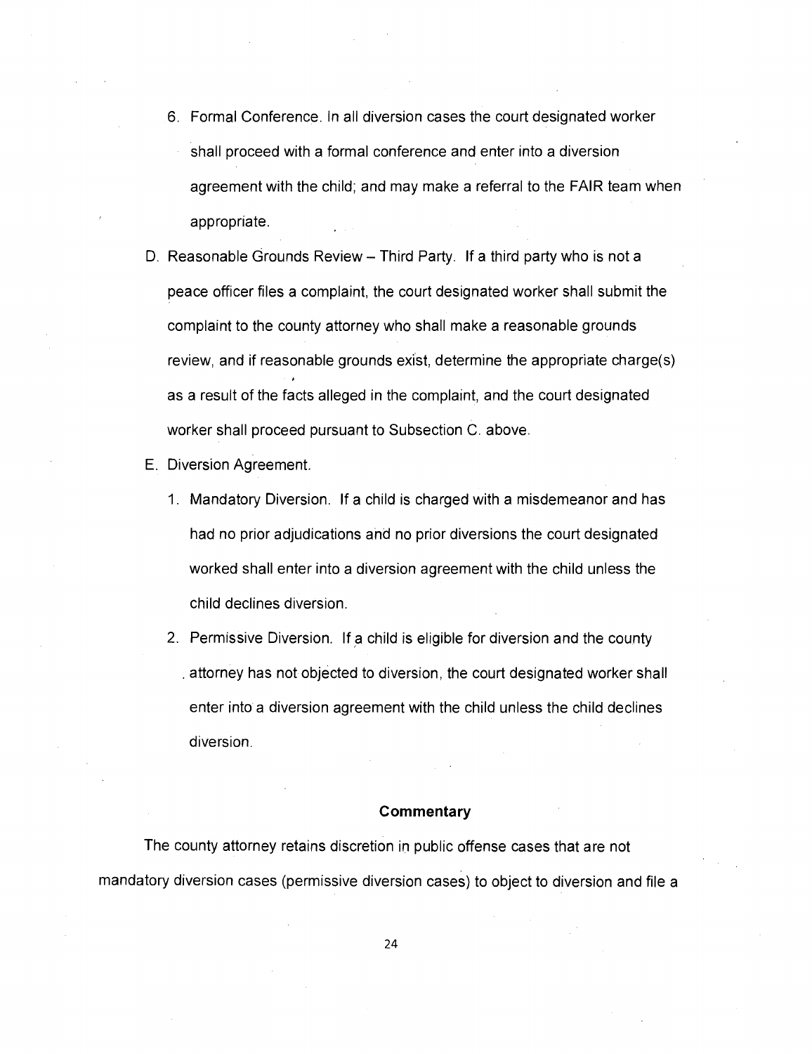6. Formal Conference. In all diversion cases the court designated worker shall proceed with a formal conference and enter into a diversion agreement with the child; and may make a referral to the FAIR team when appropriate.

D. Reasonable Grounds Review – Third Party. If a third party who is not a peace officer files a complaint, the court designated worker shall submit the complaint to the county attorney who shall make a reasonable grounds review, and if reasonable grounds exist, determine the appropriate charge(s) as a result of the facts alleged in the complaint, and the court designated worker shall proceed pursuant to Subsection C. above.

E. Diversion Agreement.

1. Mandatory Diversion. If a child is charged with a misdemeanor and has had no prior adjudications and no prior diversions the court designated worked shall enter into a diversion agreement with the child unless the child declines diversion.

2. Permissive Diversion. If a child is eligible for diversion and the county attorney has not objected to diversion, the court designated worker shall enter into a diversion agreement with the child unless the child declines diversion.

**Commentary**

The county attorney retains discretion in public offense cases that are not mandatory diversion cases (permissive diversion cases) to object to diversion and file a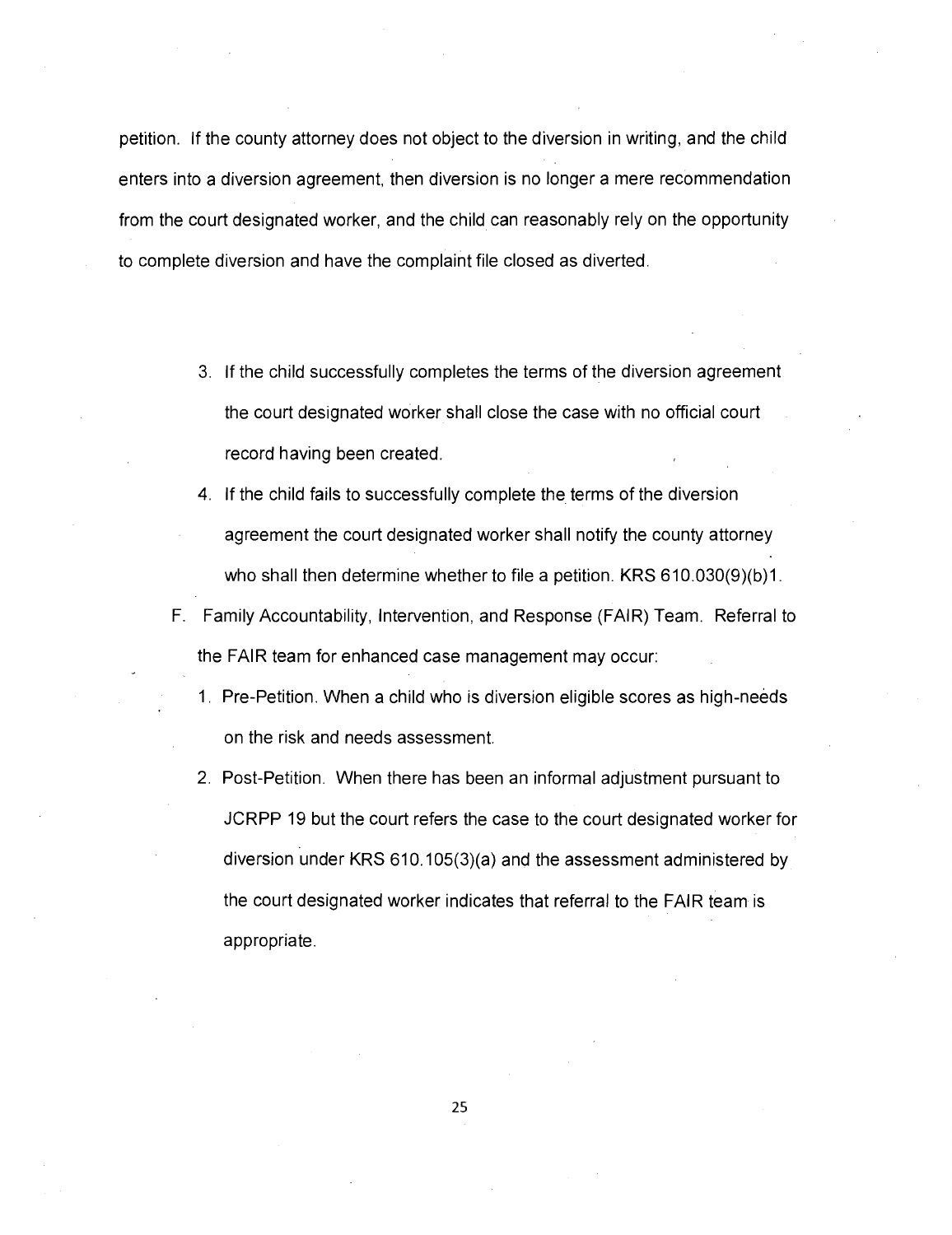petition. If the county attorney does not object to the diversion in writing, and the child enters into a diversion agreement, then diversion is no longer a mere recommendation from the court designated worker, and the child can reasonably rely on the opportunity to complete diversion and have the complaint file closed as diverted.

3. If the child successfully completes the terms of the diversion agreement the court designated worker shall close the case with no official court record having been created.
4. If the child fails to successfully complete the terms of the diversion agreement the court designated worker shall notify the county attorney who shall then determine whether to file a petition. KRS 610.030(9)(b)1.

F. Family Accountability, Intervention, and Response (FAIR) Team. Referral to the FAIR team for enhanced case management may occur:

1. Pre-Petition. When a child who is diversion eligible scores as high-needs on the risk and needs assessment.
2. Post-Petition. When there has been an informal adjustment pursuant to JCRPP 19 but the court refers the case to the court designated worker for diversion under KRS 610.105(3)(a) and the assessment administered by the court designated worker indicates that referral to the FAIR team is appropriate.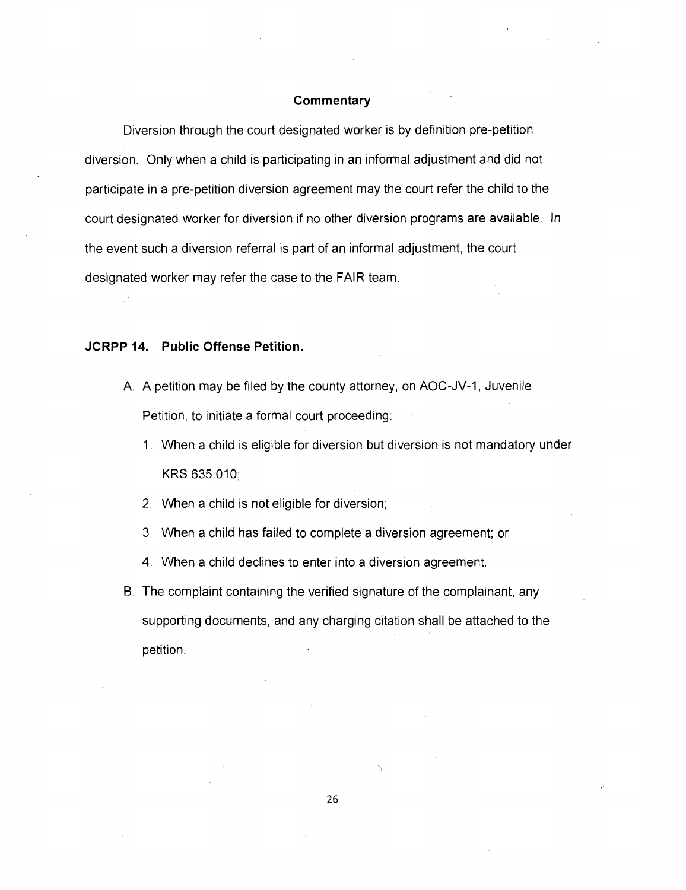### Commentary

Diversion through the court designated worker is by definition pre-petition diversion. Only when a child is participating in an informal adjustment and did not participate in a pre-petition diversion agreement may the court refer the child to the court designated worker for diversion if no other diversion programs are available. In the event such a diversion referral is part of an informal adjustment, the court designated worker may refer the case to the FAIR team.

## JCRPP 14. Public Offense Petition.

A. A petition may be filed by the county attorney, on AOC-JV-1, Juvenile Petition, to initiate a formal court proceeding:

   1. When a child is eligible for diversion but diversion is not mandatory under KRS 635.010;
   2. When a child is not eligible for diversion;
   3. When a child has failed to complete a diversion agreement; or
   4. When a child declines to enter into a diversion agreement.

B. The complaint containing the verified signature of the complainant, any supporting documents, and any charging citation shall be attached to the petition.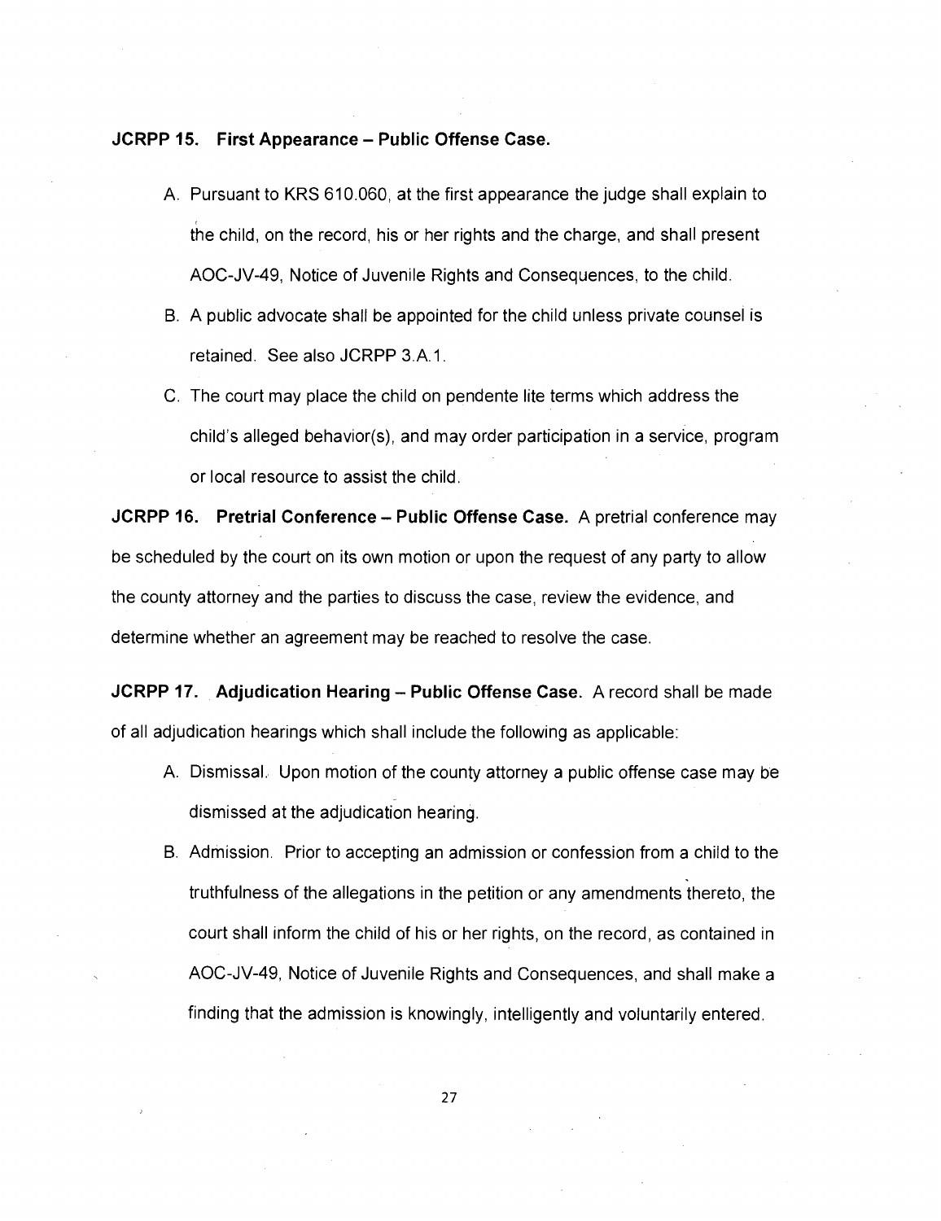**JCRPP 15. First Appearance – Public Offense Case.**

A. Pursuant to KRS 610.060, at the first appearance the judge shall explain to the child, on the record, his or her rights and the charge, and shall present AOC-JV-49, Notice of Juvenile Rights and Consequences, to the child.

B. A public advocate shall be appointed for the child unless private counsel is retained. See also JCRPP 3.A.1.

C. The court may place the child on pendente lite terms which address the child's alleged behavior(s), and may order participation in a service, program or local resource to assist the child.

**JCRPP 16. Pretrial Conference – Public Offense Case.** A pretrial conference may be scheduled by the court on its own motion or upon the request of any party to allow the county attorney and the parties to discuss the case, review the evidence, and determine whether an agreement may be reached to resolve the case.

**JCRPP 17. Adjudication Hearing – Public Offense Case.** A record shall be made of all adjudication hearings which shall include the following as applicable:

A. Dismissal. Upon motion of the county attorney a public offense case may be dismissed at the adjudication hearing.

B. Admission. Prior to accepting an admission or confession from a child to the truthfulness of the allegations in the petition or any amendments thereto, the court shall inform the child of his or her rights, on the record, as contained in AOC-JV-49, Notice of Juvenile Rights and Consequences, and shall make a finding that the admission is knowingly, intelligently and voluntarily entered.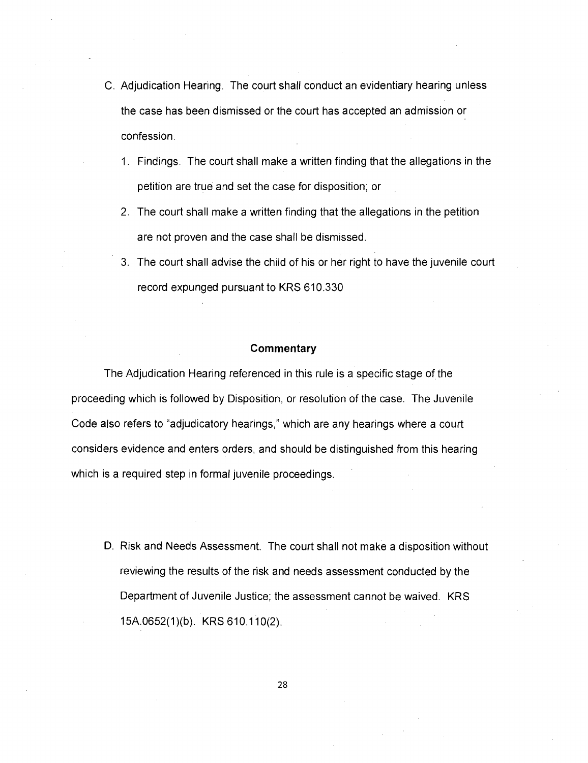C. Adjudication Hearing. The court shall conduct an evidentiary hearing unless the case has been dismissed or the court has accepted an admission or confession.

   1. Findings. The court shall make a written finding that the allegations in the petition are true and set the case for disposition; or
   2. The court shall make a written finding that the allegations in the petition are not proven and the case shall be dismissed.
   3. The court shall advise the child of his or her right to have the juvenile court record expunged pursuant to KRS 610.330

**Commentary**

The Adjudication Hearing referenced in this rule is a specific stage of the proceeding which is followed by Disposition, or resolution of the case. The Juvenile Code also refers to "adjudicatory hearings," which are any hearings where a court considers evidence and enters orders, and should be distinguished from this hearing which is a required step in formal juvenile proceedings.

D. Risk and Needs Assessment. The court shall not make a disposition without reviewing the results of the risk and needs assessment conducted by the Department of Juvenile Justice; the assessment cannot be waived. KRS 15A.0652(1)(b). KRS 610.110(2).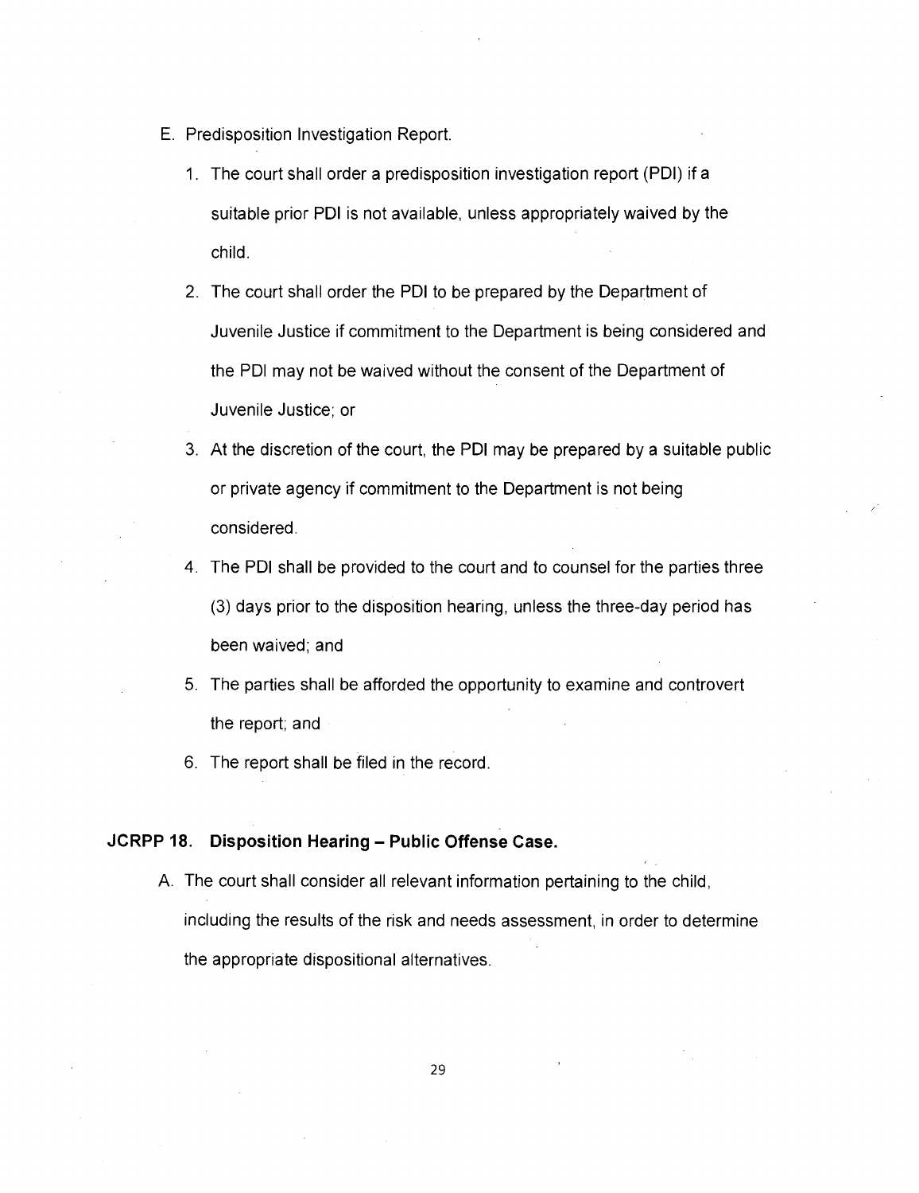E. Predisposition Investigation Report.

1. The court shall order a predisposition investigation report (PDI) if a suitable prior PDI is not available, unless appropriately waived by the child.
2. The court shall order the PDI to be prepared by the Department of Juvenile Justice if commitment to the Department is being considered and the PDI may not be waived without the consent of the Department of Juvenile Justice; or
3. At the discretion of the court, the PDI may be prepared by a suitable public or private agency if commitment to the Department is not being considered.
4. The PDI shall be provided to the court and to counsel for the parties three (3) days prior to the disposition hearing, unless the three-day period has been waived; and
5. The parties shall be afforded the opportunity to examine and controvert the report; and
6. The report shall be filed in the record.

**JCRPP 18. Disposition Hearing – Public Offense Case.**

A. The court shall consider all relevant information pertaining to the child, including the results of the risk and needs assessment, in order to determine the appropriate dispositional alternatives.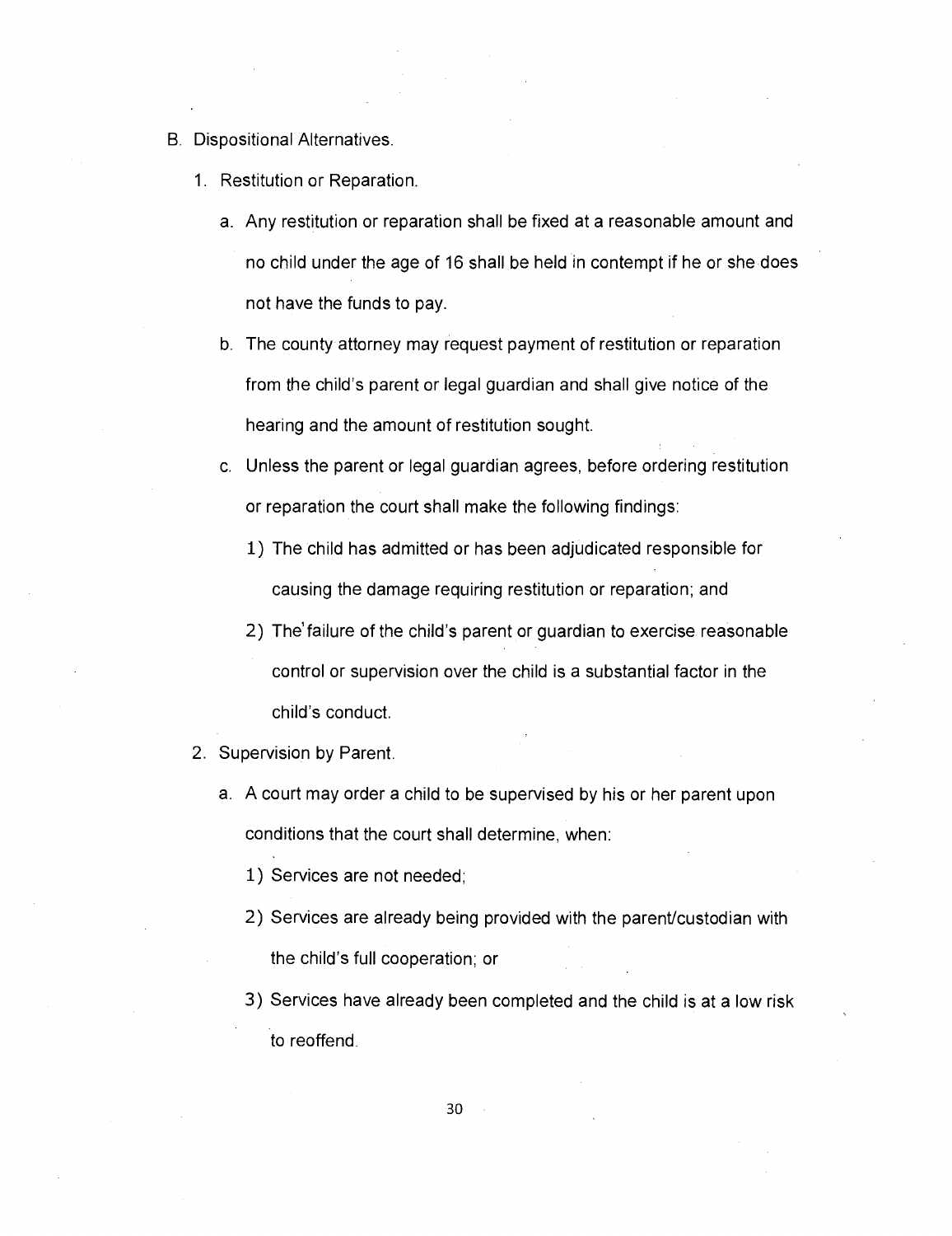B. Dispositional Alternatives.

1. Restitution or Reparation.

   a. Any restitution or reparation shall be fixed at a reasonable amount and no child under the age of 16 shall be held in contempt if he or she does not have the funds to pay.

   b. The county attorney may request payment of restitution or reparation from the child's parent or legal guardian and shall give notice of the hearing and the amount of restitution sought.

   c. Unless the parent or legal guardian agrees, before ordering restitution or reparation the court shall make the following findings:

      1) The child has admitted or has been adjudicated responsible for causing the damage requiring restitution or reparation; and

      2) The failure of the child's parent or guardian to exercise reasonable control or supervision over the child is a substantial factor in the child's conduct.

2. Supervision by Parent.

   a. A court may order a child to be supervised by his or her parent upon conditions that the court shall determine, when:

      1) Services are not needed;

      2) Services are already being provided with the parent/custodian with the child's full cooperation; or

      3) Services have already been completed and the child is at a low risk to reoffend.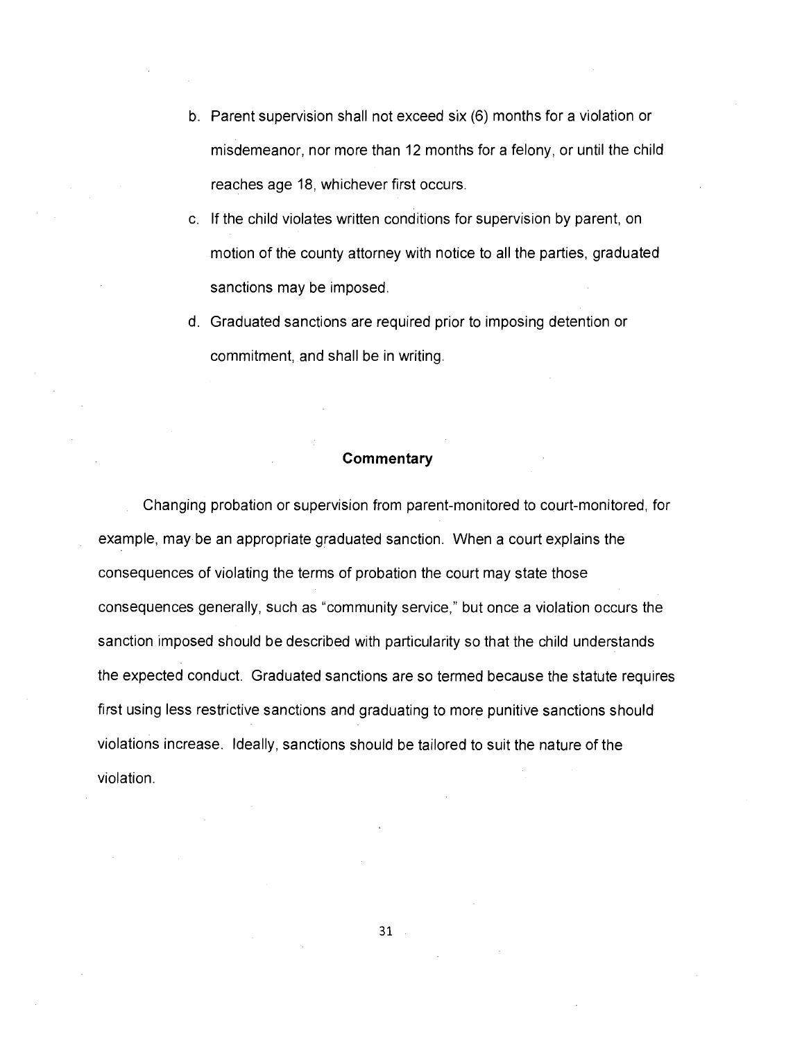b. Parent supervision shall not exceed six (6) months for a violation or misdemeanor, nor more than 12 months for a felony, or until the child reaches age 18, whichever first occurs.

c. If the child violates written conditions for supervision by parent, on motion of the county attorney with notice to all the parties, graduated sanctions may be imposed.

d. Graduated sanctions are required prior to imposing detention or commitment, and shall be in writing.

**Commentary**

Changing probation or supervision from parent-monitored to court-monitored, for example, may be an appropriate graduated sanction. When a court explains the consequences of violating the terms of probation the court may state those consequences generally, such as "community service," but once a violation occurs the sanction imposed should be described with particularity so that the child understands the expected conduct. Graduated sanctions are so termed because the statute requires first using less restrictive sanctions and graduating to more punitive sanctions should violations increase. Ideally, sanctions should be tailored to suit the nature of the violation.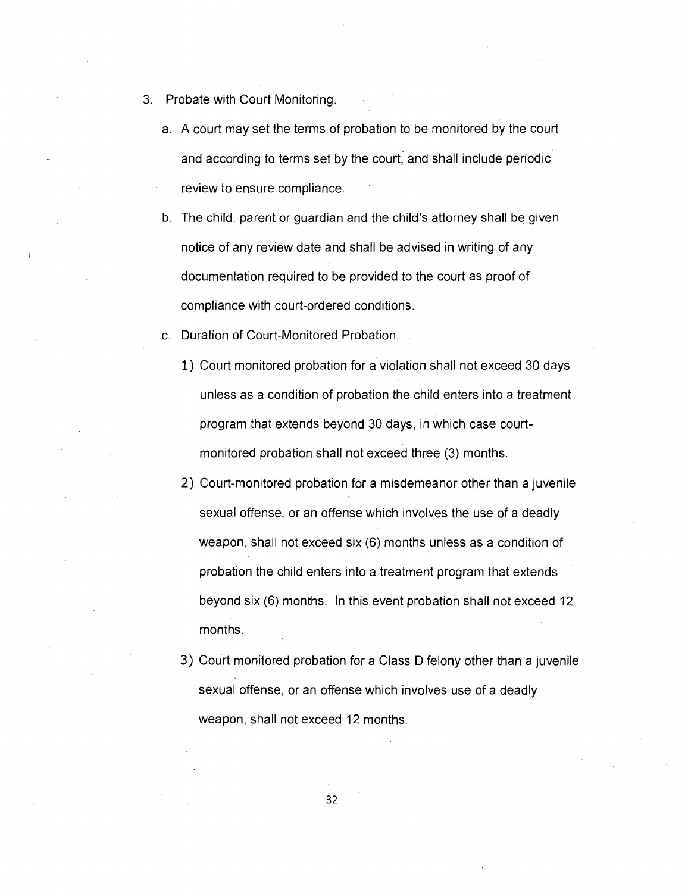3. Probate with Court Monitoring.

   a. A court may set the terms of probation to be monitored by the court and according to terms set by the court, and shall include periodic review to ensure compliance.

   b. The child, parent or guardian and the child's attorney shall be given notice of any review date and shall be advised in writing of any documentation required to be provided to the court as proof of compliance with court-ordered conditions.

   c. Duration of Court-Monitored Probation.

      1) Court monitored probation for a violation shall not exceed 30 days unless as a condition of probation the child enters into a treatment program that extends beyond 30 days, in which case court-monitored probation shall not exceed three (3) months.

      2) Court-monitored probation for a misdemeanor other than a juvenile sexual offense, or an offense which involves the use of a deadly weapon, shall not exceed six (6) months unless as a condition of probation the child enters into a treatment program that extends beyond six (6) months. In this event probation shall not exceed 12 months.

      3) Court monitored probation for a Class D felony other than a juvenile sexual offense, or an offense which involves use of a deadly weapon, shall not exceed 12 months.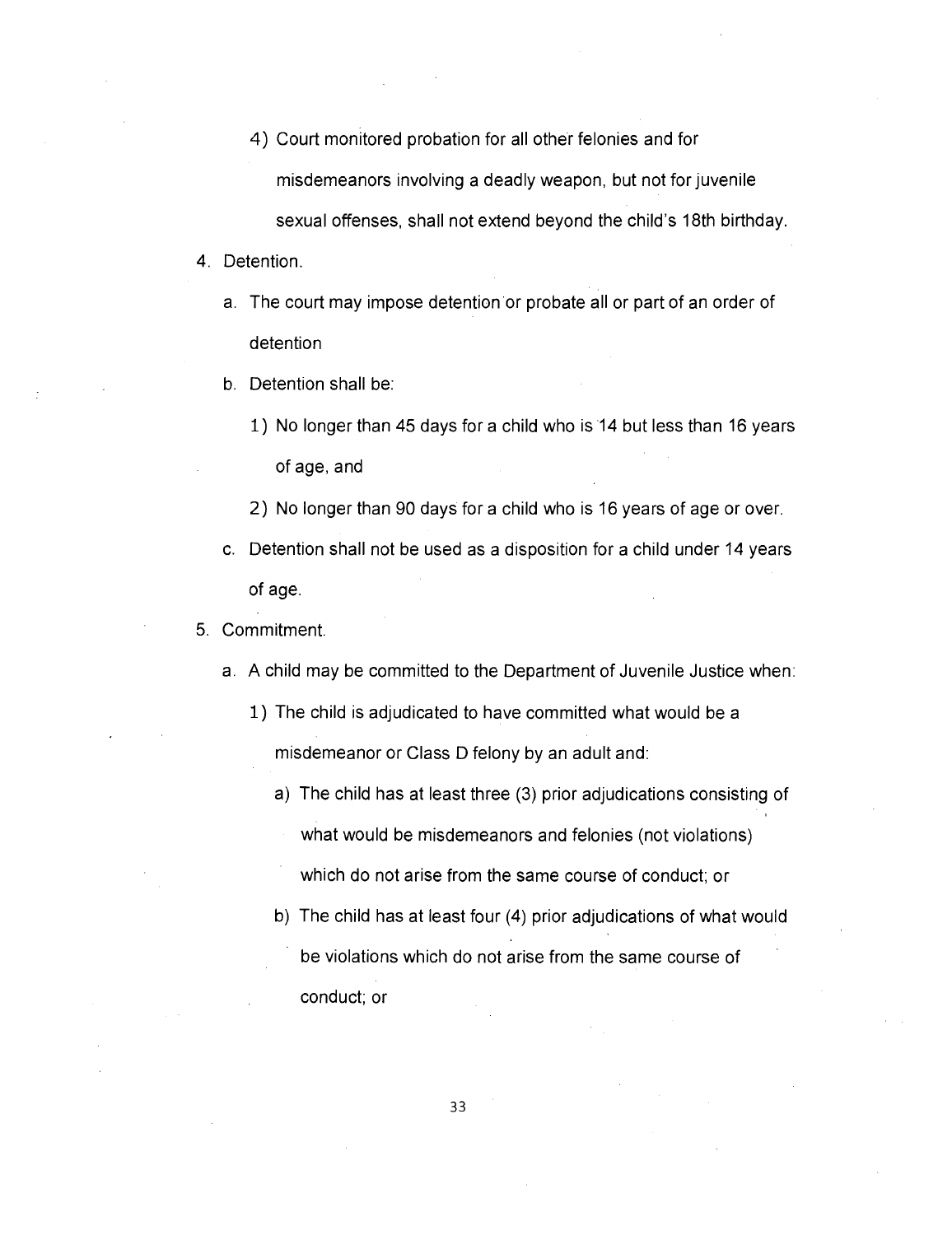4) Court monitored probation for all other felonies and for misdemeanors involving a deadly weapon, but not for juvenile sexual offenses, shall not extend beyond the child's 18th birthday.

4. Detention.
   a. The court may impose detention or probate all or part of an order of detention
   b. Detention shall be:
      1) No longer than 45 days for a child who is 14 but less than 16 years of age, and
      2) No longer than 90 days for a child who is 16 years of age or over.
   c. Detention shall not be used as a disposition for a child under 14 years of age.
5. Commitment.
   a. A child may be committed to the Department of Juvenile Justice when:
      1) The child is adjudicated to have committed what would be a misdemeanor or Class D felony by an adult and:
         a) The child has at least three (3) prior adjudications consisting of what would be misdemeanors and felonies (not violations) which do not arise from the same course of conduct; or
         b) The child has at least four (4) prior adjudications of what would be violations which do not arise from the same course of conduct; or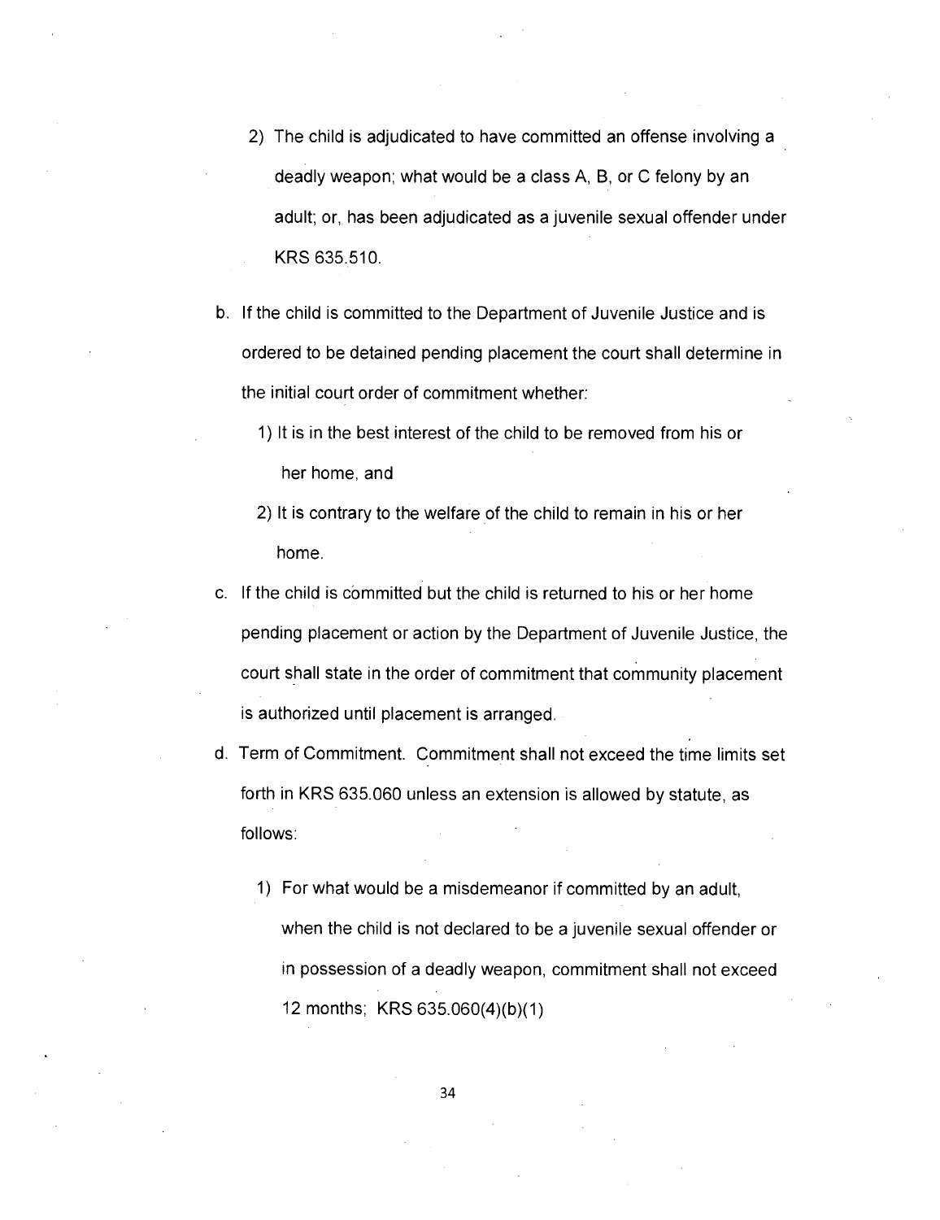2) The child is adjudicated to have committed an offense involving a deadly weapon; what would be a class A, B, or C felony by an adult; or, has been adjudicated as a juvenile sexual offender under KRS 635.510.

b. If the child is committed to the Department of Juvenile Justice and is ordered to be detained pending placement the court shall determine in the initial court order of commitment whether:

   1) It is in the best interest of the child to be removed from his or her home, and

   2) It is contrary to the welfare of the child to remain in his or her home.

c. If the child is committed but the child is returned to his or her home pending placement or action by the Department of Juvenile Justice, the court shall state in the order of commitment that community placement is authorized until placement is arranged.

d. Term of Commitment. Commitment shall not exceed the time limits set forth in KRS 635.060 unless an extension is allowed by statute, as follows:

   1) For what would be a misdemeanor if committed by an adult, when the child is not declared to be a juvenile sexual offender or in possession of a deadly weapon, commitment shall not exceed 12 months; KRS 635.060(4)(b)(1)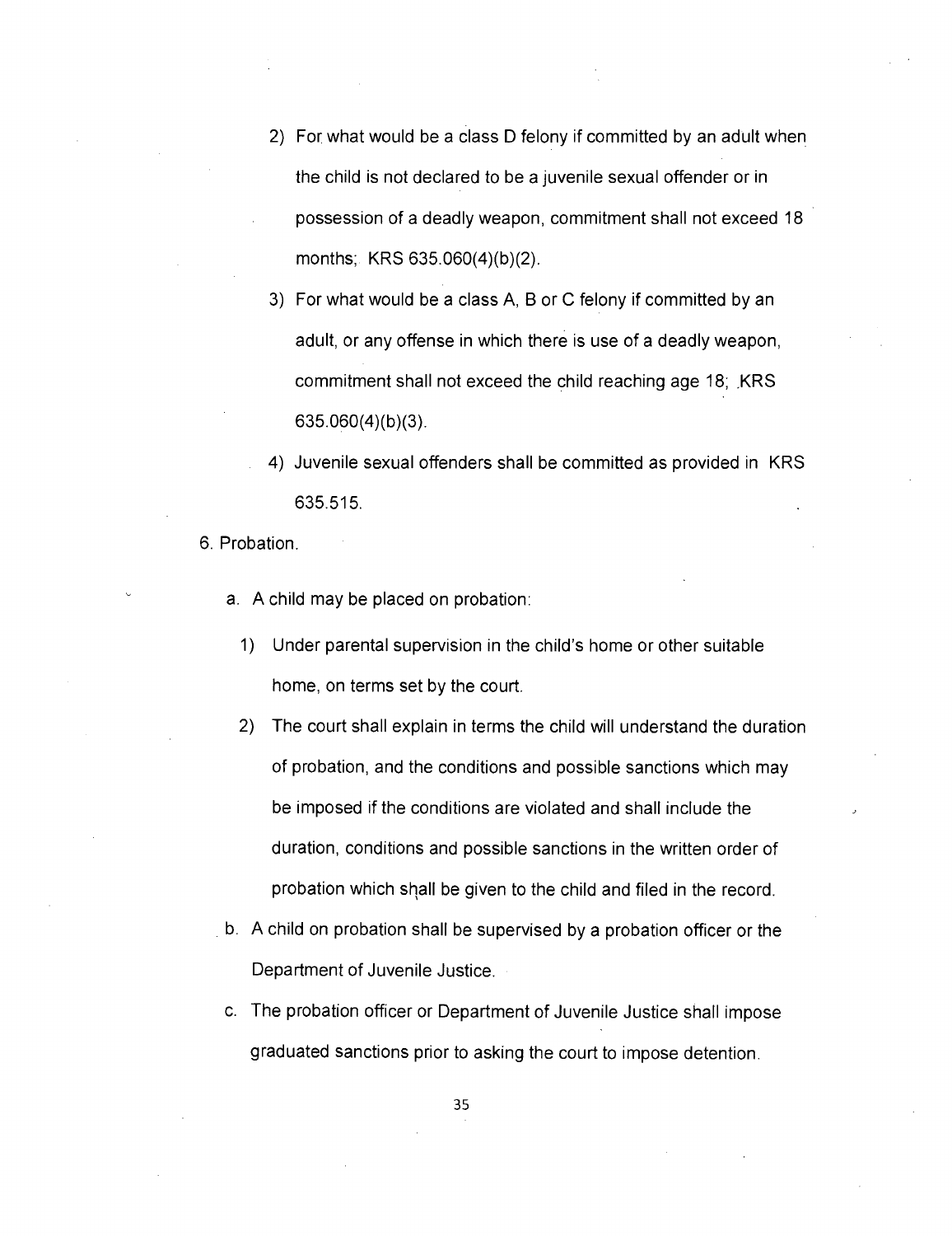2) For what would be a class D felony if committed by an adult when the child is not declared to be a juvenile sexual offender or in possession of a deadly weapon, commitment shall not exceed 18 months; KRS 635.060(4)(b)(2).

3) For what would be a class A, B or C felony if committed by an adult, or any offense in which there is use of a deadly weapon, commitment shall not exceed the child reaching age 18; KRS 635.060(4)(b)(3).

4) Juvenile sexual offenders shall be committed as provided in KRS 635.515.

6. Probation.

a. A child may be placed on probation:

   1) Under parental supervision in the child's home or other suitable home, on terms set by the court.

   2) The court shall explain in terms the child will understand the duration of probation, and the conditions and possible sanctions which may be imposed if the conditions are violated and shall include the duration, conditions and possible sanctions in the written order of probation which shall be given to the child and filed in the record.

b. A child on probation shall be supervised by a probation officer or the Department of Juvenile Justice.

c. The probation officer or Department of Juvenile Justice shall impose graduated sanctions prior to asking the court to impose detention.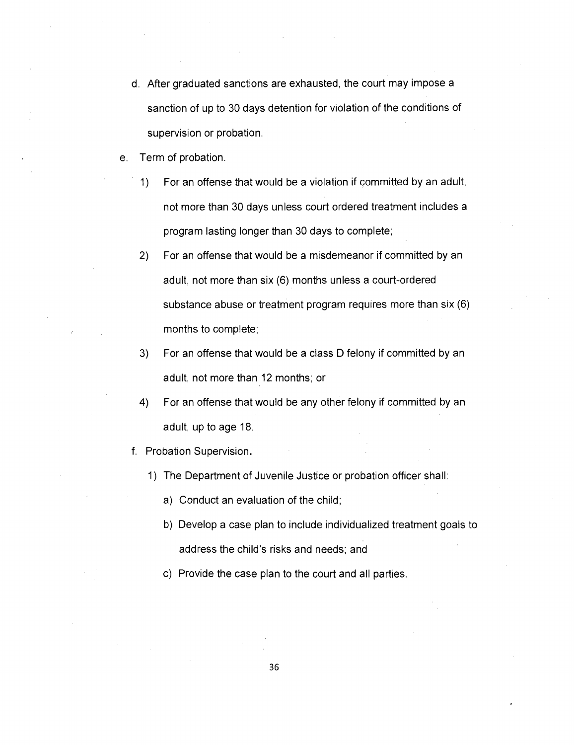d. After graduated sanctions are exhausted, the court may impose a sanction of up to 30 days detention for violation of the conditions of supervision or probation.

e. Term of probation.

   1) For an offense that would be a violation if committed by an adult, not more than 30 days unless court ordered treatment includes a program lasting longer than 30 days to complete;

   2) For an offense that would be a misdemeanor if committed by an adult, not more than six (6) months unless a court-ordered substance abuse or treatment program requires more than six (6) months to complete;

   3) For an offense that would be a class D felony if committed by an adult, not more than 12 months; or

   4) For an offense that would be any other felony if committed by an adult, up to age 18.

f. Probation Supervision.

   1) The Department of Juvenile Justice or probation officer shall:

      a) Conduct an evaluation of the child;

      b) Develop a case plan to include individualized treatment goals to address the child's risks and needs; and

      c) Provide the case plan to the court and all parties.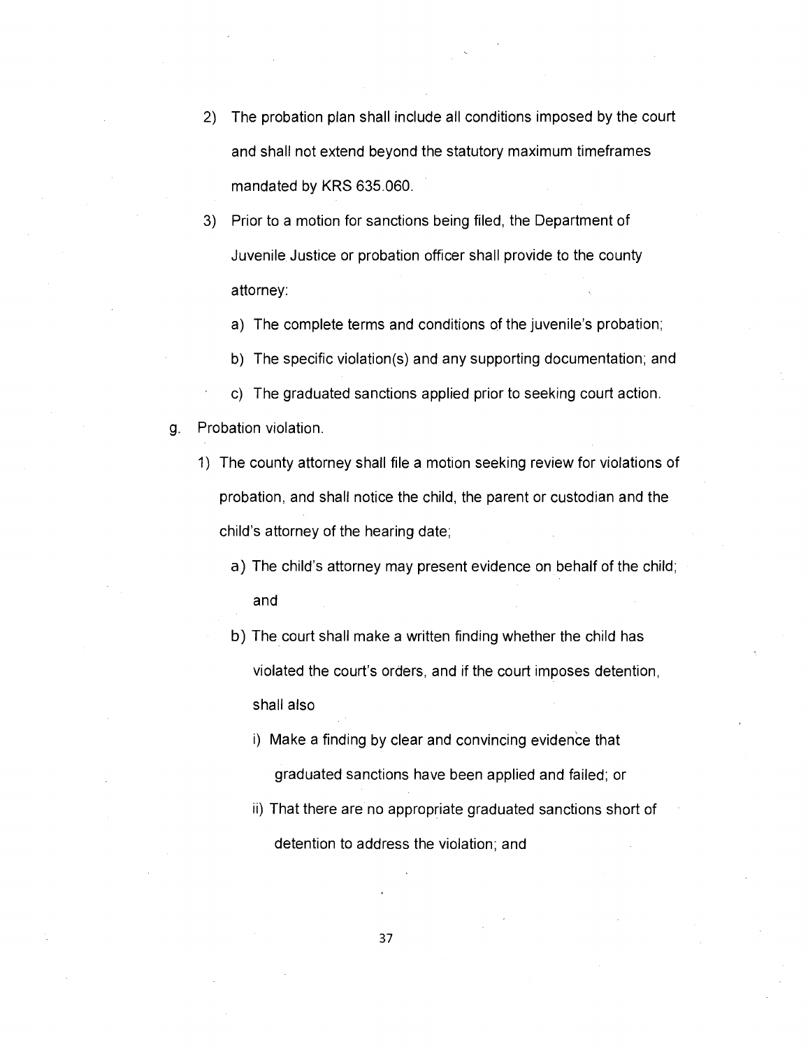2) The probation plan shall include all conditions imposed by the court and shall not extend beyond the statutory maximum timeframes mandated by KRS 635.060.

3) Prior to a motion for sanctions being filed, the Department of Juvenile Justice or probation officer shall provide to the county attorney:

   a) The complete terms and conditions of the juvenile's probation;

   b) The specific violation(s) and any supporting documentation; and

   c) The graduated sanctions applied prior to seeking court action.

g. Probation violation.

1) The county attorney shall file a motion seeking review for violations of probation, and shall notice the child, the parent or custodian and the child's attorney of the hearing date;

   a) The child's attorney may present evidence on behalf of the child; and

   b) The court shall make a written finding whether the child has violated the court's orders, and if the court imposes detention, shall also

      i) Make a finding by clear and convincing evidence that graduated sanctions have been applied and failed; or

      ii) That there are no appropriate graduated sanctions short of detention to address the violation; and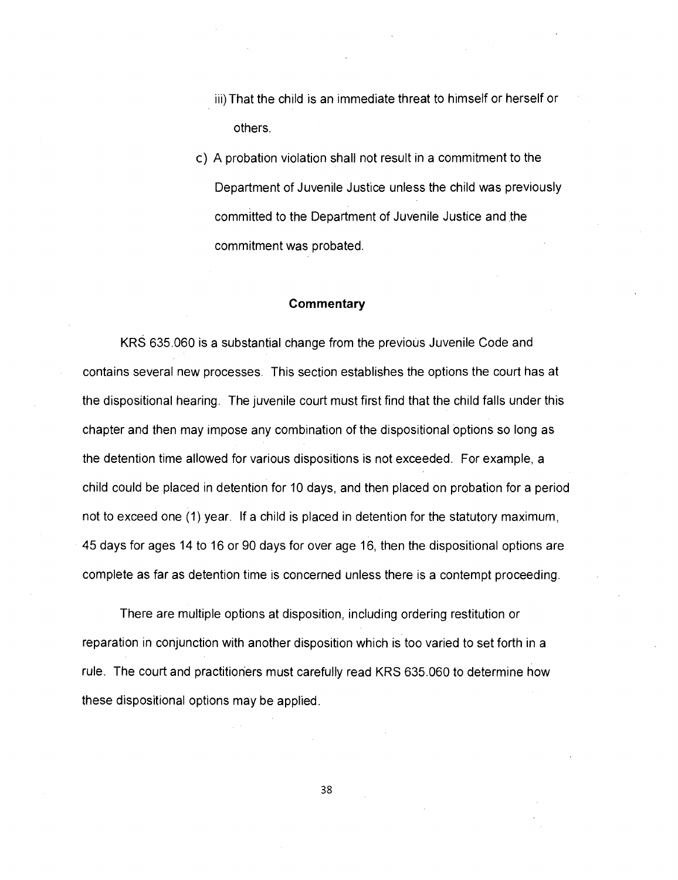iii) That the child is an immediate threat to himself or herself or others.

c) A probation violation shall not result in a commitment to the Department of Juvenile Justice unless the child was previously committed to the Department of Juvenile Justice and the commitment was probated.

**Commentary**

KRS 635.060 is a substantial change from the previous Juvenile Code and contains several new processes. This section establishes the options the court has at the dispositional hearing. The juvenile court must first find that the child falls under this chapter and then may impose any combination of the dispositional options so long as the detention time allowed for various dispositions is not exceeded. For example, a child could be placed in detention for 10 days, and then placed on probation for a period not to exceed one (1) year. If a child is placed in detention for the statutory maximum, 45 days for ages 14 to 16 or 90 days for over age 16, then the dispositional options are complete as far as detention time is concerned unless there is a contempt proceeding.

There are multiple options at disposition, including ordering restitution or reparation in conjunction with another disposition which is too varied to set forth in a rule. The court and practitioners must carefully read KRS 635.060 to determine how these dispositional options may be applied.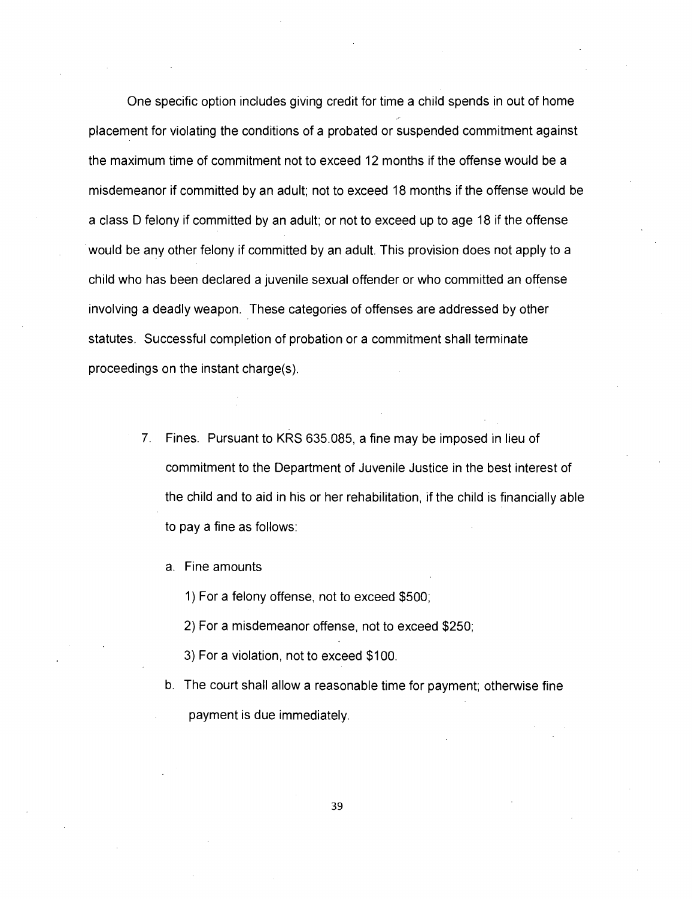One specific option includes giving credit for time a child spends in out of home placement for violating the conditions of a probated or suspended commitment against the maximum time of commitment not to exceed 12 months if the offense would be a misdemeanor if committed by an adult; not to exceed 18 months if the offense would be a class D felony if committed by an adult; or not to exceed up to age 18 if the offense would be any other felony if committed by an adult. This provision does not apply to a child who has been declared a juvenile sexual offender or who committed an offense involving a deadly weapon. These categories of offenses are addressed by other statutes. Successful completion of probation or a commitment shall terminate proceedings on the instant charge(s).

7. Fines. Pursuant to KRS 635.085, a fine may be imposed in lieu of commitment to the Department of Juvenile Justice in the best interest of the child and to aid in his or her rehabilitation, if the child is financially able to pay a fine as follows:

   a. Fine amounts

      1) For a felony offense, not to exceed $500;

      2) For a misdemeanor offense, not to exceed $250;

      3) For a violation, not to exceed $100.

   b. The court shall allow a reasonable time for payment; otherwise fine payment is due immediately.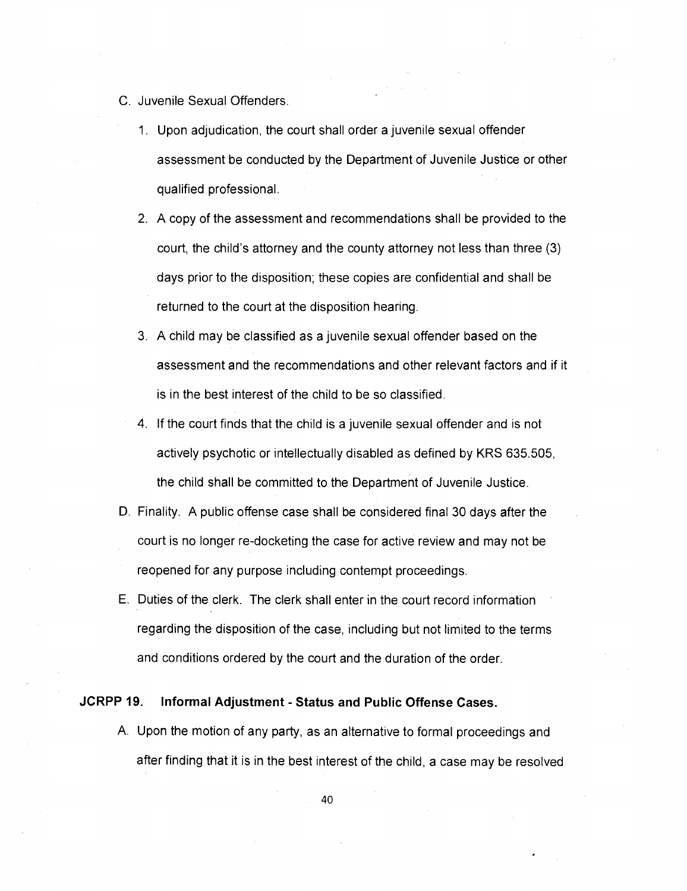C. Juvenile Sexual Offenders.

1. Upon adjudication, the court shall order a juvenile sexual offender assessment be conducted by the Department of Juvenile Justice or other qualified professional.

2. A copy of the assessment and recommendations shall be provided to the court, the child's attorney and the county attorney not less than three (3) days prior to the disposition; these copies are confidential and shall be returned to the court at the disposition hearing.

3. A child may be classified as a juvenile sexual offender based on the assessment and the recommendations and other relevant factors and if it is in the best interest of the child to be so classified.

4. If the court finds that the child is a juvenile sexual offender and is not actively psychotic or intellectually disabled as defined by KRS 635.505, the child shall be committed to the Department of Juvenile Justice.

D. Finality. A public offense case shall be considered final 30 days after the court is no longer re-docketing the case for active review and may not be reopened for any purpose including contempt proceedings.

E. Duties of the clerk. The clerk shall enter in the court record information regarding the disposition of the case, including but not limited to the terms and conditions ordered by the court and the duration of the order.

## JCRPP 19. Informal Adjustment - Status and Public Offense Cases.

A. Upon the motion of any party, as an alternative to formal proceedings and after finding that it is in the best interest of the child, a case may be resolved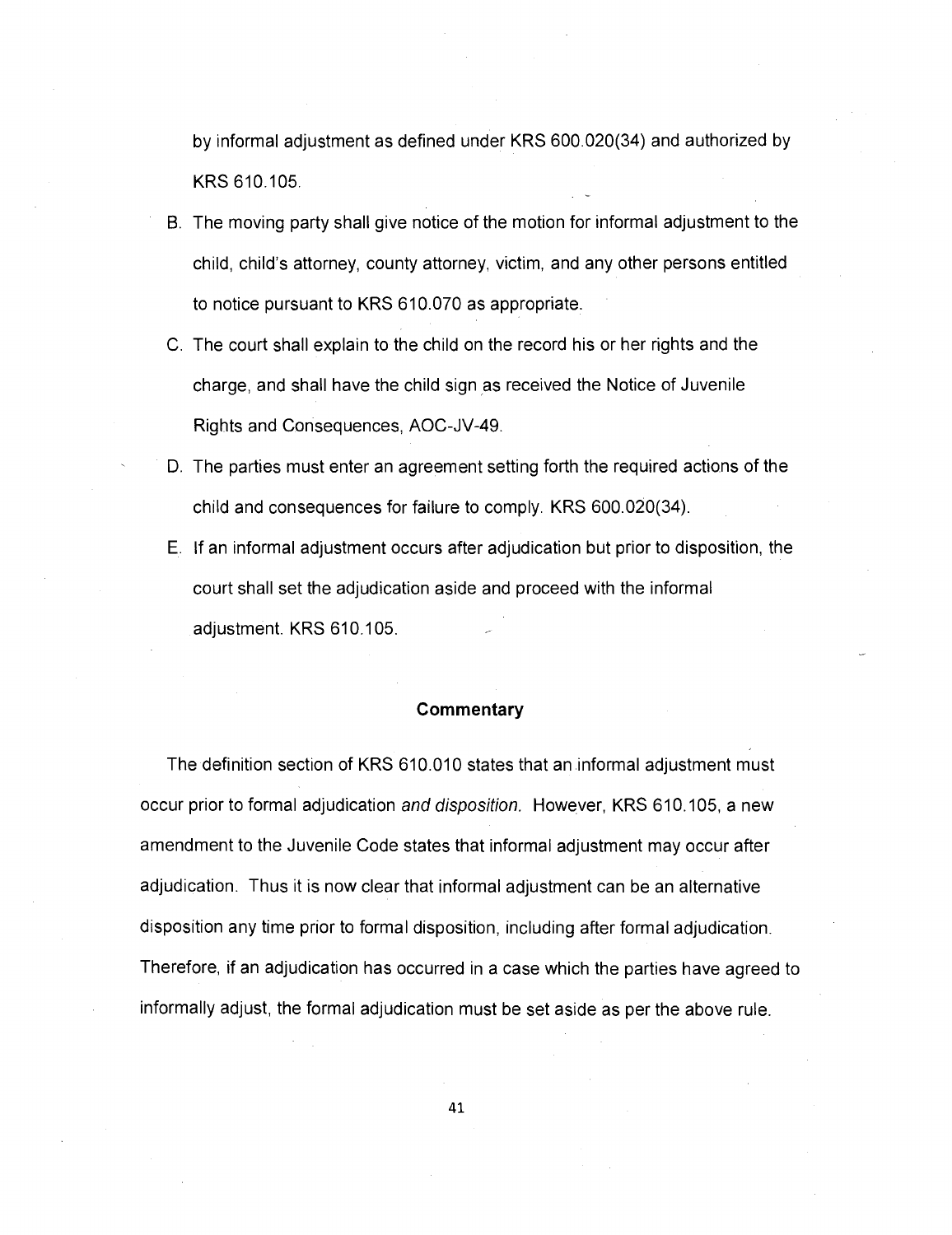by informal adjustment as defined under KRS 600.020(34) and authorized by KRS 610.105.

B. The moving party shall give notice of the motion for informal adjustment to the child, child's attorney, county attorney, victim, and any other persons entitled to notice pursuant to KRS 610.070 as appropriate.

C. The court shall explain to the child on the record his or her rights and the charge, and shall have the child sign as received the Notice of Juvenile Rights and Consequences, AOC-JV-49.

D. The parties must enter an agreement setting forth the required actions of the child and consequences for failure to comply. KRS 600.020(34).

E. If an informal adjustment occurs after adjudication but prior to disposition, the court shall set the adjudication aside and proceed with the informal adjustment. KRS 610.105.

### Commentary

The definition section of KRS 610.010 states that an informal adjustment must occur prior to formal adjudication *and disposition.* However, KRS 610.105, a new amendment to the Juvenile Code states that informal adjustment may occur after adjudication. Thus it is now clear that informal adjustment can be an alternative disposition any time prior to formal disposition, including after formal adjudication. Therefore, if an adjudication has occurred in a case which the parties have agreed to informally adjust, the formal adjudication must be set aside as per the above rule.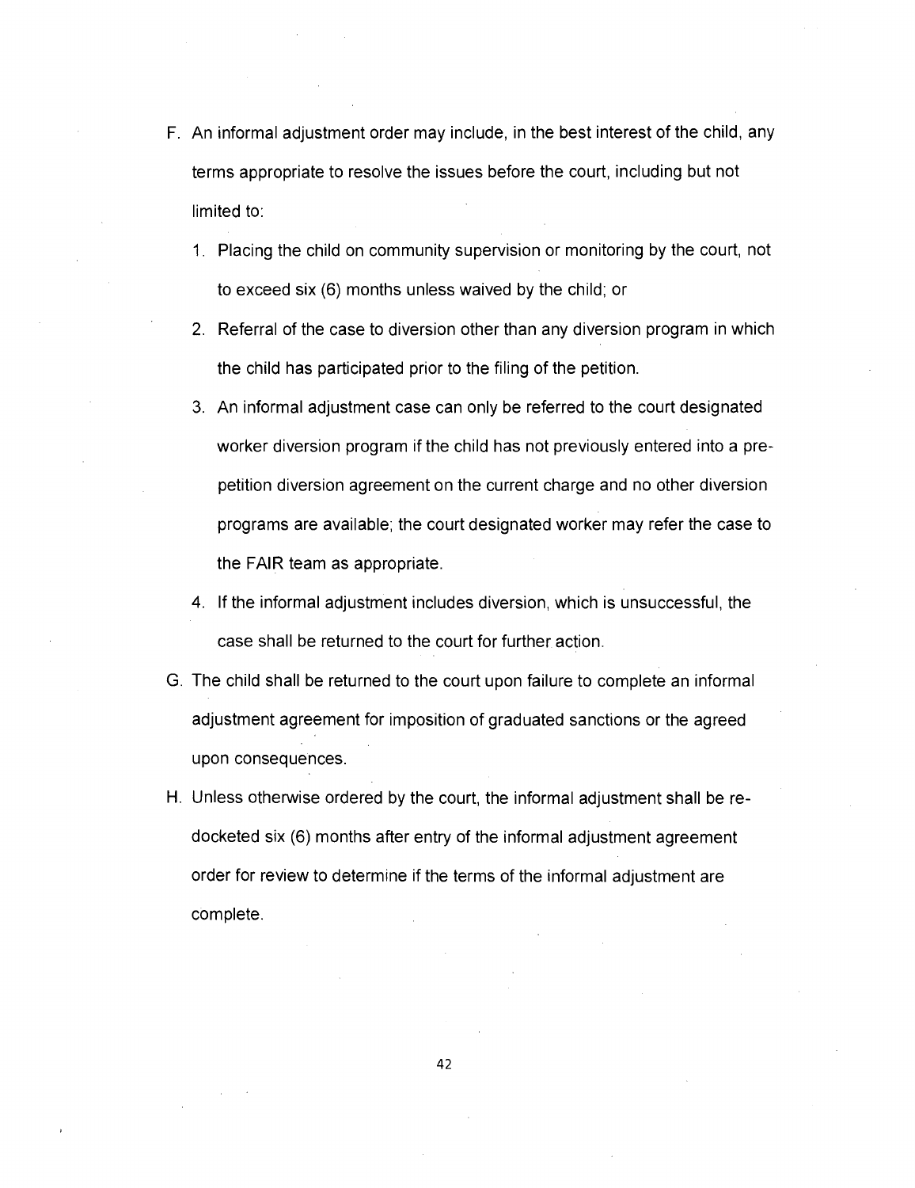F. An informal adjustment order may include, in the best interest of the child, any terms appropriate to resolve the issues before the court, including but not limited to:

   1. Placing the child on community supervision or monitoring by the court, not to exceed six (6) months unless waived by the child; or
   2. Referral of the case to diversion other than any diversion program in which the child has participated prior to the filing of the petition.
   3. An informal adjustment case can only be referred to the court designated worker diversion program if the child has not previously entered into a pre-petition diversion agreement on the current charge and no other diversion programs are available; the court designated worker may refer the case to the FAIR team as appropriate.
   4. If the informal adjustment includes diversion, which is unsuccessful, the case shall be returned to the court for further action.

G. The child shall be returned to the court upon failure to complete an informal adjustment agreement for imposition of graduated sanctions or the agreed upon consequences.

H. Unless otherwise ordered by the court, the informal adjustment shall be re-docketed six (6) months after entry of the informal adjustment agreement order for review to determine if the terms of the informal adjustment are complete.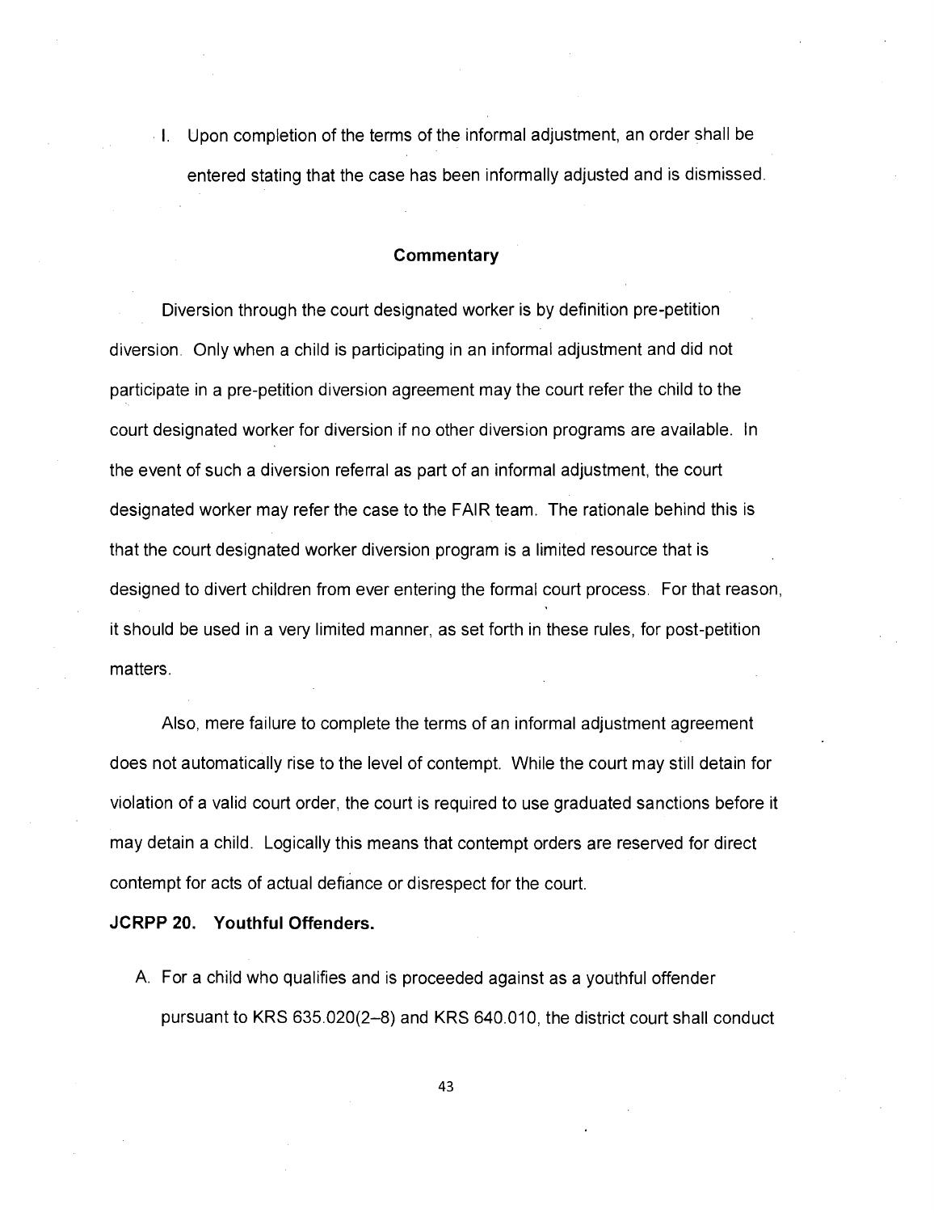I. Upon completion of the terms of the informal adjustment, an order shall be entered stating that the case has been informally adjusted and is dismissed.

### Commentary

Diversion through the court designated worker is by definition pre-petition diversion. Only when a child is participating in an informal adjustment and did not participate in a pre-petition diversion agreement may the court refer the child to the court designated worker for diversion if no other diversion programs are available. In the event of such a diversion referral as part of an informal adjustment, the court designated worker may refer the case to the FAIR team. The rationale behind this is that the court designated worker diversion program is a limited resource that is designed to divert children from ever entering the formal court process. For that reason, it should be used in a very limited manner, as set forth in these rules, for post-petition matters.

Also, mere failure to complete the terms of an informal adjustment agreement does not automatically rise to the level of contempt. While the court may still detain for violation of a valid court order, the court is required to use graduated sanctions before it may detain a child. Logically this means that contempt orders are reserved for direct contempt for acts of actual defiance or disrespect for the court.

**JCRPP 20. Youthful Offenders.**

A. For a child who qualifies and is proceeded against as a youthful offender pursuant to KRS 635.020(2–8) and KRS 640.010, the district court shall conduct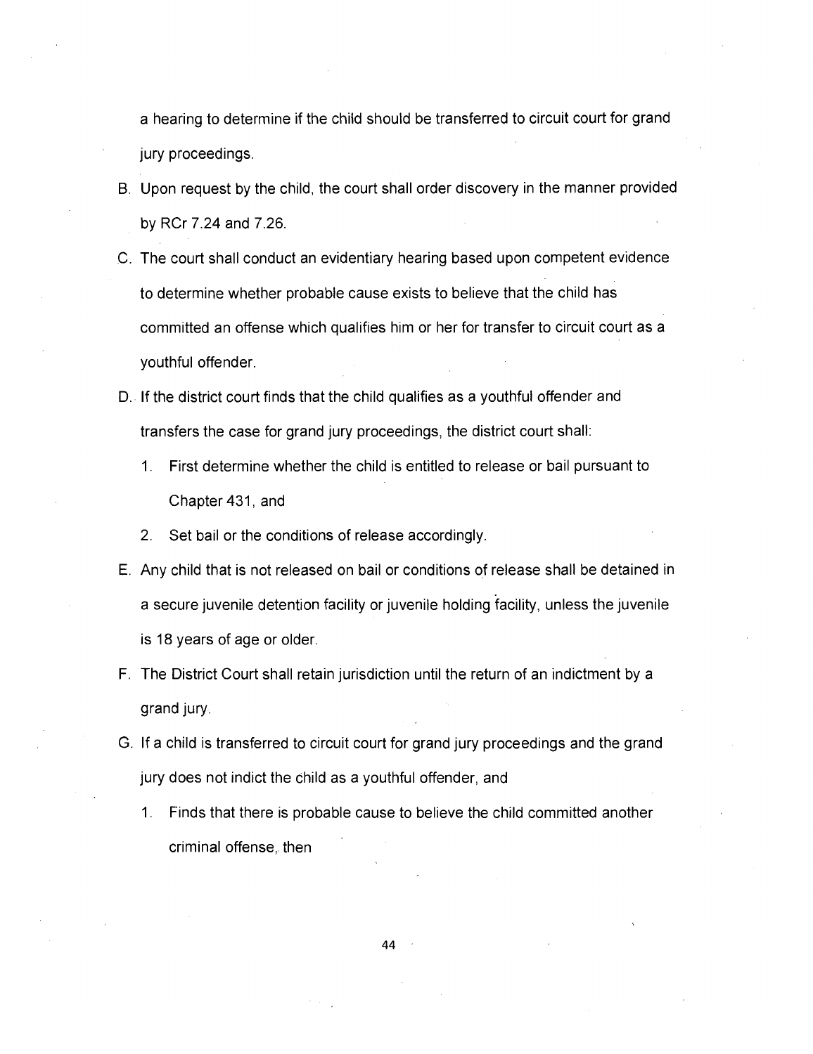a hearing to determine if the child should be transferred to circuit court for grand jury proceedings.

B. Upon request by the child, the court shall order discovery in the manner provided by RCr 7.24 and 7.26.

C. The court shall conduct an evidentiary hearing based upon competent evidence to determine whether probable cause exists to believe that the child has committed an offense which qualifies him or her for transfer to circuit court as a youthful offender.

D. If the district court finds that the child qualifies as a youthful offender and transfers the case for grand jury proceedings, the district court shall:

   1. First determine whether the child is entitled to release or bail pursuant to Chapter 431, and

   2. Set bail or the conditions of release accordingly.

E. Any child that is not released on bail or conditions of release shall be detained in a secure juvenile detention facility or juvenile holding facility, unless the juvenile is 18 years of age or older.

F. The District Court shall retain jurisdiction until the return of an indictment by a grand jury.

G. If a child is transferred to circuit court for grand jury proceedings and the grand jury does not indict the child as a youthful offender, and

   1. Finds that there is probable cause to believe the child committed another criminal offense, then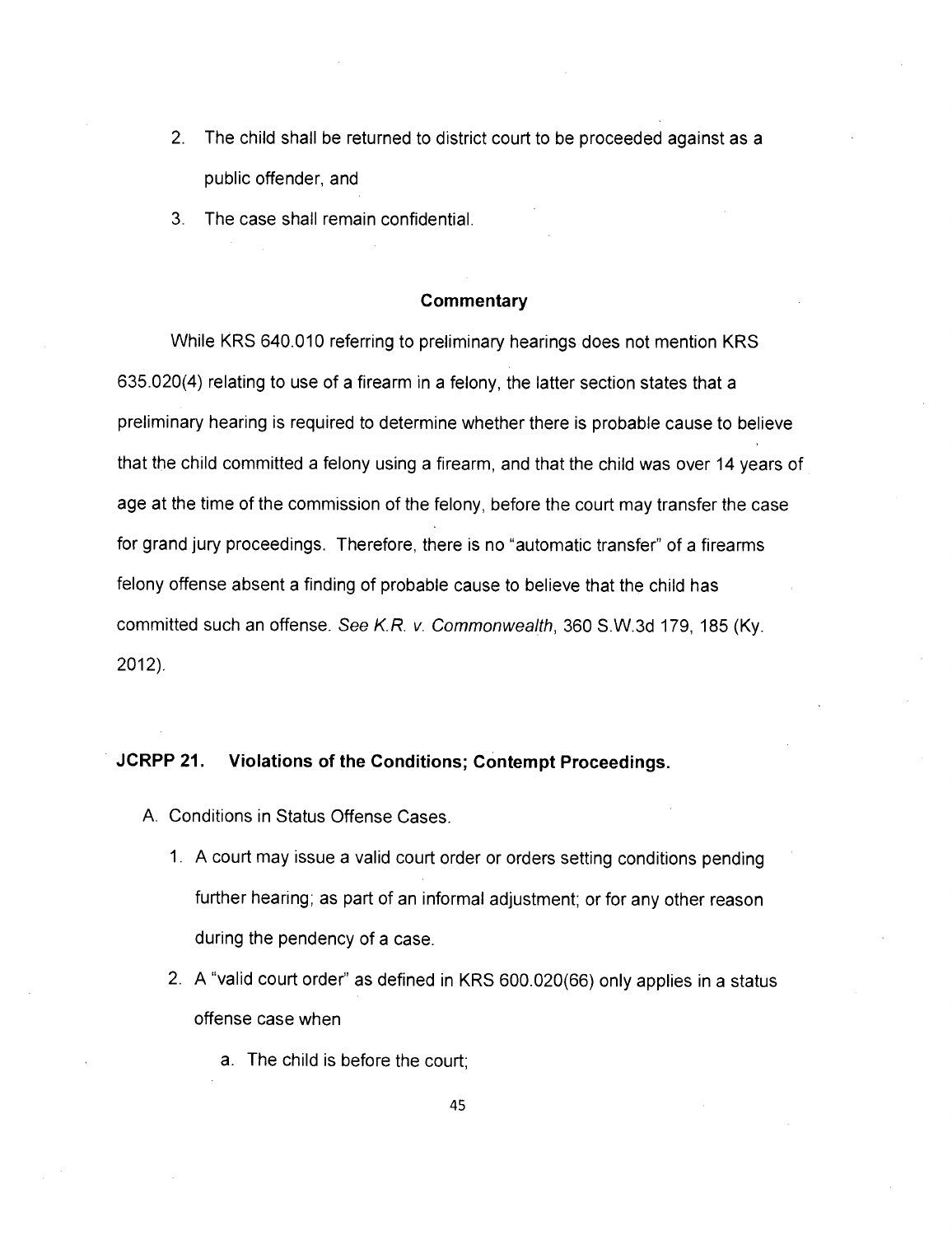2. The child shall be returned to district court to be proceeded against as a public offender, and
3. The case shall remain confidential.

**Commentary**

While KRS 640.010 referring to preliminary hearings does not mention KRS 635.020(4) relating to use of a firearm in a felony, the latter section states that a preliminary hearing is required to determine whether there is probable cause to believe that the child committed a felony using a firearm, and that the child was over 14 years of age at the time of the commission of the felony, before the court may transfer the case for grand jury proceedings. Therefore, there is no "automatic transfer" of a firearms felony offense absent a finding of probable cause to believe that the child has committed such an offense. *See K.R. v. Commonwealth*, 360 S.W.3d 179, 185 (Ky. 2012).

## JCRPP 21. Violations of the Conditions; Contempt Proceedings.

A. Conditions in Status Offense Cases.

1. A court may issue a valid court order or orders setting conditions pending further hearing; as part of an informal adjustment; or for any other reason during the pendency of a case.
2. A "valid court order" as defined in KRS 600.020(66) only applies in a status offense case when
   a. The child is before the court;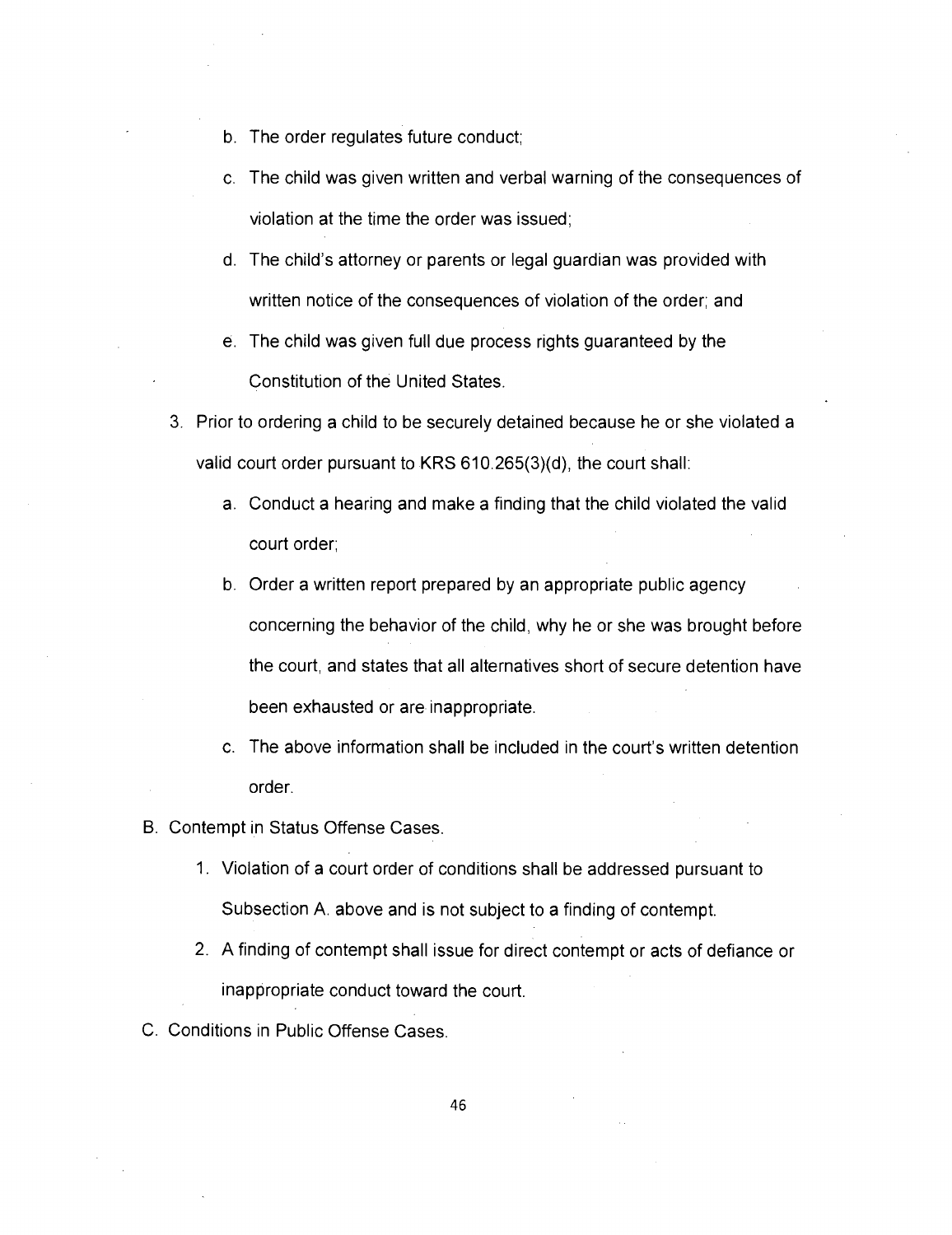b. The order regulates future conduct;

c. The child was given written and verbal warning of the consequences of violation at the time the order was issued;

d. The child's attorney or parents or legal guardian was provided with written notice of the consequences of violation of the order; and

e. The child was given full due process rights guaranteed by the Constitution of the United States.

3. Prior to ordering a child to be securely detained because he or she violated a valid court order pursuant to KRS 610.265(3)(d), the court shall:

   a. Conduct a hearing and make a finding that the child violated the valid court order;

   b. Order a written report prepared by an appropriate public agency concerning the behavior of the child, why he or she was brought before the court, and states that all alternatives short of secure detention have been exhausted or are inappropriate.

   c. The above information shall be included in the court's written detention order.

B. Contempt in Status Offense Cases.

   1. Violation of a court order of conditions shall be addressed pursuant to Subsection A. above and is not subject to a finding of contempt.

   2. A finding of contempt shall issue for direct contempt or acts of defiance or inappropriate conduct toward the court.

C. Conditions in Public Offense Cases.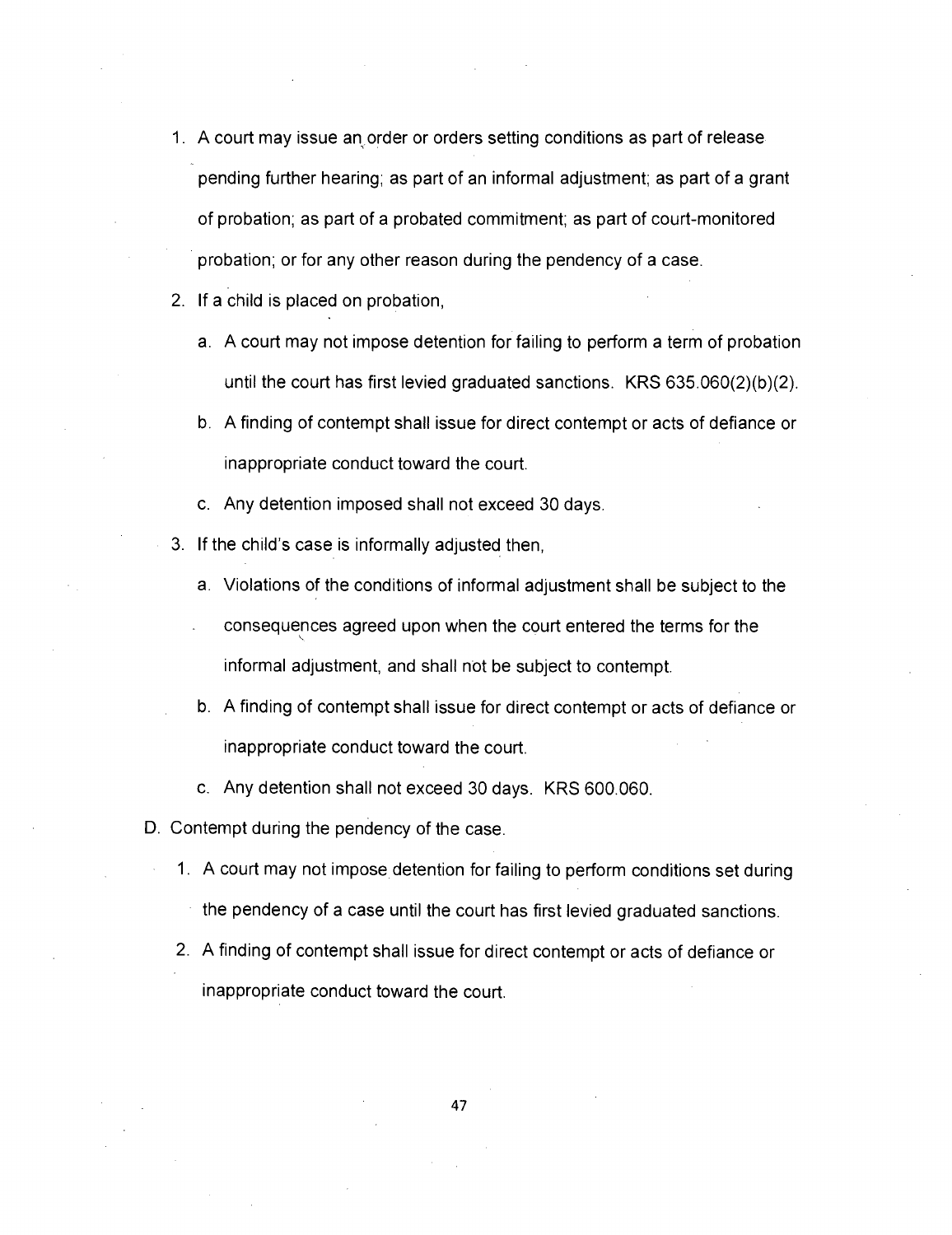1. A court may issue an order or orders setting conditions as part of release pending further hearing; as part of an informal adjustment; as part of a grant of probation; as part of a probated commitment; as part of court-monitored probation; or for any other reason during the pendency of a case.
2. If a child is placed on probation,
   a. A court may not impose detention for failing to perform a term of probation until the court has first levied graduated sanctions. KRS 635.060(2)(b)(2).
   b. A finding of contempt shall issue for direct contempt or acts of defiance or inappropriate conduct toward the court.
   c. Any detention imposed shall not exceed 30 days.
3. If the child's case is informally adjusted then,
   a. Violations of the conditions of informal adjustment shall be subject to the consequences agreed upon when the court entered the terms for the informal adjustment, and shall not be subject to contempt.
   b. A finding of contempt shall issue for direct contempt or acts of defiance or inappropriate conduct toward the court.
   c. Any detention shall not exceed 30 days. KRS 600.060.

D. Contempt during the pendency of the case.

1. A court may not impose detention for failing to perform conditions set during the pendency of a case until the court has first levied graduated sanctions.
2. A finding of contempt shall issue for direct contempt or acts of defiance or inappropriate conduct toward the court.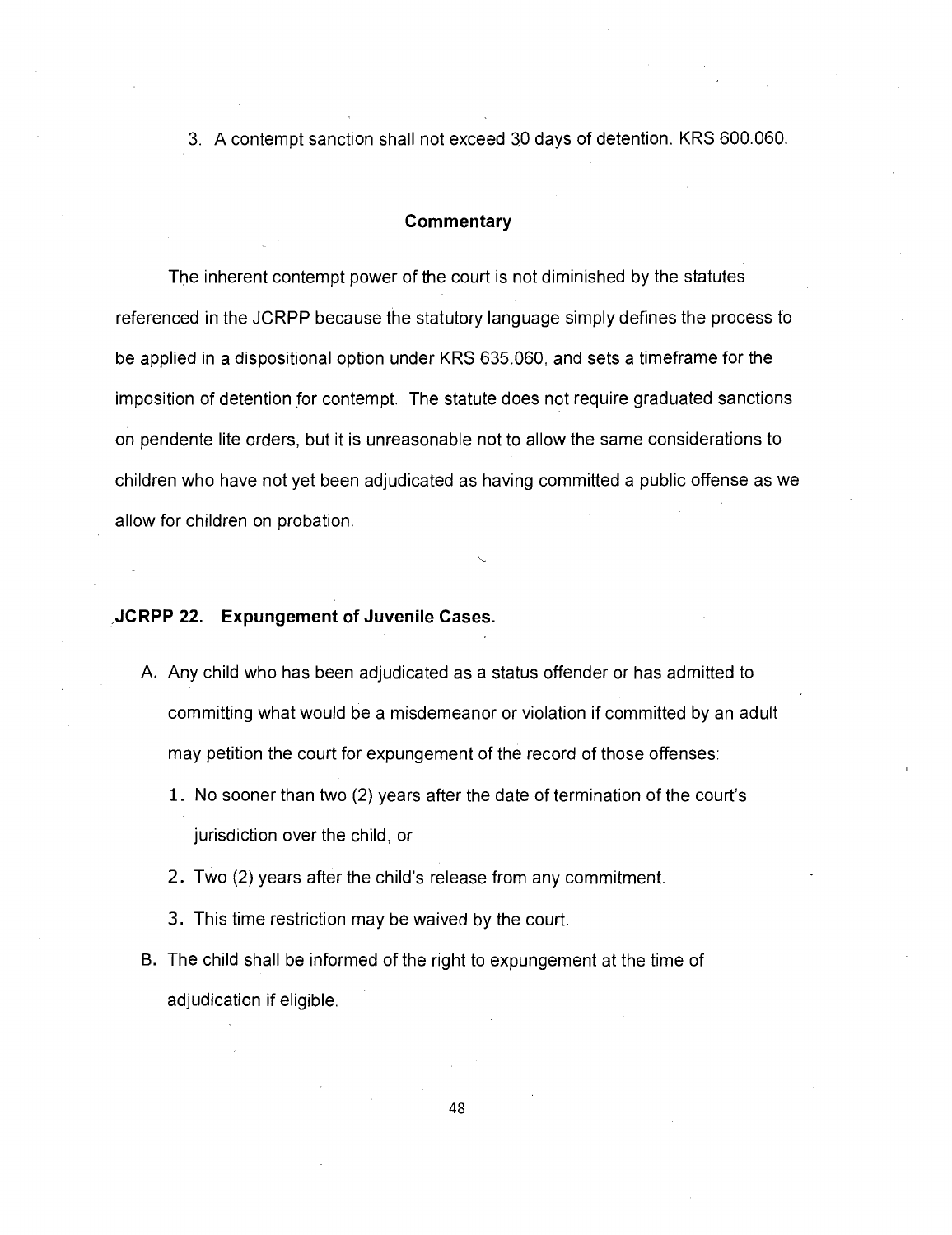3. A contempt sanction shall not exceed 30 days of detention. KRS 600.060.

### Commentary

The inherent contempt power of the court is not diminished by the statutes referenced in the JCRPP because the statutory language simply defines the process to be applied in a dispositional option under KRS 635.060, and sets a timeframe for the imposition of detention for contempt. The statute does not require graduated sanctions on pendente lite orders, but it is unreasonable not to allow the same considerations to children who have not yet been adjudicated as having committed a public offense as we allow for children on probation.

## JCRPP 22. Expungement of Juvenile Cases.

A. Any child who has been adjudicated as a status offender or has admitted to committing what would be a misdemeanor or violation if committed by an adult may petition the court for expungement of the record of those offenses:

   1. No sooner than two (2) years after the date of termination of the court's jurisdiction over the child, or
   2. Two (2) years after the child's release from any commitment.
   3. This time restriction may be waived by the court.

B. The child shall be informed of the right to expungement at the time of adjudication if eligible.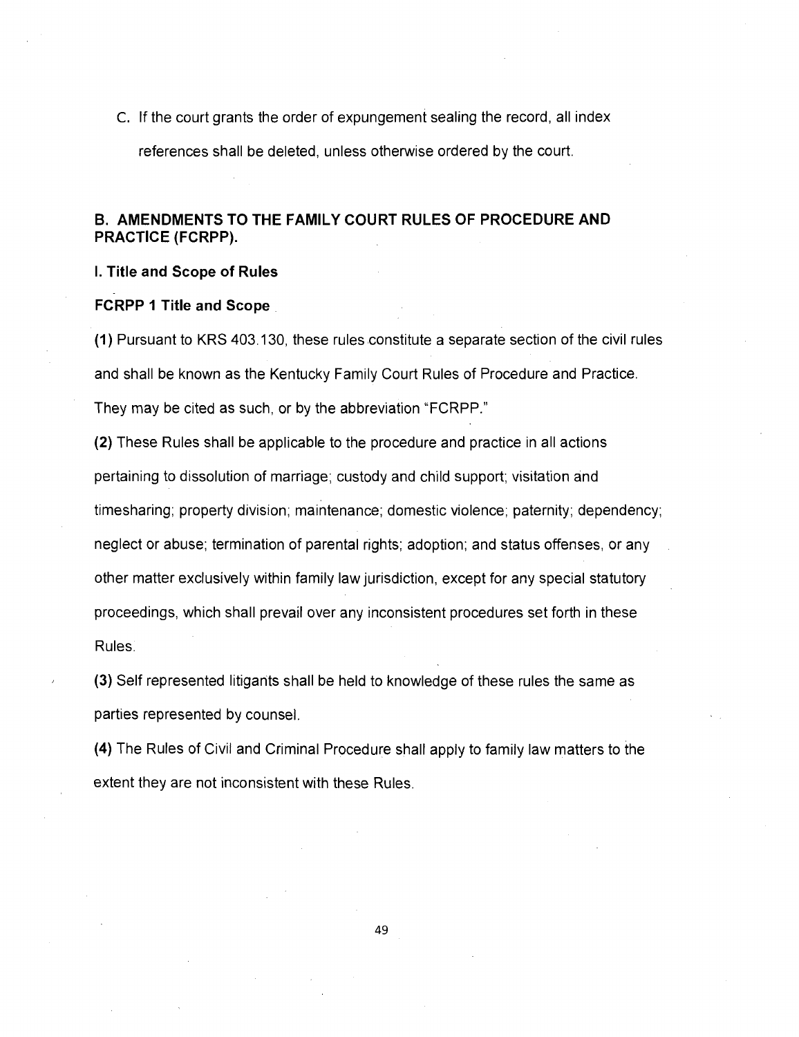C. If the court grants the order of expungement sealing the record, all index references shall be deleted, unless otherwise ordered by the court.

## B. AMENDMENTS TO THE FAMILY COURT RULES OF PROCEDURE AND PRACTICE (FCRPP).

### I. Title and Scope of Rules

**FCRPP 1 Title and Scope**

**(1)** Pursuant to KRS 403.130, these rules constitute a separate section of the civil rules and shall be known as the Kentucky Family Court Rules of Procedure and Practice. They may be cited as such, or by the abbreviation "FCRPP."

**(2)** These Rules shall be applicable to the procedure and practice in all actions pertaining to dissolution of marriage; custody and child support; visitation and timesharing; property division; maintenance; domestic violence; paternity; dependency; neglect or abuse; termination of parental rights; adoption; and status offenses, or any other matter exclusively within family law jurisdiction, except for any special statutory proceedings, which shall prevail over any inconsistent procedures set forth in these Rules.

**(3)** Self represented litigants shall be held to knowledge of these rules the same as parties represented by counsel.

**(4)** The Rules of Civil and Criminal Procedure shall apply to family law matters to the extent they are not inconsistent with these Rules.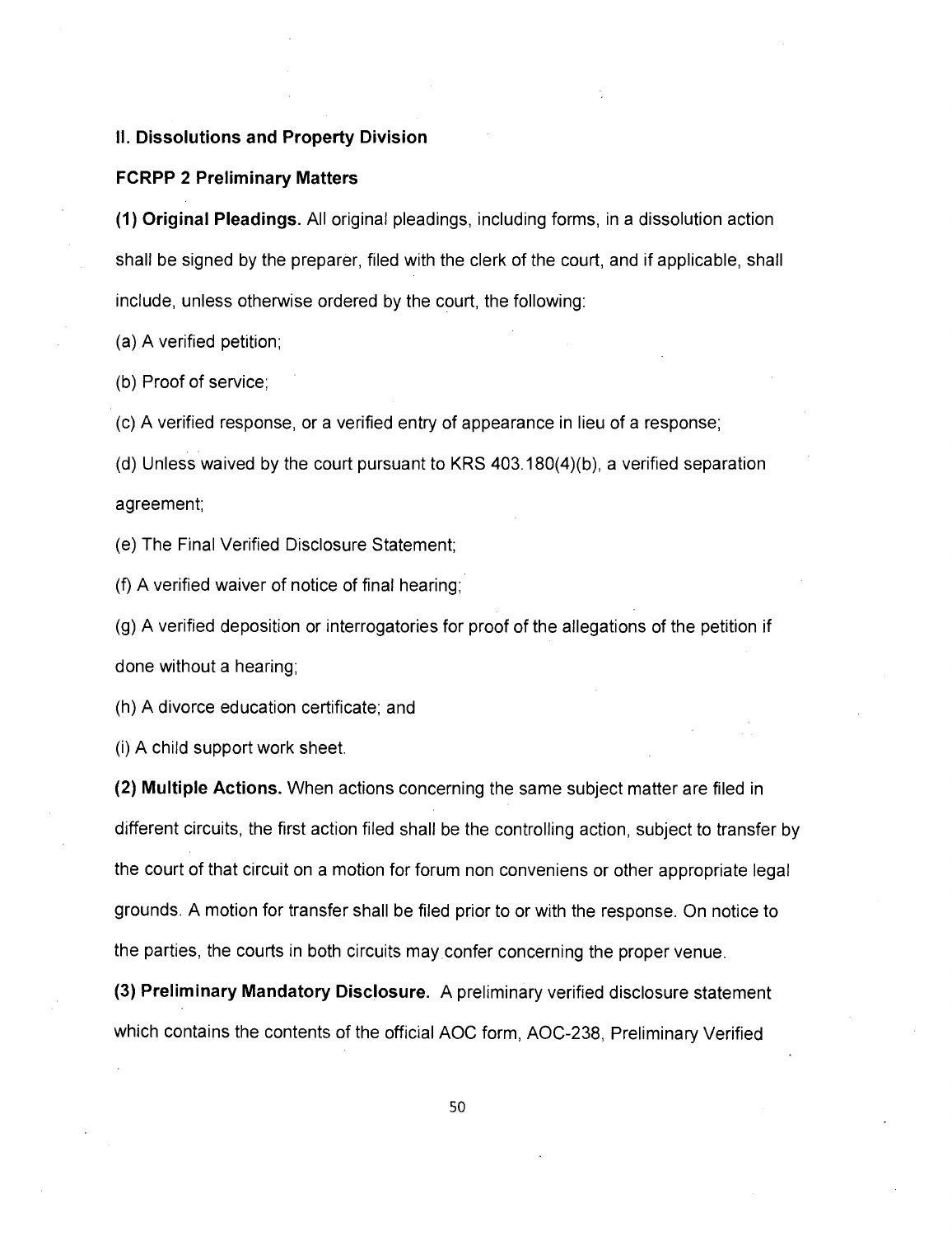## II. Dissolutions and Property Division

### FCRPP 2 Preliminary Matters

**(1) Original Pleadings.** All original pleadings, including forms, in a dissolution action shall be signed by the preparer, filed with the clerk of the court, and if applicable, shall include, unless otherwise ordered by the court, the following:

(a) A verified petition;

(b) Proof of service;

(c) A verified response, or a verified entry of appearance in lieu of a response;

(d) Unless waived by the court pursuant to KRS 403.180(4)(b), a verified separation agreement;

(e) The Final Verified Disclosure Statement;

(f) A verified waiver of notice of final hearing;

(g) A verified deposition or interrogatories for proof of the allegations of the petition if done without a hearing;

(h) A divorce education certificate; and

(i) A child support work sheet.

**(2) Multiple Actions.** When actions concerning the same subject matter are filed in different circuits, the first action filed shall be the controlling action, subject to transfer by the court of that circuit on a motion for forum non conveniens or other appropriate legal grounds. A motion for transfer shall be filed prior to or with the response. On notice to the parties, the courts in both circuits may confer concerning the proper venue.

**(3) Preliminary Mandatory Disclosure.** A preliminary verified disclosure statement which contains the contents of the official AOC form, AOC-238, Preliminary Verified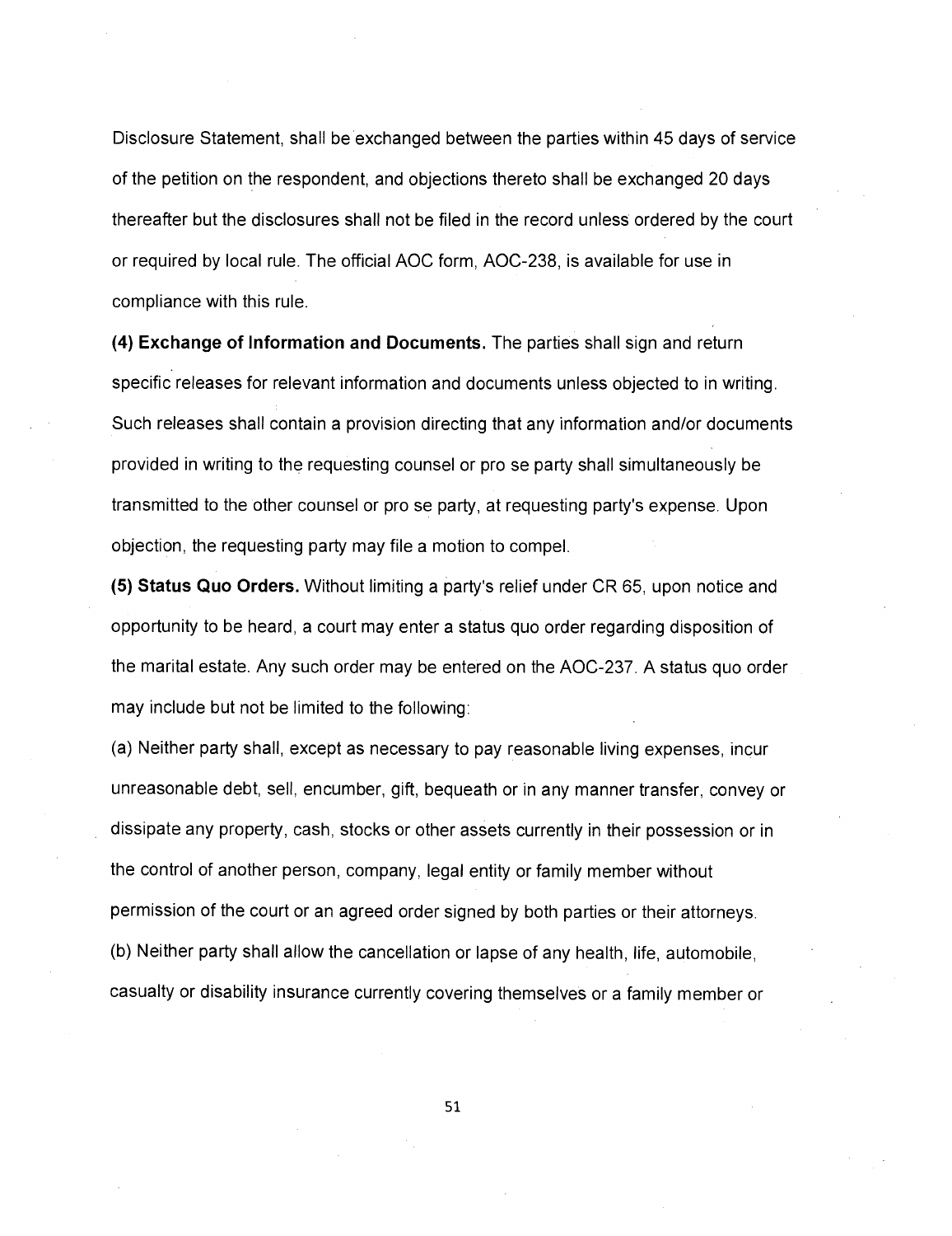Disclosure Statement, shall be exchanged between the parties within 45 days of service of the petition on the respondent, and objections thereto shall be exchanged 20 days thereafter but the disclosures shall not be filed in the record unless ordered by the court or required by local rule. The official AOC form, AOC-238, is available for use in compliance with this rule.

**(4) Exchange of Information and Documents.** The parties shall sign and return specific releases for relevant information and documents unless objected to in writing. Such releases shall contain a provision directing that any information and/or documents provided in writing to the requesting counsel or pro se party shall simultaneously be transmitted to the other counsel or pro se party, at requesting party's expense. Upon objection, the requesting party may file a motion to compel.

**(5) Status Quo Orders.** Without limiting a party's relief under CR 65, upon notice and opportunity to be heard, a court may enter a status quo order regarding disposition of the marital estate. Any such order may be entered on the AOC-237. A status quo order may include but not be limited to the following:

(a) Neither party shall, except as necessary to pay reasonable living expenses, incur unreasonable debt, sell, encumber, gift, bequeath or in any manner transfer, convey or dissipate any property, cash, stocks or other assets currently in their possession or in the control of another person, company, legal entity or family member without permission of the court or an agreed order signed by both parties or their attorneys.

(b) Neither party shall allow the cancellation or lapse of any health, life, automobile, casualty or disability insurance currently covering themselves or a family member or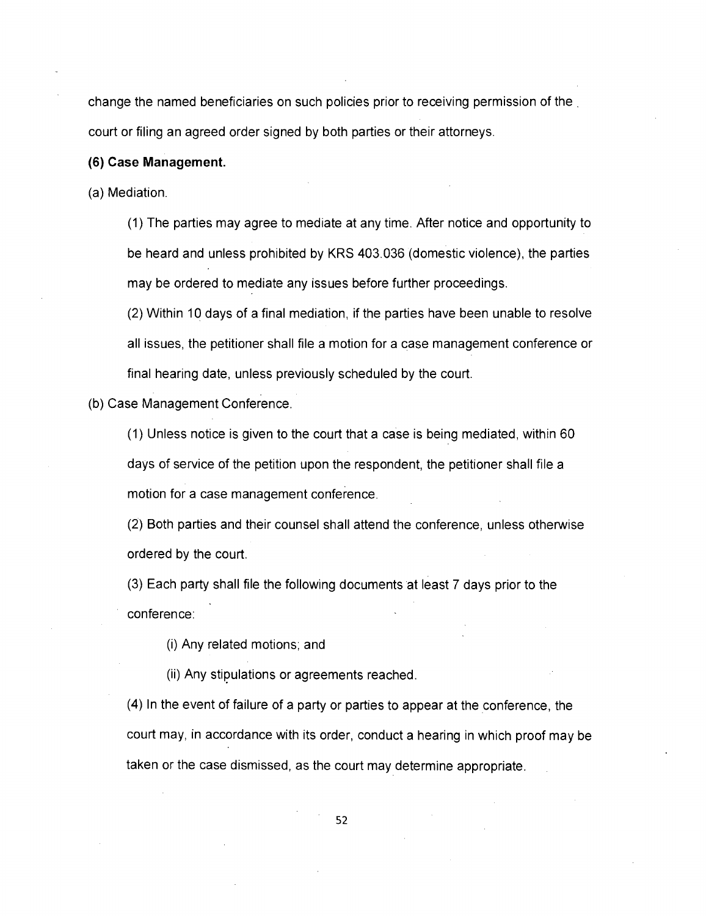change the named beneficiaries on such policies prior to receiving permission of the court or filing an agreed order signed by both parties or their attorneys.

**(6) Case Management.**

(a) Mediation.

(1) The parties may agree to mediate at any time. After notice and opportunity to be heard and unless prohibited by KRS 403.036 (domestic violence), the parties may be ordered to mediate any issues before further proceedings.

(2) Within 10 days of a final mediation, if the parties have been unable to resolve all issues, the petitioner shall file a motion for a case management conference or final hearing date, unless previously scheduled by the court.

(b) Case Management Conference.

(1) Unless notice is given to the court that a case is being mediated, within 60 days of service of the petition upon the respondent, the petitioner shall file a motion for a case management conference.

(2) Both parties and their counsel shall attend the conference, unless otherwise ordered by the court.

(3) Each party shall file the following documents at least 7 days prior to the conference:

(i) Any related motions; and

(ii) Any stipulations or agreements reached.

(4) In the event of failure of a party or parties to appear at the conference, the court may, in accordance with its order, conduct a hearing in which proof may be taken or the case dismissed, as the court may determine appropriate.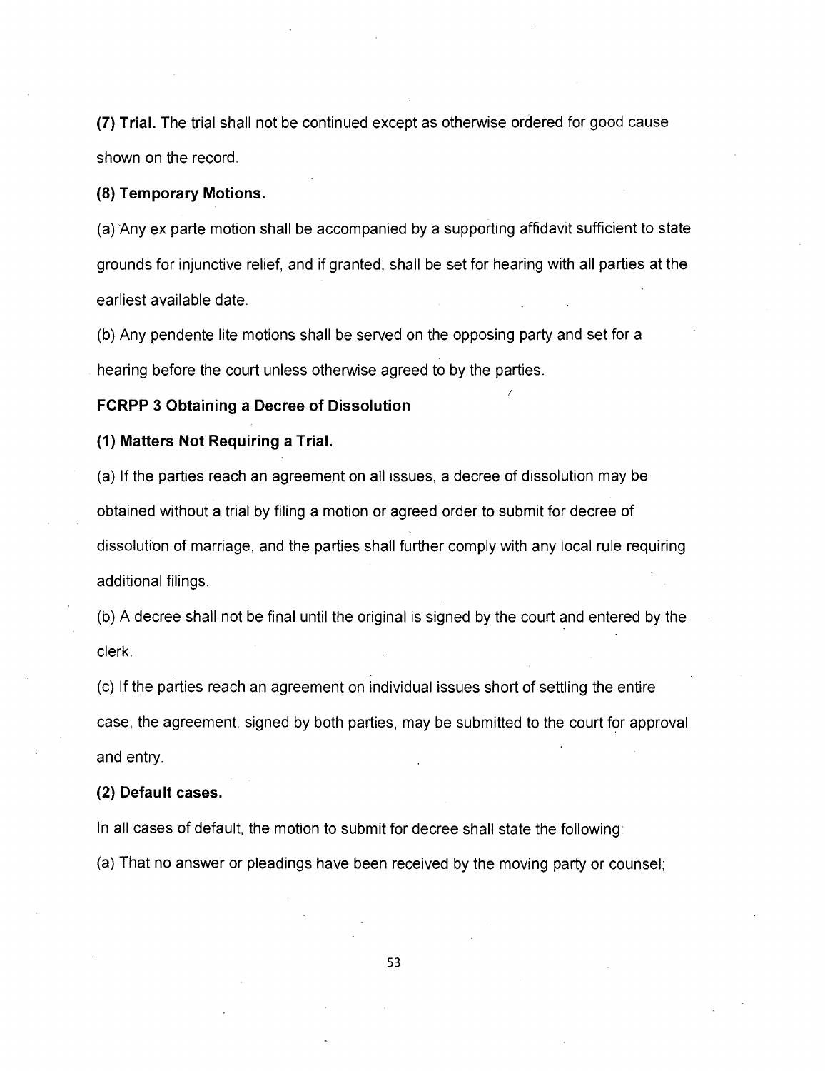**(7) Trial.** The trial shall not be continued except as otherwise ordered for good cause shown on the record.

**(8) Temporary Motions.**

(a) Any ex parte motion shall be accompanied by a supporting affidavit sufficient to state grounds for injunctive relief, and if granted, shall be set for hearing with all parties at the earliest available date.

(b) Any pendente lite motions shall be served on the opposing party and set for a hearing before the court unless otherwise agreed to by the parties.

**FCRPP 3 Obtaining a Decree of Dissolution**

**(1) Matters Not Requiring a Trial.**

(a) If the parties reach an agreement on all issues, a decree of dissolution may be obtained without a trial by filing a motion or agreed order to submit for decree of dissolution of marriage, and the parties shall further comply with any local rule requiring additional filings.

(b) A decree shall not be final until the original is signed by the court and entered by the clerk.

(c) If the parties reach an agreement on individual issues short of settling the entire case, the agreement, signed by both parties, may be submitted to the court for approval and entry.

**(2) Default cases.**

In all cases of default, the motion to submit for decree shall state the following:

(a) That no answer or pleadings have been received by the moving party or counsel;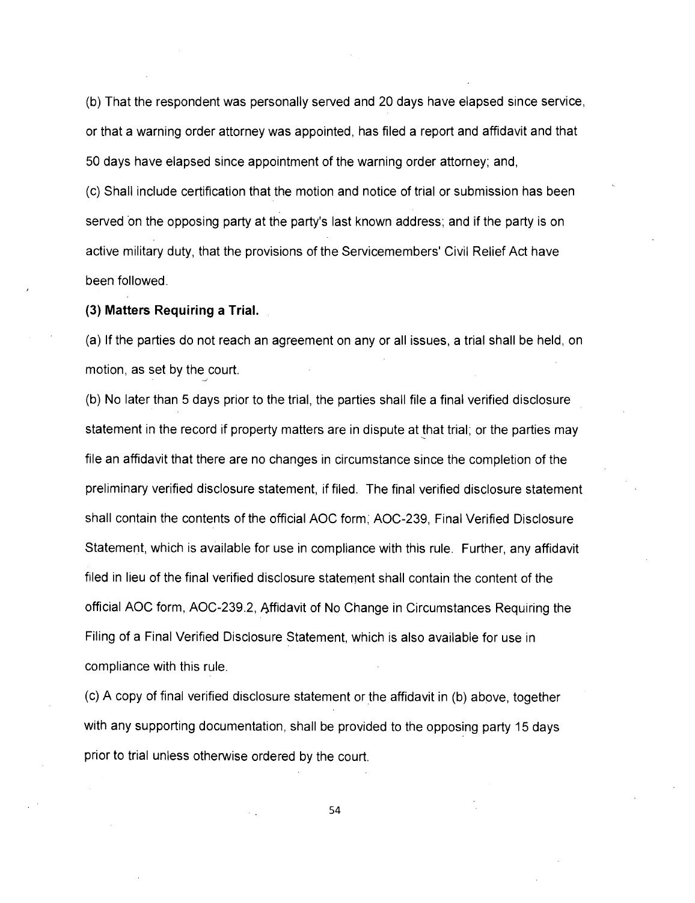(b) That the respondent was personally served and 20 days have elapsed since service, or that a warning order attorney was appointed, has filed a report and affidavit and that 50 days have elapsed since appointment of the warning order attorney; and,

(c) Shall include certification that the motion and notice of trial or submission has been served on the opposing party at the party's last known address; and if the party is on active military duty, that the provisions of the Servicemembers' Civil Relief Act have been followed.

**(3) Matters Requiring a Trial.**

(a) If the parties do not reach an agreement on any or all issues, a trial shall be held, on motion, as set by the court.

(b) No later than 5 days prior to the trial, the parties shall file a final verified disclosure statement in the record if property matters are in dispute at that trial; or the parties may file an affidavit that there are no changes in circumstance since the completion of the preliminary verified disclosure statement, if filed. The final verified disclosure statement shall contain the contents of the official AOC form, AOC-239, Final Verified Disclosure Statement, which is available for use in compliance with this rule. Further, any affidavit filed in lieu of the final verified disclosure statement shall contain the content of the official AOC form, AOC-239.2, Affidavit of No Change in Circumstances Requiring the Filing of a Final Verified Disclosure Statement, which is also available for use in compliance with this rule.

(c) A copy of final verified disclosure statement or the affidavit in (b) above, together with any supporting documentation, shall be provided to the opposing party 15 days prior to trial unless otherwise ordered by the court.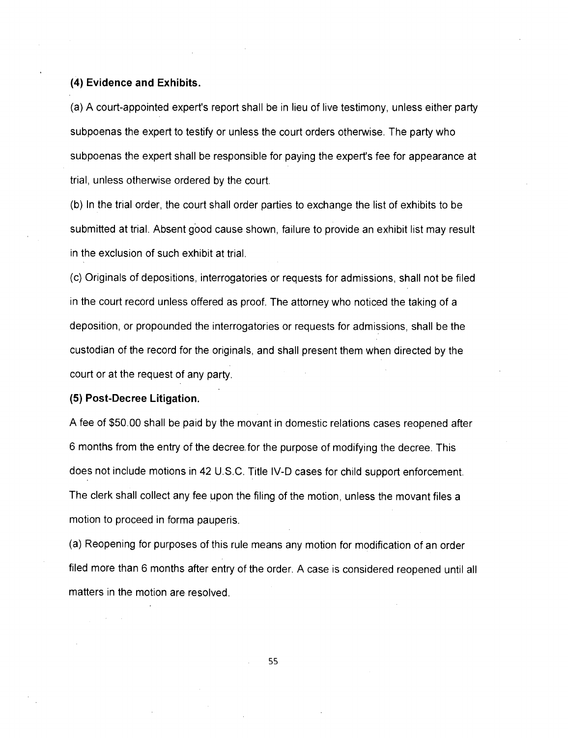**(4) Evidence and Exhibits.**

(a) A court-appointed expert's report shall be in lieu of live testimony, unless either party subpoenas the expert to testify or unless the court orders otherwise. The party who subpoenas the expert shall be responsible for paying the expert's fee for appearance at trial, unless otherwise ordered by the court.

(b) In the trial order, the court shall order parties to exchange the list of exhibits to be submitted at trial. Absent good cause shown, failure to provide an exhibit list may result in the exclusion of such exhibit at trial.

(c) Originals of depositions, interrogatories or requests for admissions, shall not be filed in the court record unless offered as proof. The attorney who noticed the taking of a deposition, or propounded the interrogatories or requests for admissions, shall be the custodian of the record for the originals, and shall present them when directed by the court or at the request of any party.

**(5) Post-Decree Litigation.**

A fee of $50.00 shall be paid by the movant in domestic relations cases reopened after 6 months from the entry of the decree for the purpose of modifying the decree. This does not include motions in 42 U.S.C. Title IV-D cases for child support enforcement. The clerk shall collect any fee upon the filing of the motion, unless the movant files a motion to proceed in forma pauperis.

(a) Reopening for purposes of this rule means any motion for modification of an order filed more than 6 months after entry of the order. A case is considered reopened until all matters in the motion are resolved.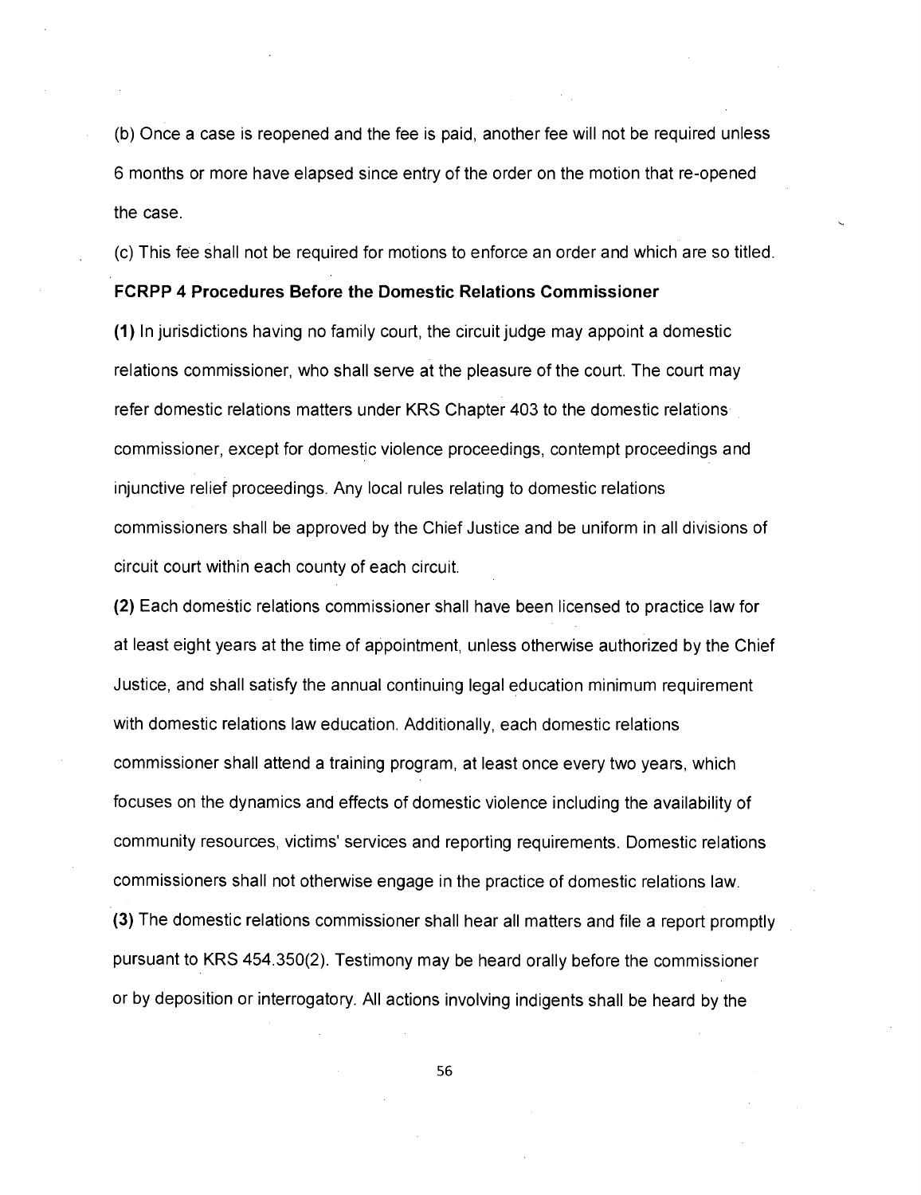(b) Once a case is reopened and the fee is paid, another fee will not be required unless 6 months or more have elapsed since entry of the order on the motion that re-opened the case.

(c) This fee shall not be required for motions to enforce an order and which are so titled.

**FCRPP 4 Procedures Before the Domestic Relations Commissioner**

**(1)** In jurisdictions having no family court, the circuit judge may appoint a domestic relations commissioner, who shall serve at the pleasure of the court. The court may refer domestic relations matters under KRS Chapter 403 to the domestic relations commissioner, except for domestic violence proceedings, contempt proceedings and injunctive relief proceedings. Any local rules relating to domestic relations commissioners shall be approved by the Chief Justice and be uniform in all divisions of circuit court within each county of each circuit.

**(2)** Each domestic relations commissioner shall have been licensed to practice law for at least eight years at the time of appointment, unless otherwise authorized by the Chief Justice, and shall satisfy the annual continuing legal education minimum requirement with domestic relations law education. Additionally, each domestic relations commissioner shall attend a training program, at least once every two years, which focuses on the dynamics and effects of domestic violence including the availability of community resources, victims' services and reporting requirements. Domestic relations commissioners shall not otherwise engage in the practice of domestic relations law.

**(3)** The domestic relations commissioner shall hear all matters and file a report promptly pursuant to KRS 454.350(2). Testimony may be heard orally before the commissioner or by deposition or interrogatory. All actions involving indigents shall be heard by the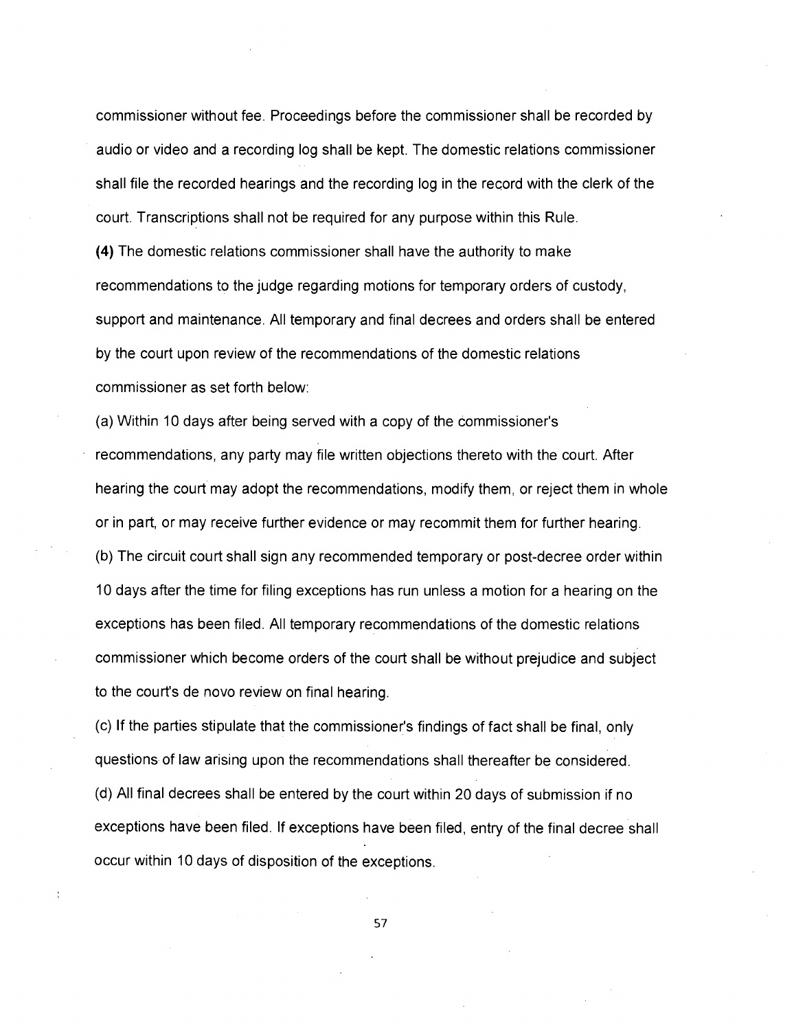commissioner without fee. Proceedings before the commissioner shall be recorded by audio or video and a recording log shall be kept. The domestic relations commissioner shall file the recorded hearings and the recording log in the record with the clerk of the court. Transcriptions shall not be required for any purpose within this Rule.

**(4)** The domestic relations commissioner shall have the authority to make recommendations to the judge regarding motions for temporary orders of custody, support and maintenance. All temporary and final decrees and orders shall be entered by the court upon review of the recommendations of the domestic relations commissioner as set forth below:

(a) Within 10 days after being served with a copy of the commissioner's recommendations, any party may file written objections thereto with the court. After hearing the court may adopt the recommendations, modify them, or reject them in whole or in part, or may receive further evidence or may recommit them for further hearing.

(b) The circuit court shall sign any recommended temporary or post-decree order within 10 days after the time for filing exceptions has run unless a motion for a hearing on the exceptions has been filed. All temporary recommendations of the domestic relations commissioner which become orders of the court shall be without prejudice and subject to the court's de novo review on final hearing.

(c) If the parties stipulate that the commissioner's findings of fact shall be final, only questions of law arising upon the recommendations shall thereafter be considered.

(d) All final decrees shall be entered by the court within 20 days of submission if no exceptions have been filed. If exceptions have been filed, entry of the final decree shall occur within 10 days of disposition of the exceptions.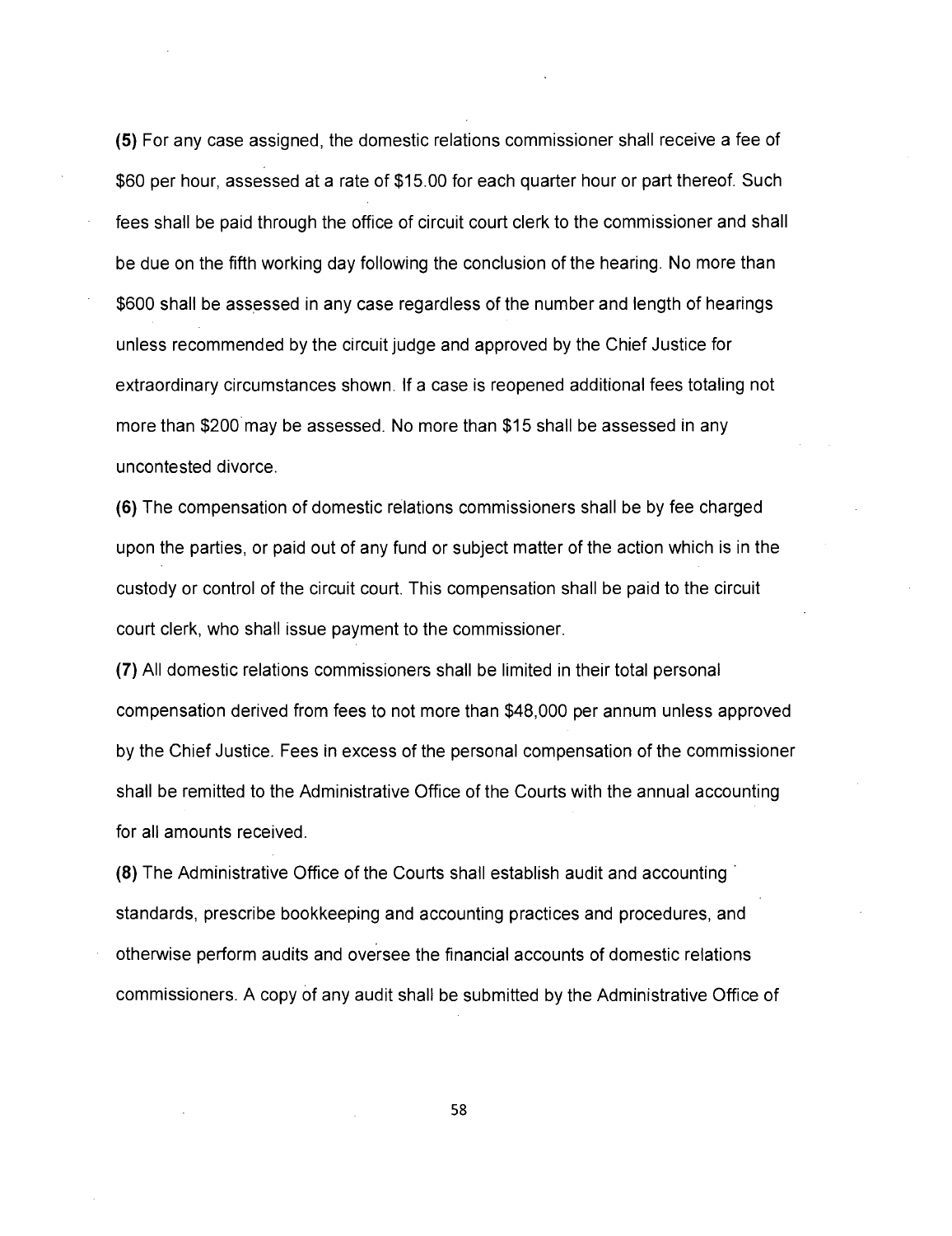**(5)** For any case assigned, the domestic relations commissioner shall receive a fee of $60 per hour, assessed at a rate of $15.00 for each quarter hour or part thereof. Such fees shall be paid through the office of circuit court clerk to the commissioner and shall be due on the fifth working day following the conclusion of the hearing. No more than $600 shall be assessed in any case regardless of the number and length of hearings unless recommended by the circuit judge and approved by the Chief Justice for extraordinary circumstances shown. If a case is reopened additional fees totaling not more than $200 may be assessed. No more than $15 shall be assessed in any uncontested divorce.

**(6)** The compensation of domestic relations commissioners shall be by fee charged upon the parties, or paid out of any fund or subject matter of the action which is in the custody or control of the circuit court. This compensation shall be paid to the circuit court clerk, who shall issue payment to the commissioner.

**(7)** All domestic relations commissioners shall be limited in their total personal compensation derived from fees to not more than $48,000 per annum unless approved by the Chief Justice. Fees in excess of the personal compensation of the commissioner shall be remitted to the Administrative Office of the Courts with the annual accounting for all amounts received.

**(8)** The Administrative Office of the Courts shall establish audit and accounting standards, prescribe bookkeeping and accounting practices and procedures, and otherwise perform audits and oversee the financial accounts of domestic relations commissioners. A copy of any audit shall be submitted by the Administrative Office of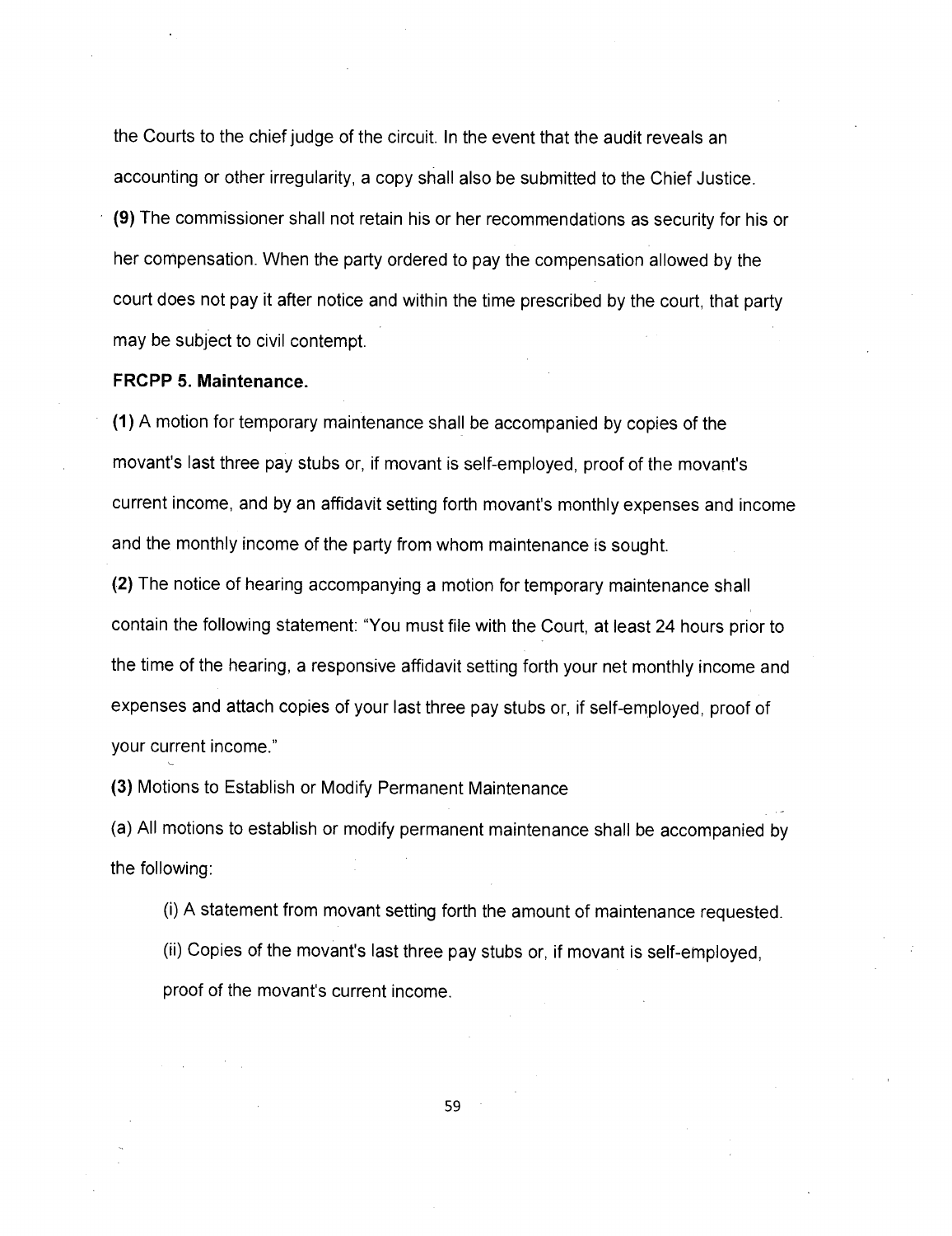the Courts to the chief judge of the circuit. In the event that the audit reveals an accounting or other irregularity, a copy shall also be submitted to the Chief Justice.

**(9)** The commissioner shall not retain his or her recommendations as security for his or her compensation. When the party ordered to pay the compensation allowed by the court does not pay it after notice and within the time prescribed by the court, that party may be subject to civil contempt.

**FRCPP 5. Maintenance.**

**(1)** A motion for temporary maintenance shall be accompanied by copies of the movant's last three pay stubs or, if movant is self-employed, proof of the movant's current income, and by an affidavit setting forth movant's monthly expenses and income and the monthly income of the party from whom maintenance is sought.

**(2)** The notice of hearing accompanying a motion for temporary maintenance shall contain the following statement: "You must file with the Court, at least 24 hours prior to the time of the hearing, a responsive affidavit setting forth your net monthly income and expenses and attach copies of your last three pay stubs or, if self-employed, proof of your current income."

**(3)** Motions to Establish or Modify Permanent Maintenance

(a) All motions to establish or modify permanent maintenance shall be accompanied by the following:

(i) A statement from movant setting forth the amount of maintenance requested.

(ii) Copies of the movant's last three pay stubs or, if movant is self-employed, proof of the movant's current income.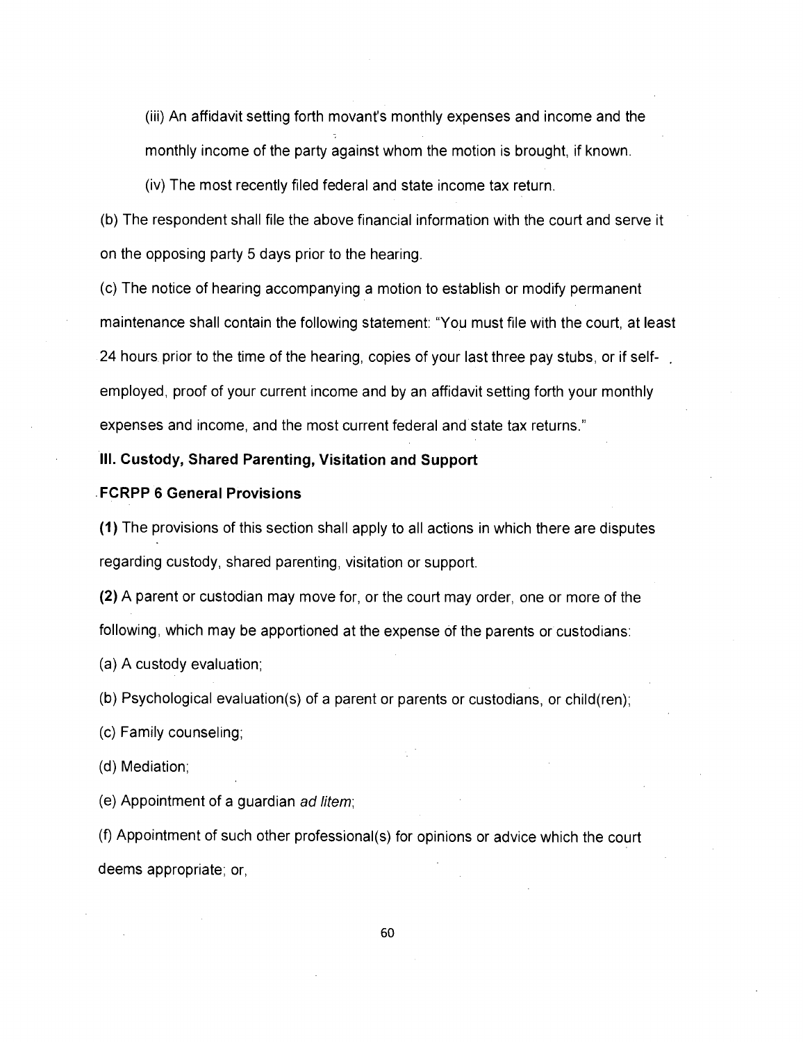(iii) An affidavit setting forth movant's monthly expenses and income and the monthly income of the party against whom the motion is brought, if known.

(iv) The most recently filed federal and state income tax return.

(b) The respondent shall file the above financial information with the court and serve it on the opposing party 5 days prior to the hearing.

(c) The notice of hearing accompanying a motion to establish or modify permanent maintenance shall contain the following statement: "You must file with the court, at least 24 hours prior to the time of the hearing, copies of your last three pay stubs, or if self-employed, proof of your current income and by an affidavit setting forth your monthly expenses and income, and the most current federal and state tax returns."

**III. Custody, Shared Parenting, Visitation and Support**

**FCRPP 6 General Provisions**

**(1)** The provisions of this section shall apply to all actions in which there are disputes regarding custody, shared parenting, visitation or support.

**(2)** A parent or custodian may move for, or the court may order, one or more of the following, which may be apportioned at the expense of the parents or custodians:

(a) A custody evaluation;

(b) Psychological evaluation(s) of a parent or parents or custodians, or child(ren);

(c) Family counseling;

(d) Mediation;

(e) Appointment of a guardian *ad litem*;

(f) Appointment of such other professional(s) for opinions or advice which the court deems appropriate; or,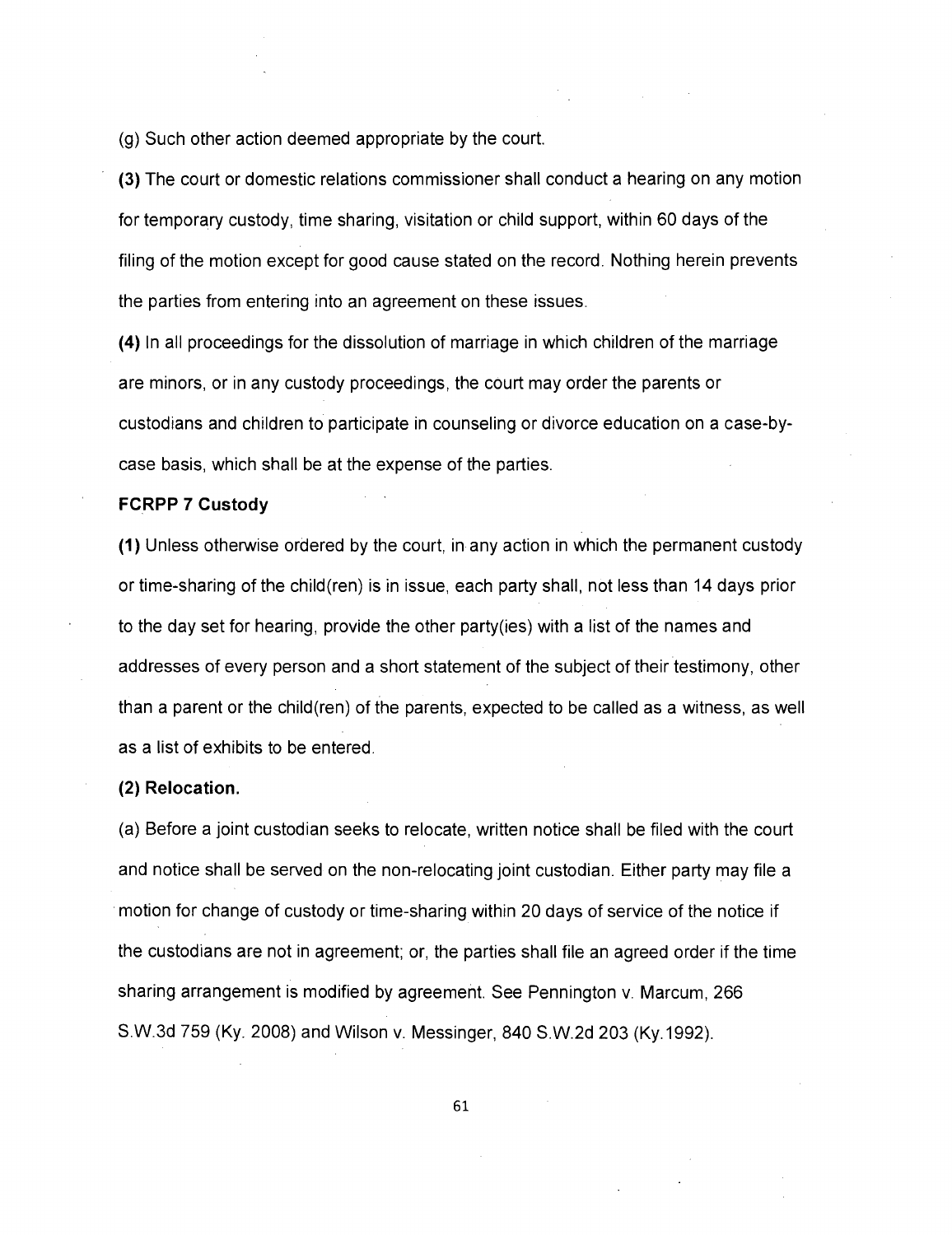(g) Such other action deemed appropriate by the court.

**(3)** The court or domestic relations commissioner shall conduct a hearing on any motion for temporary custody, time sharing, visitation or child support, within 60 days of the filing of the motion except for good cause stated on the record. Nothing herein prevents the parties from entering into an agreement on these issues.

**(4)** In all proceedings for the dissolution of marriage in which children of the marriage are minors, or in any custody proceedings, the court may order the parents or custodians and children to participate in counseling or divorce education on a case-by-case basis, which shall be at the expense of the parties.

**FCRPP 7 Custody**

**(1)** Unless otherwise ordered by the court, in any action in which the permanent custody or time-sharing of the child(ren) is in issue, each party shall, not less than 14 days prior to the day set for hearing, provide the other party(ies) with a list of the names and addresses of every person and a short statement of the subject of their testimony, other than a parent or the child(ren) of the parents, expected to be called as a witness, as well as a list of exhibits to be entered.

**(2) Relocation.**

(a) Before a joint custodian seeks to relocate, written notice shall be filed with the court and notice shall be served on the non-relocating joint custodian. Either party may file a motion for change of custody or time-sharing within 20 days of service of the notice if the custodians are not in agreement; or, the parties shall file an agreed order if the time sharing arrangement is modified by agreement. See Pennington v. Marcum, 266 S.W.3d 759 (Ky. 2008) and Wilson v. Messinger, 840 S.W.2d 203 (Ky.1992).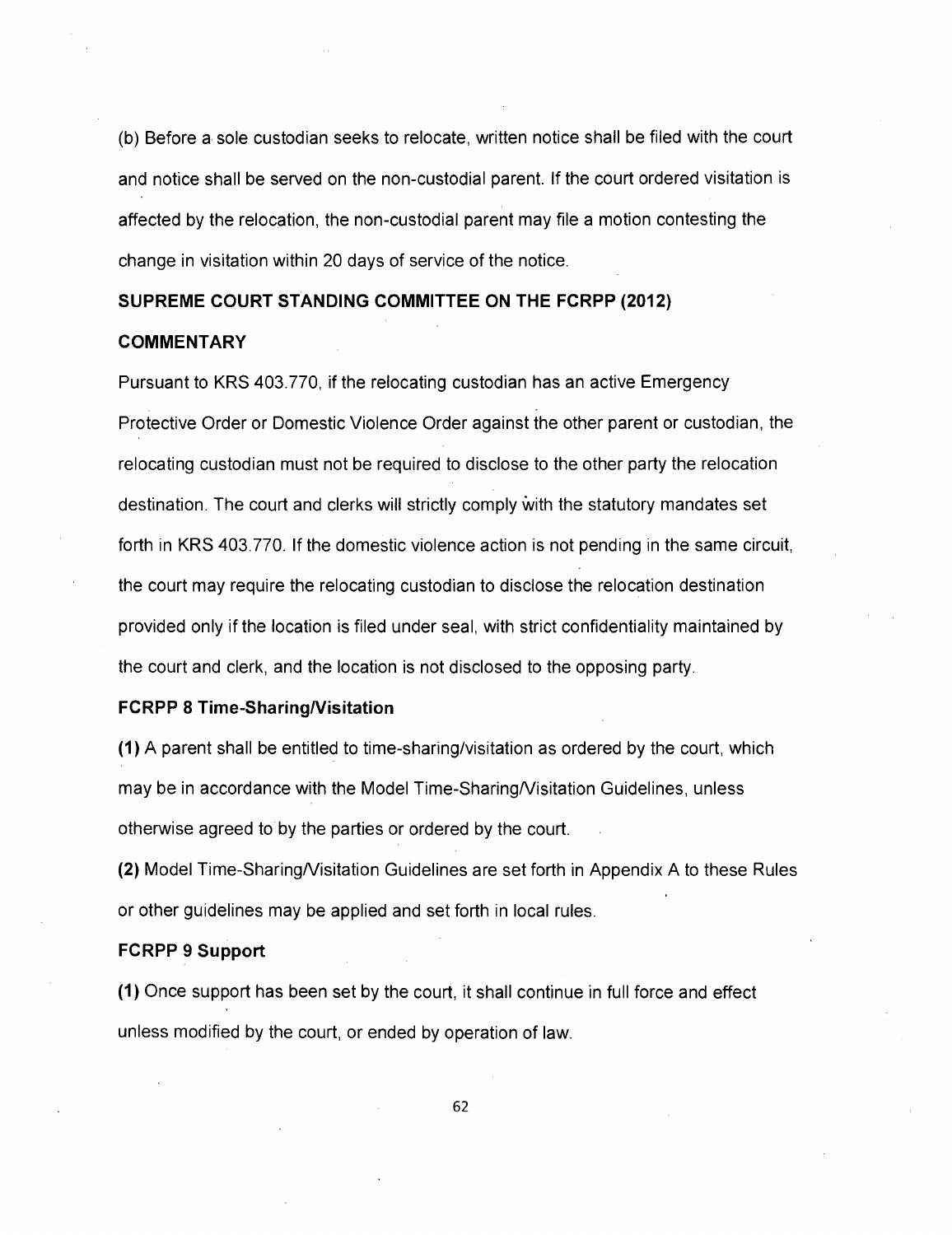(b) Before a sole custodian seeks to relocate, written notice shall be filed with the court and notice shall be served on the non-custodial parent. If the court ordered visitation is affected by the relocation, the non-custodial parent may file a motion contesting the change in visitation within 20 days of service of the notice.

**SUPREME COURT STANDING COMMITTEE ON THE FCRPP (2012)**

**COMMENTARY**

Pursuant to KRS 403.770, if the relocating custodian has an active Emergency Protective Order or Domestic Violence Order against the other parent or custodian, the relocating custodian must not be required to disclose to the other party the relocation destination. The court and clerks will strictly comply with the statutory mandates set forth in KRS 403.770. If the domestic violence action is not pending in the same circuit, the court may require the relocating custodian to disclose the relocation destination provided only if the location is filed under seal, with strict confidentiality maintained by the court and clerk, and the location is not disclosed to the opposing party.

**FCRPP 8 Time-Sharing/Visitation**

**(1)** A parent shall be entitled to time-sharing/visitation as ordered by the court, which may be in accordance with the Model Time-Sharing/Visitation Guidelines, unless otherwise agreed to by the parties or ordered by the court.

**(2)** Model Time-Sharing/Visitation Guidelines are set forth in Appendix A to these Rules or other guidelines may be applied and set forth in local rules.

**FCRPP 9 Support**

**(1)** Once support has been set by the court, it shall continue in full force and effect unless modified by the court, or ended by operation of law.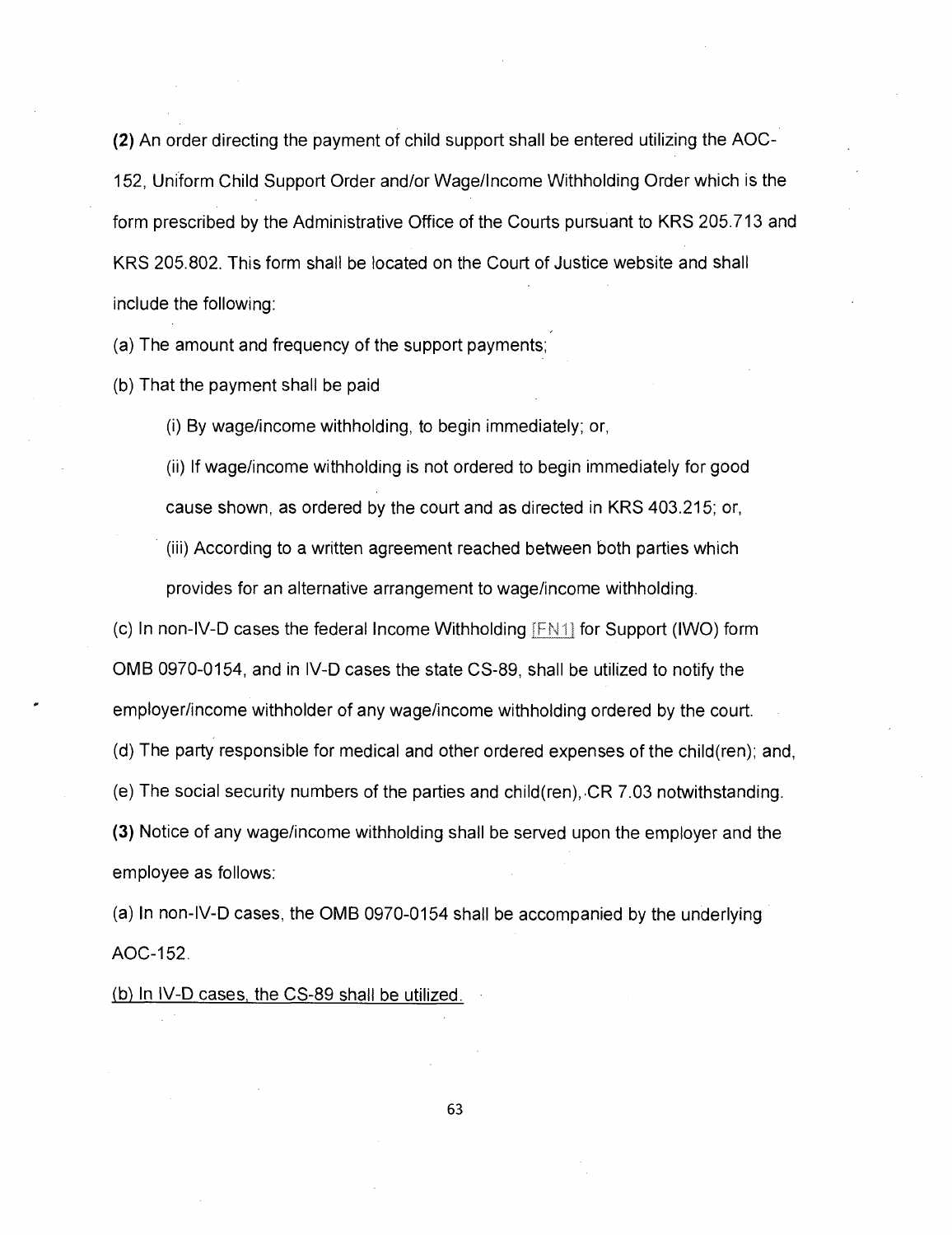**(2)** An order directing the payment of child support shall be entered utilizing the AOC-152, Uniform Child Support Order and/or Wage/Income Withholding Order which is the form prescribed by the Administrative Office of the Courts pursuant to KRS 205.713 and KRS 205.802. This form shall be located on the Court of Justice website and shall include the following:

(a) The amount and frequency of the support payments;

(b) That the payment shall be paid

(i) By wage/income withholding, to begin immediately; or,

(ii) If wage/income withholding is not ordered to begin immediately for good cause shown, as ordered by the court and as directed in KRS 403.215; or,

(iii) According to a written agreement reached between both parties which provides for an alternative arrangement to wage/income withholding.

(c) In non-IV-D cases the federal Income Withholding [FN1] for Support (IWO) form OMB 0970-0154, and in IV-D cases the state CS-89, shall be utilized to notify the employer/income withholder of any wage/income withholding ordered by the court.

(d) The party responsible for medical and other ordered expenses of the child(ren); and,

(e) The social security numbers of the parties and child(ren), CR 7.03 notwithstanding.

**(3)** Notice of any wage/income withholding shall be served upon the employer and the employee as follows:

(a) In non-IV-D cases, the OMB 0970-0154 shall be accompanied by the underlying AOC-152.

<u>(b) In IV-D cases, the CS-89 shall be utilized.</u>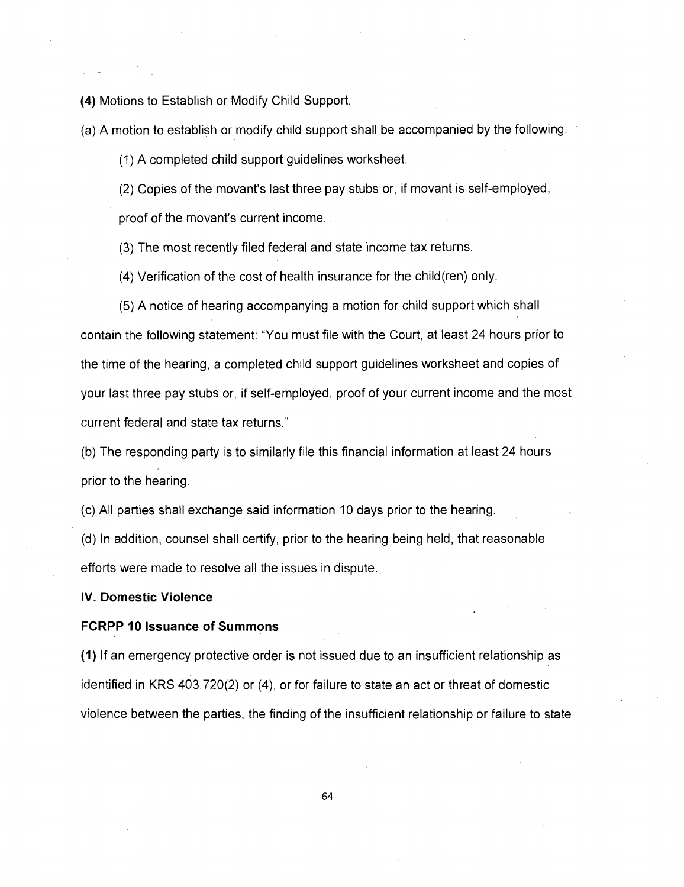**(4)** Motions to Establish or Modify Child Support.

(a) A motion to establish or modify child support shall be accompanied by the following:

(1) A completed child support guidelines worksheet.

(2) Copies of the movant's last three pay stubs or, if movant is self-employed, proof of the movant's current income.

(3) The most recently filed federal and state income tax returns.

(4) Verification of the cost of health insurance for the child(ren) only.

(5) A notice of hearing accompanying a motion for child support which shall contain the following statement: "You must file with the Court, at least 24 hours prior to the time of the hearing, a completed child support guidelines worksheet and copies of your last three pay stubs or, if self-employed, proof of your current income and the most current federal and state tax returns."

(b) The responding party is to similarly file this financial information at least 24 hours prior to the hearing.

(c) All parties shall exchange said information 10 days prior to the hearing.

(d) In addition, counsel shall certify, prior to the hearing being held, that reasonable efforts were made to resolve all the issues in dispute.

## IV. Domestic Violence

### FCRPP 10 Issuance of Summons

**(1)** If an emergency protective order is not issued due to an insufficient relationship as identified in KRS 403.720(2) or (4), or for failure to state an act or threat of domestic violence between the parties, the finding of the insufficient relationship or failure to state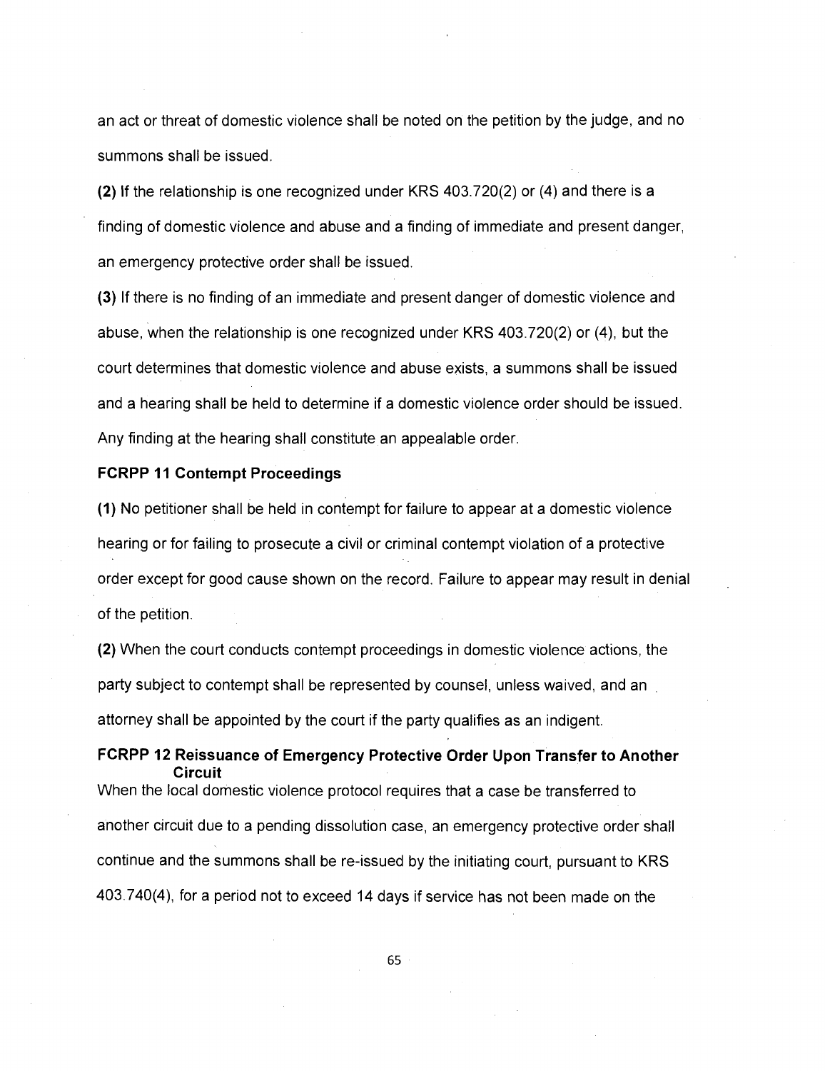an act or threat of domestic violence shall be noted on the petition by the judge, and no summons shall be issued.

**(2)** If the relationship is one recognized under KRS 403.720(2) or (4) and there is a finding of domestic violence and abuse and a finding of immediate and present danger, an emergency protective order shall be issued.

**(3)** If there is no finding of an immediate and present danger of domestic violence and abuse, when the relationship is one recognized under KRS 403.720(2) or (4), but the court determines that domestic violence and abuse exists, a summons shall be issued and a hearing shall be held to determine if a domestic violence order should be issued. Any finding at the hearing shall constitute an appealable order.

**FCRPP 11 Contempt Proceedings**

**(1)** No petitioner shall be held in contempt for failure to appear at a domestic violence hearing or for failing to prosecute a civil or criminal contempt violation of a protective order except for good cause shown on the record. Failure to appear may result in denial of the petition.

**(2)** When the court conducts contempt proceedings in domestic violence actions, the party subject to contempt shall be represented by counsel, unless waived, and an attorney shall be appointed by the court if the party qualifies as an indigent.

**FCRPP 12 Reissuance of Emergency Protective Order Upon Transfer to Another Circuit**

When the local domestic violence protocol requires that a case be transferred to another circuit due to a pending dissolution case, an emergency protective order shall continue and the summons shall be re-issued by the initiating court, pursuant to KRS 403.740(4), for a period not to exceed 14 days if service has not been made on the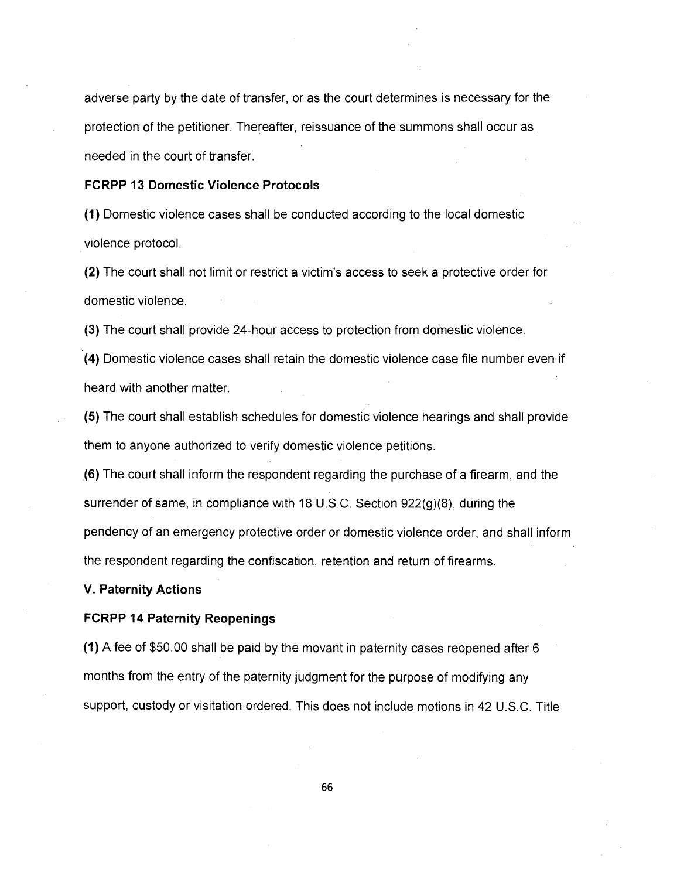adverse party by the date of transfer, or as the court determines is necessary for the protection of the petitioner. Thereafter, reissuance of the summons shall occur as needed in the court of transfer.

**FCRPP 13 Domestic Violence Protocols**

**(1)** Domestic violence cases shall be conducted according to the local domestic violence protocol.

**(2)** The court shall not limit or restrict a victim's access to seek a protective order for domestic violence.

**(3)** The court shall provide 24-hour access to protection from domestic violence.

**(4)** Domestic violence cases shall retain the domestic violence case file number even if heard with another matter.

**(5)** The court shall establish schedules for domestic violence hearings and shall provide them to anyone authorized to verify domestic violence petitions.

**(6)** The court shall inform the respondent regarding the purchase of a firearm, and the surrender of same, in compliance with 18 U.S.C. Section 922(g)(8), during the pendency of an emergency protective order or domestic violence order, and shall inform the respondent regarding the confiscation, retention and return of firearms.

**V. Paternity Actions**

**FCRPP 14 Paternity Reopenings**

**(1)** A fee of $50.00 shall be paid by the movant in paternity cases reopened after 6 months from the entry of the paternity judgment for the purpose of modifying any support, custody or visitation ordered. This does not include motions in 42 U.S.C. Title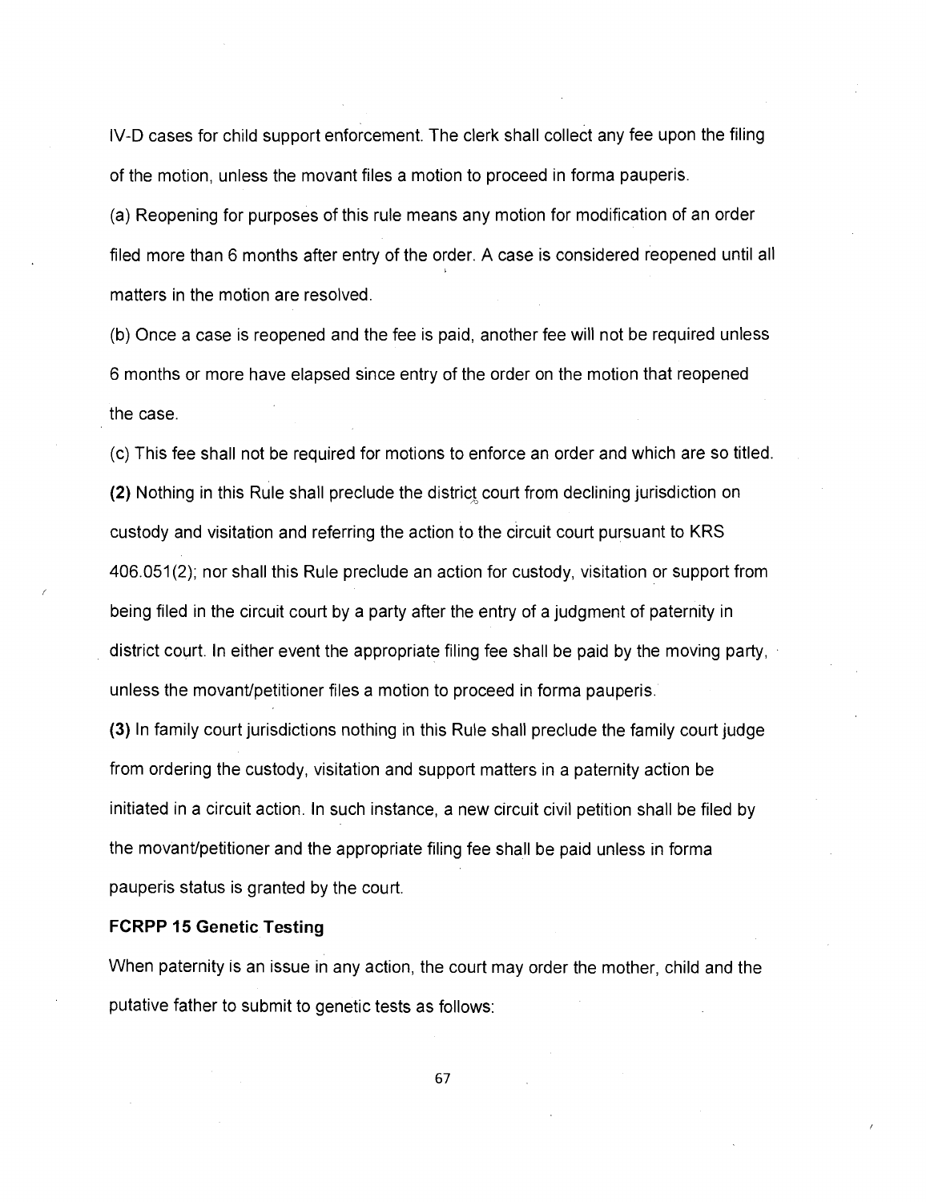IV-D cases for child support enforcement. The clerk shall collect any fee upon the filing of the motion, unless the movant files a motion to proceed in forma pauperis.

(a) Reopening for purposes of this rule means any motion for modification of an order filed more than 6 months after entry of the order. A case is considered reopened until all matters in the motion are resolved.

(b) Once a case is reopened and the fee is paid, another fee will not be required unless 6 months or more have elapsed since entry of the order on the motion that reopened the case.

(c) This fee shall not be required for motions to enforce an order and which are so titled.

**(2)** Nothing in this Rule shall preclude the district court from declining jurisdiction on custody and visitation and referring the action to the circuit court pursuant to KRS 406.051(2); nor shall this Rule preclude an action for custody, visitation or support from being filed in the circuit court by a party after the entry of a judgment of paternity in district court. In either event the appropriate filing fee shall be paid by the moving party, unless the movant/petitioner files a motion to proceed in forma pauperis.

**(3)** In family court jurisdictions nothing in this Rule shall preclude the family court judge from ordering the custody, visitation and support matters in a paternity action be initiated in a circuit action. In such instance, a new circuit civil petition shall be filed by the movant/petitioner and the appropriate filing fee shall be paid unless in forma pauperis status is granted by the court.

**FCRPP 15 Genetic Testing**

When paternity is an issue in any action, the court may order the mother, child and the putative father to submit to genetic tests as follows: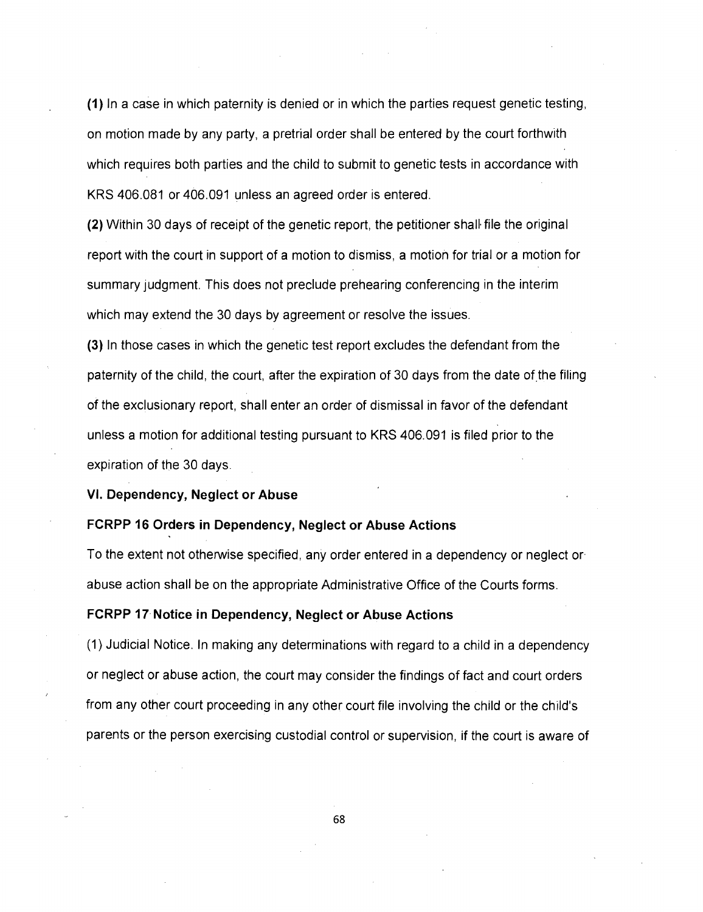**(1)** In a case in which paternity is denied or in which the parties request genetic testing, on motion made by any party, a pretrial order shall be entered by the court forthwith which requires both parties and the child to submit to genetic tests in accordance with KRS 406.081 or 406.091 unless an agreed order is entered.

**(2)** Within 30 days of receipt of the genetic report, the petitioner shall file the original report with the court in support of a motion to dismiss, a motion for trial or a motion for summary judgment. This does not preclude prehearing conferencing in the interim which may extend the 30 days by agreement or resolve the issues.

**(3)** In those cases in which the genetic test report excludes the defendant from the paternity of the child, the court, after the expiration of 30 days from the date of the filing of the exclusionary report, shall enter an order of dismissal in favor of the defendant unless a motion for additional testing pursuant to KRS 406.091 is filed prior to the expiration of the 30 days.

### VI. Dependency, Neglect or Abuse

#### FCRPP 16 Orders in Dependency, Neglect or Abuse Actions

To the extent not otherwise specified, any order entered in a dependency or neglect or abuse action shall be on the appropriate Administrative Office of the Courts forms.

#### FCRPP 17 Notice in Dependency, Neglect or Abuse Actions

(1) Judicial Notice. In making any determinations with regard to a child in a dependency or neglect or abuse action, the court may consider the findings of fact and court orders from any other court proceeding in any other court file involving the child or the child's parents or the person exercising custodial control or supervision, if the court is aware of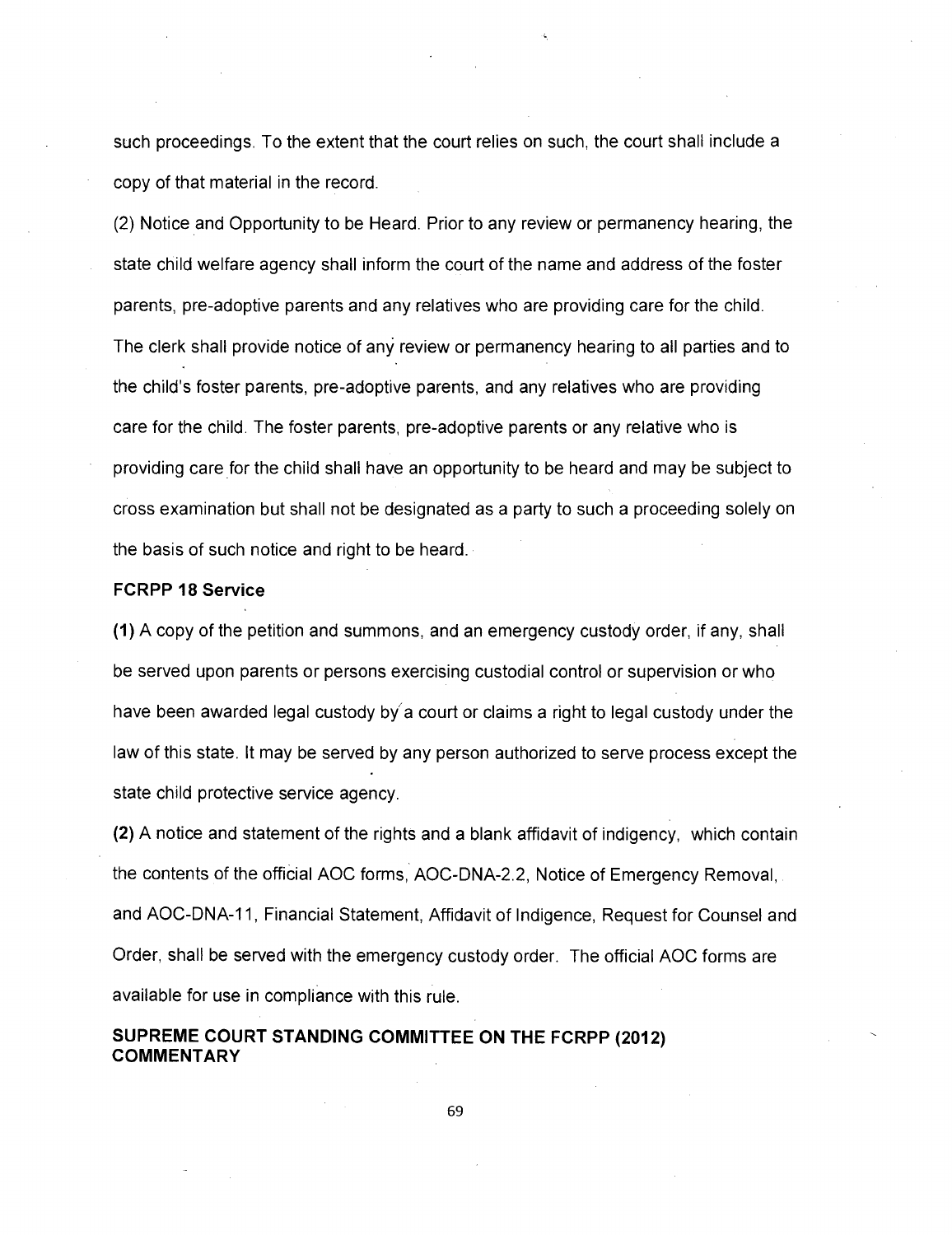such proceedings. To the extent that the court relies on such, the court shall include a copy of that material in the record.

(2) Notice and Opportunity to be Heard. Prior to any review or permanency hearing, the state child welfare agency shall inform the court of the name and address of the foster parents, pre-adoptive parents and any relatives who are providing care for the child. The clerk shall provide notice of any review or permanency hearing to all parties and to the child's foster parents, pre-adoptive parents, and any relatives who are providing care for the child. The foster parents, pre-adoptive parents or any relative who is providing care for the child shall have an opportunity to be heard and may be subject to cross examination but shall not be designated as a party to such a proceeding solely on the basis of such notice and right to be heard.

### FCRPP 18 Service

**(1)** A copy of the petition and summons, and an emergency custody order, if any, shall be served upon parents or persons exercising custodial control or supervision or who have been awarded legal custody by a court or claims a right to legal custody under the law of this state. It may be served by any person authorized to serve process except the state child protective service agency.

**(2)** A notice and statement of the rights and a blank affidavit of indigency, which contain the contents of the official AOC forms, AOC-DNA-2.2, Notice of Emergency Removal, and AOC-DNA-11, Financial Statement, Affidavit of Indigence, Request for Counsel and Order, shall be served with the emergency custody order. The official AOC forms are available for use in compliance with this rule.

### SUPREME COURT STANDING COMMITTEE ON THE FCRPP (2012) COMMENTARY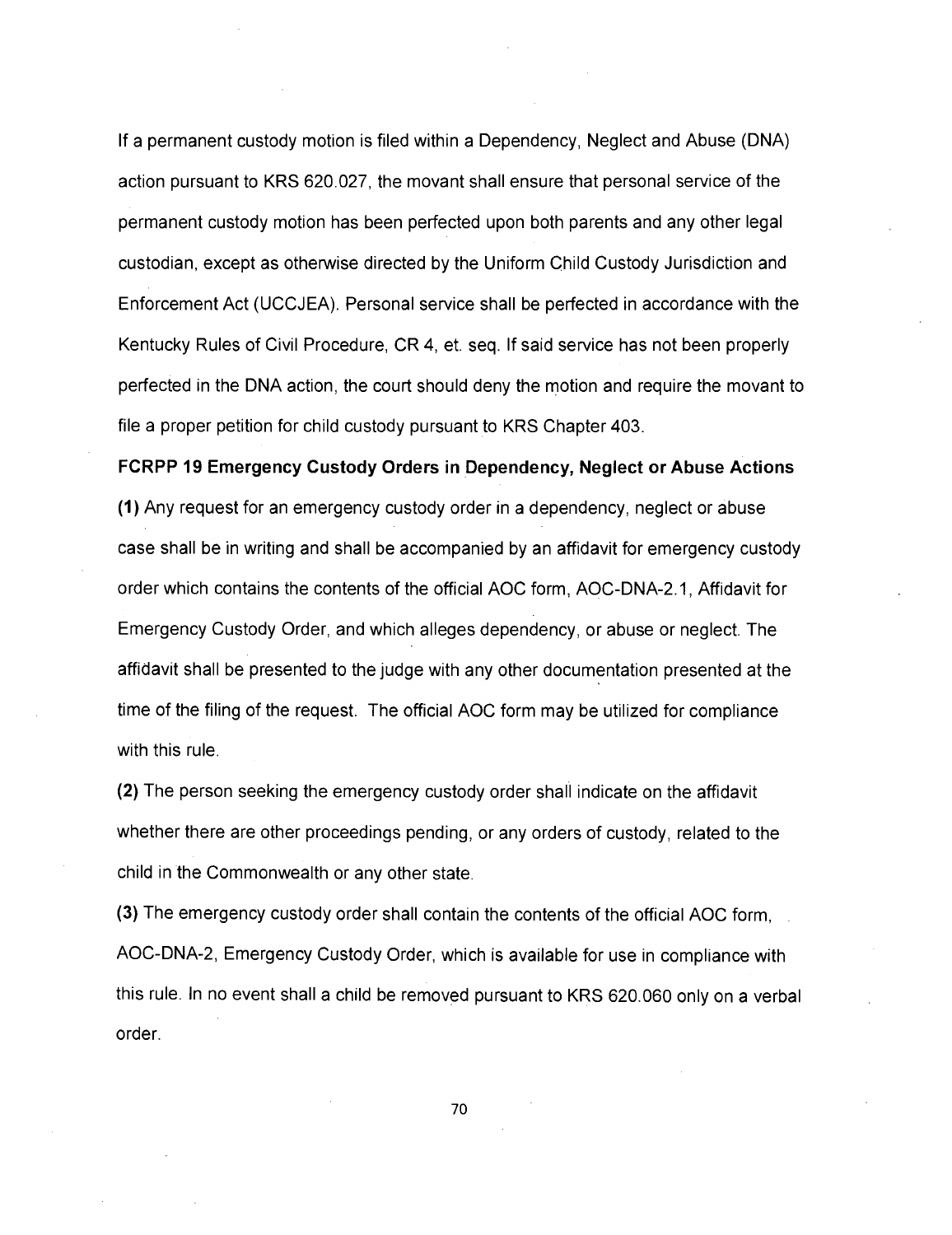If a permanent custody motion is filed within a Dependency, Neglect and Abuse (DNA) action pursuant to KRS 620.027, the movant shall ensure that personal service of the permanent custody motion has been perfected upon both parents and any other legal custodian, except as otherwise directed by the Uniform Child Custody Jurisdiction and Enforcement Act (UCCJEA). Personal service shall be perfected in accordance with the Kentucky Rules of Civil Procedure, CR 4, et. seq. If said service has not been properly perfected in the DNA action, the court should deny the motion and require the movant to file a proper petition for child custody pursuant to KRS Chapter 403.

**FCRPP 19 Emergency Custody Orders in Dependency, Neglect or Abuse Actions**

**(1)** Any request for an emergency custody order in a dependency, neglect or abuse case shall be in writing and shall be accompanied by an affidavit for emergency custody order which contains the contents of the official AOC form, AOC-DNA-2.1, Affidavit for Emergency Custody Order, and which alleges dependency, or abuse or neglect. The affidavit shall be presented to the judge with any other documentation presented at the time of the filing of the request. The official AOC form may be utilized for compliance with this rule.

**(2)** The person seeking the emergency custody order shall indicate on the affidavit whether there are other proceedings pending, or any orders of custody, related to the child in the Commonwealth or any other state.

**(3)** The emergency custody order shall contain the contents of the official AOC form, AOC-DNA-2, Emergency Custody Order, which is available for use in compliance with this rule. In no event shall a child be removed pursuant to KRS 620.060 only on a verbal order.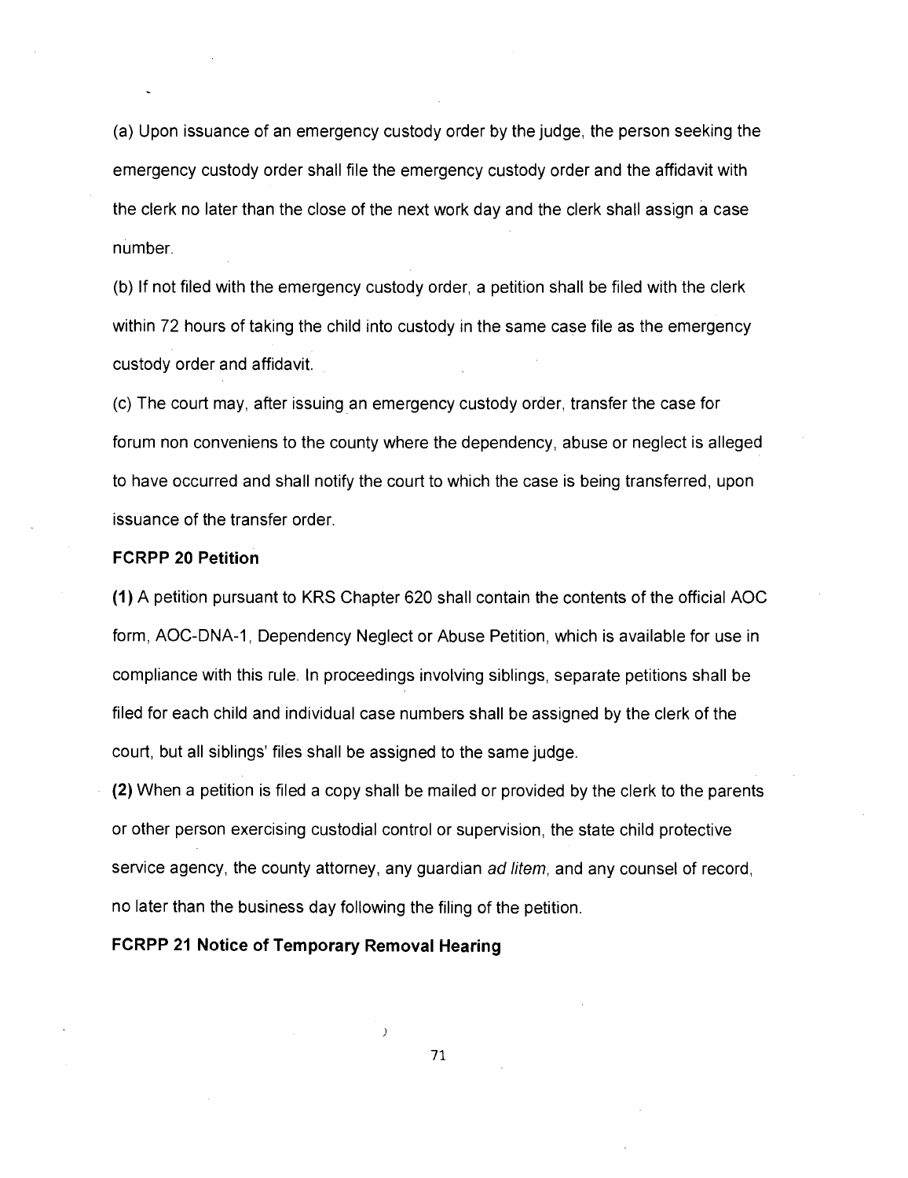(a) Upon issuance of an emergency custody order by the judge, the person seeking the emergency custody order shall file the emergency custody order and the affidavit with the clerk no later than the close of the next work day and the clerk shall assign a case number.

(b) If not filed with the emergency custody order, a petition shall be filed with the clerk within 72 hours of taking the child into custody in the same case file as the emergency custody order and affidavit.

(c) The court may, after issuing an emergency custody order, transfer the case for forum non conveniens to the county where the dependency, abuse or neglect is alleged to have occurred and shall notify the court to which the case is being transferred, upon issuance of the transfer order.

**FCRPP 20 Petition**

**(1)** A petition pursuant to KRS Chapter 620 shall contain the contents of the official AOC form, AOC-DNA-1, Dependency Neglect or Abuse Petition, which is available for use in compliance with this rule. In proceedings involving siblings, separate petitions shall be filed for each child and individual case numbers shall be assigned by the clerk of the court, but all siblings' files shall be assigned to the same judge.

**(2)** When a petition is filed a copy shall be mailed or provided by the clerk to the parents or other person exercising custodial control or supervision, the state child protective service agency, the county attorney, any guardian *ad litem*, and any counsel of record, no later than the business day following the filing of the petition.

**FCRPP 21 Notice of Temporary Removal Hearing**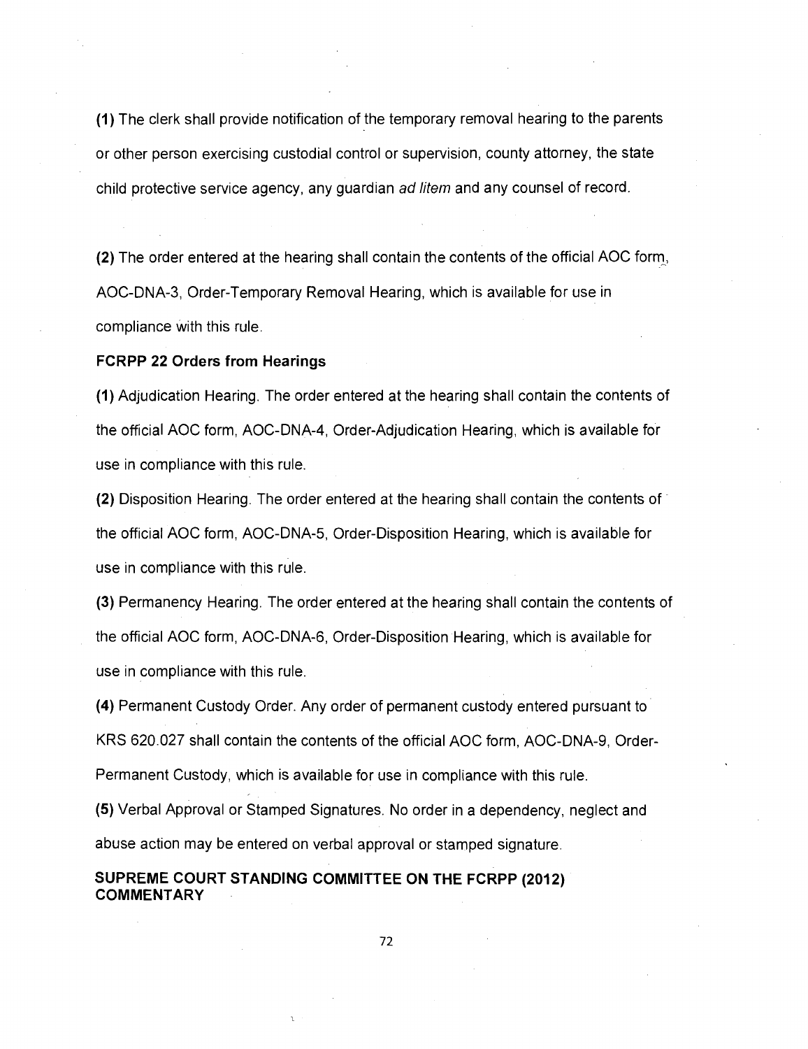**(1)** The clerk shall provide notification of the temporary removal hearing to the parents or other person exercising custodial control or supervision, county attorney, the state child protective service agency, any guardian *ad litem* and any counsel of record.

**(2)** The order entered at the hearing shall contain the contents of the official AOC form, AOC-DNA-3, Order-Temporary Removal Hearing, which is available for use in compliance with this rule.

### FCRPP 22 Orders from Hearings

**(1)** Adjudication Hearing. The order entered at the hearing shall contain the contents of the official AOC form, AOC-DNA-4, Order-Adjudication Hearing, which is available for use in compliance with this rule.

**(2)** Disposition Hearing. The order entered at the hearing shall contain the contents of the official AOC form, AOC-DNA-5, Order-Disposition Hearing, which is available for use in compliance with this rule.

**(3)** Permanency Hearing. The order entered at the hearing shall contain the contents of the official AOC form, AOC-DNA-6, Order-Disposition Hearing, which is available for use in compliance with this rule.

**(4)** Permanent Custody Order. Any order of permanent custody entered pursuant to KRS 620.027 shall contain the contents of the official AOC form, AOC-DNA-9, Order-Permanent Custody, which is available for use in compliance with this rule.

**(5)** Verbal Approval or Stamped Signatures. No order in a dependency, neglect and abuse action may be entered on verbal approval or stamped signature.

### SUPREME COURT STANDING COMMITTEE ON THE FCRPP (2012) COMMENTARY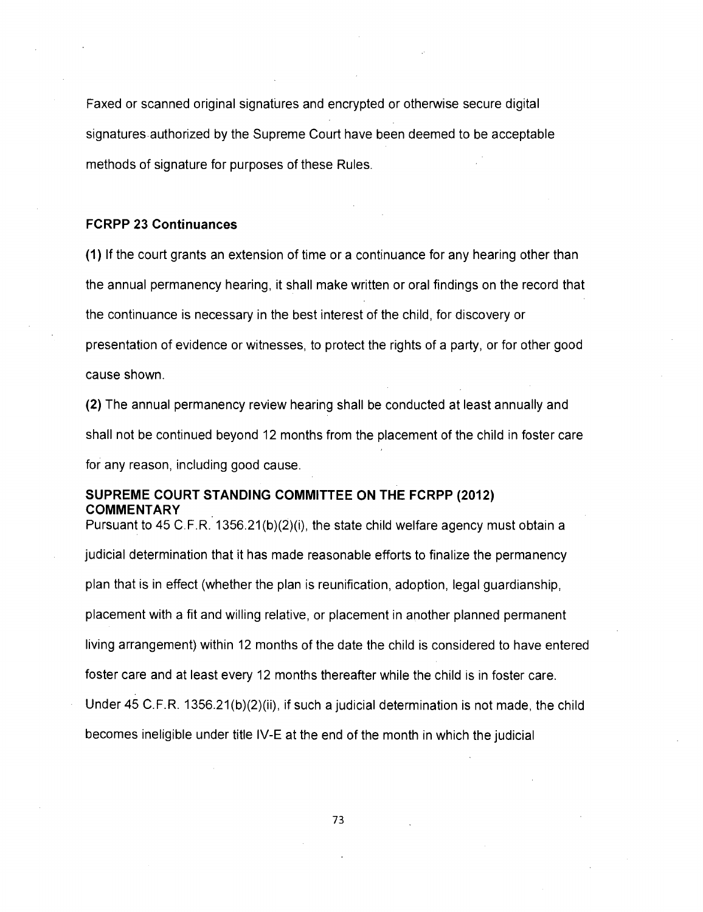Faxed or scanned original signatures and encrypted or otherwise secure digital signatures authorized by the Supreme Court have been deemed to be acceptable methods of signature for purposes of these Rules.

### FCRPP 23 Continuances

**(1)** If the court grants an extension of time or a continuance for any hearing other than the annual permanency hearing, it shall make written or oral findings on the record that the continuance is necessary in the best interest of the child, for discovery or presentation of evidence or witnesses, to protect the rights of a party, or for other good cause shown.

**(2)** The annual permanency review hearing shall be conducted at least annually and shall not be continued beyond 12 months from the placement of the child in foster care for any reason, including good cause.

#### SUPREME COURT STANDING COMMITTEE ON THE FCRPP (2012) COMMENTARY

Pursuant to 45 C.F.R. 1356.21(b)(2)(i), the state child welfare agency must obtain a judicial determination that it has made reasonable efforts to finalize the permanency plan that is in effect (whether the plan is reunification, adoption, legal guardianship, placement with a fit and willing relative, or placement in another planned permanent living arrangement) within 12 months of the date the child is considered to have entered foster care and at least every 12 months thereafter while the child is in foster care. Under 45 C.F.R. 1356.21(b)(2)(ii), if such a judicial determination is not made, the child becomes ineligible under title IV-E at the end of the month in which the judicial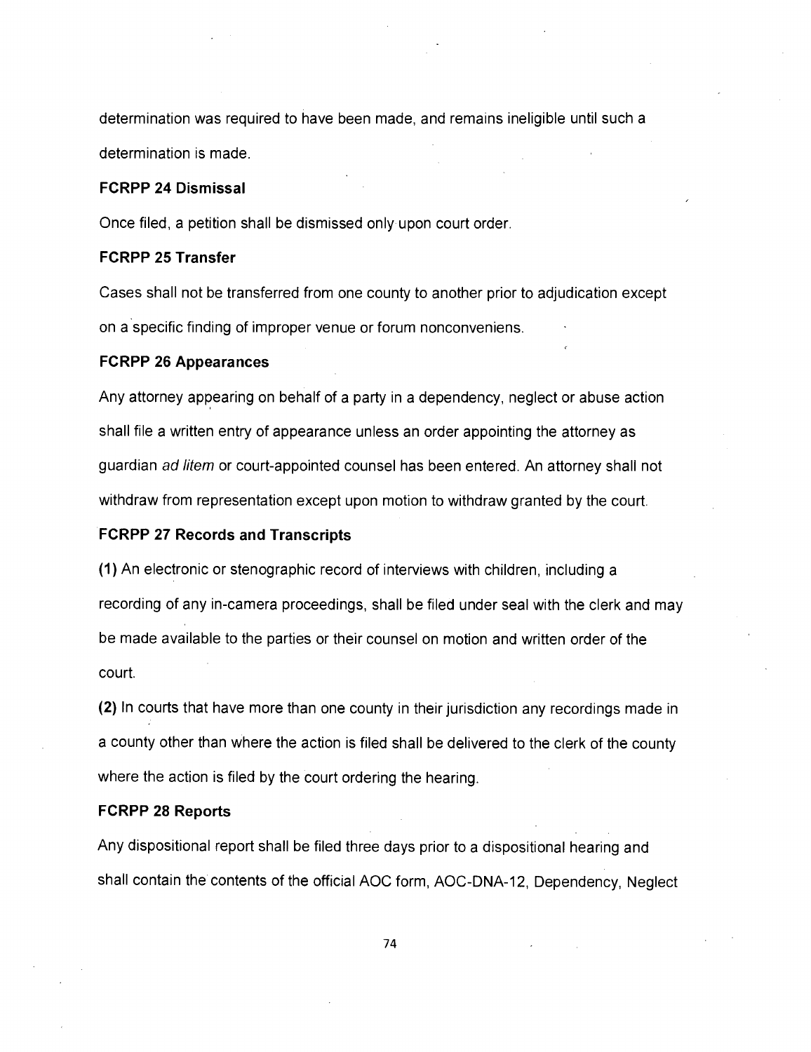determination was required to have been made, and remains ineligible until such a determination is made.

**FCRPP 24 Dismissal**

Once filed, a petition shall be dismissed only upon court order.

**FCRPP 25 Transfer**

Cases shall not be transferred from one county to another prior to adjudication except on a specific finding of improper venue or forum nonconveniens.

**FCRPP 26 Appearances**

Any attorney appearing on behalf of a party in a dependency, neglect or abuse action shall file a written entry of appearance unless an order appointing the attorney as guardian *ad litem* or court-appointed counsel has been entered. An attorney shall not withdraw from representation except upon motion to withdraw granted by the court.

**FCRPP 27 Records and Transcripts**

**(1)** An electronic or stenographic record of interviews with children, including a recording of any in-camera proceedings, shall be filed under seal with the clerk and may be made available to the parties or their counsel on motion and written order of the court.

**(2)** In courts that have more than one county in their jurisdiction any recordings made in a county other than where the action is filed shall be delivered to the clerk of the county where the action is filed by the court ordering the hearing.

**FCRPP 28 Reports**

Any dispositional report shall be filed three days prior to a dispositional hearing and shall contain the contents of the official AOC form, AOC-DNA-12, Dependency, Neglect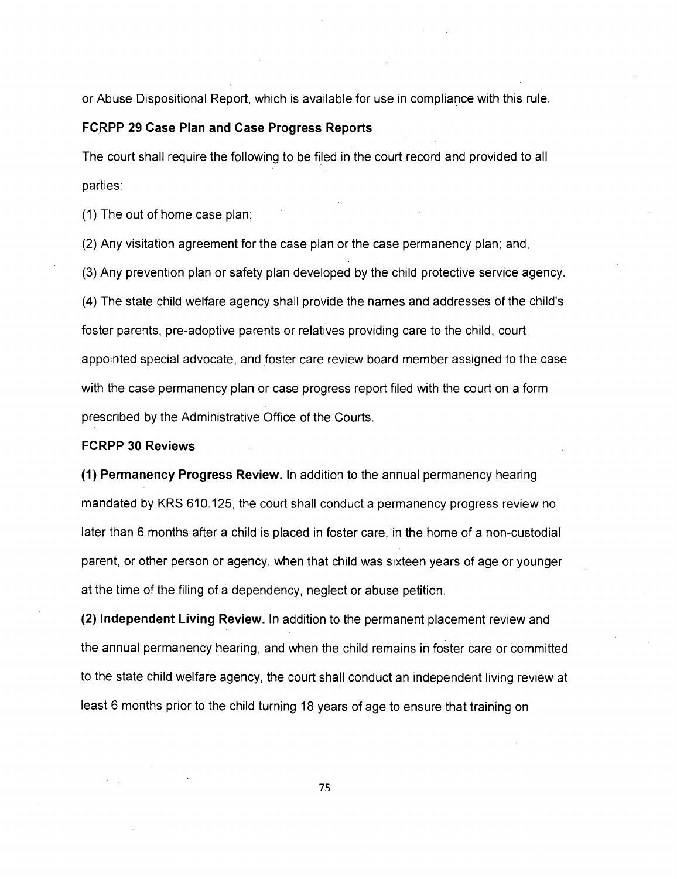or Abuse Dispositional Report, which is available for use in compliance with this rule.

**FCRPP 29 Case Plan and Case Progress Reports**

The court shall require the following to be filed in the court record and provided to all parties:

(1) The out of home case plan;

(2) Any visitation agreement for the case plan or the case permanency plan; and,

(3) Any prevention plan or safety plan developed by the child protective service agency.

(4) The state child welfare agency shall provide the names and addresses of the child's foster parents, pre-adoptive parents or relatives providing care to the child, court appointed special advocate, and foster care review board member assigned to the case with the case permanency plan or case progress report filed with the court on a form prescribed by the Administrative Office of the Courts.

**FCRPP 30 Reviews**

**(1) Permanency Progress Review.** In addition to the annual permanency hearing mandated by KRS 610.125, the court shall conduct a permanency progress review no later than 6 months after a child is placed in foster care, in the home of a non-custodial parent, or other person or agency, when that child was sixteen years of age or younger at the time of the filing of a dependency, neglect or abuse petition.

**(2) Independent Living Review.** In addition to the permanent placement review and the annual permanency hearing, and when the child remains in foster care or committed to the state child welfare agency, the court shall conduct an independent living review at least 6 months prior to the child turning 18 years of age to ensure that training on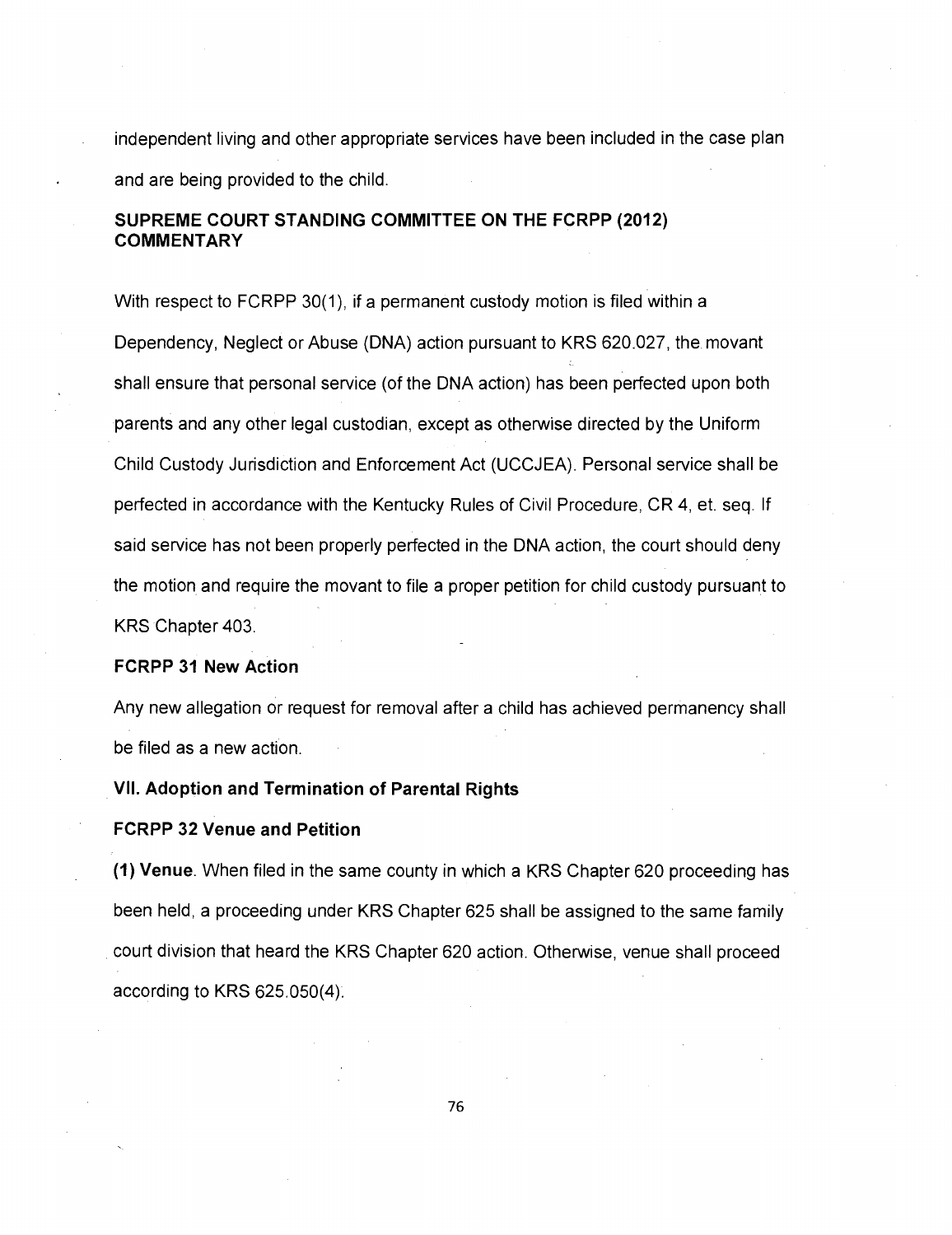independent living and other appropriate services have been included in the case plan and are being provided to the child.

**SUPREME COURT STANDING COMMITTEE ON THE FCRPP (2012) COMMENTARY**

With respect to FCRPP 30(1), if a permanent custody motion is filed within a Dependency, Neglect or Abuse (DNA) action pursuant to KRS 620.027, the movant shall ensure that personal service (of the DNA action) has been perfected upon both parents and any other legal custodian, except as otherwise directed by the Uniform Child Custody Jurisdiction and Enforcement Act (UCCJEA). Personal service shall be perfected in accordance with the Kentucky Rules of Civil Procedure, CR 4, et. seq. If said service has not been properly perfected in the DNA action, the court should deny the motion and require the movant to file a proper petition for child custody pursuant to KRS Chapter 403.

**FCRPP 31 New Action**

Any new allegation or request for removal after a child has achieved permanency shall be filed as a new action.

**VII. Adoption and Termination of Parental Rights**

**FCRPP 32 Venue and Petition**

**(1) Venue**. When filed in the same county in which a KRS Chapter 620 proceeding has been held, a proceeding under KRS Chapter 625 shall be assigned to the same family court division that heard the KRS Chapter 620 action. Otherwise, venue shall proceed according to KRS 625.050(4).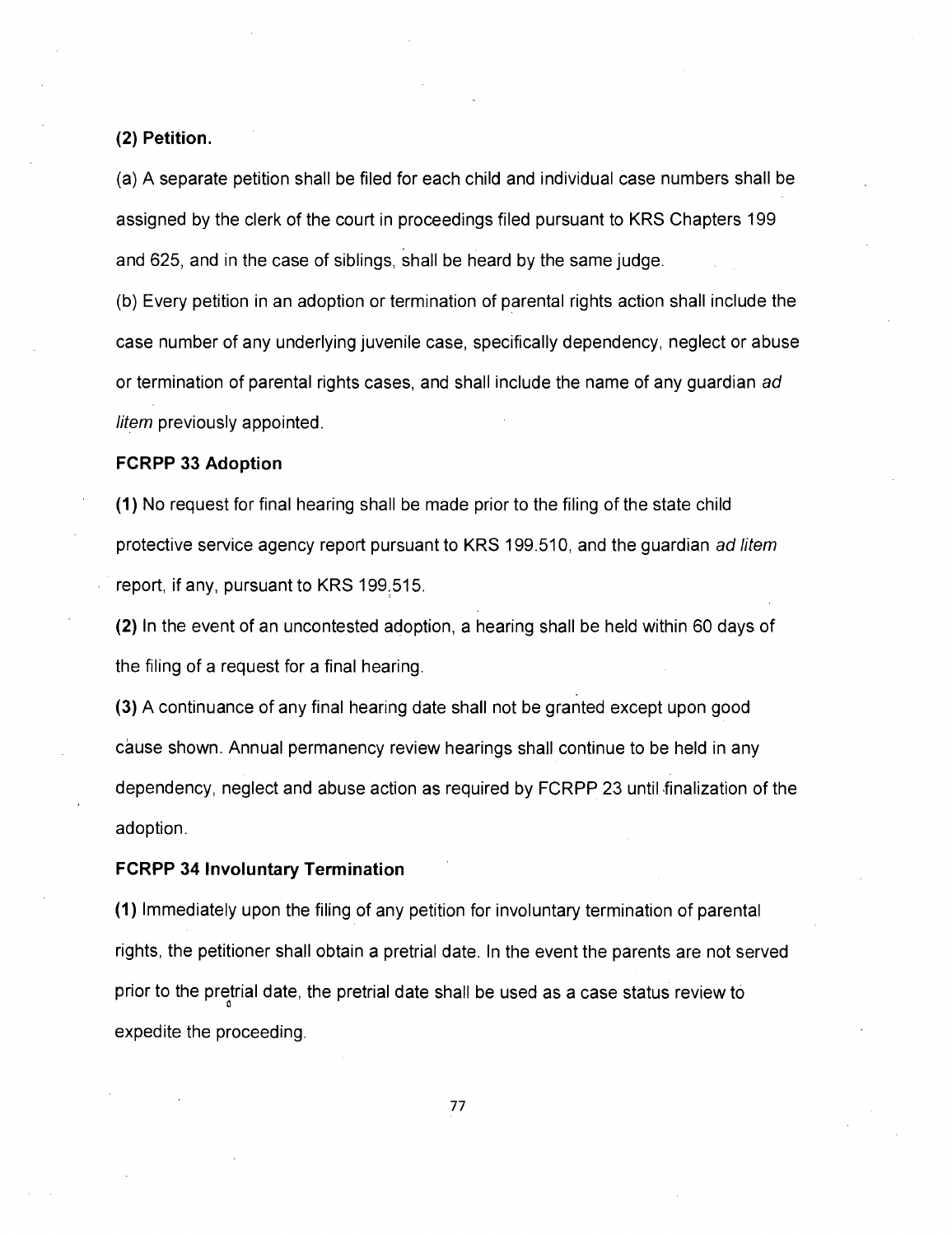**(2) Petition.**

(a) A separate petition shall be filed for each child and individual case numbers shall be assigned by the clerk of the court in proceedings filed pursuant to KRS Chapters 199 and 625, and in the case of siblings, shall be heard by the same judge.

(b) Every petition in an adoption or termination of parental rights action shall include the case number of any underlying juvenile case, specifically dependency, neglect or abuse or termination of parental rights cases, and shall include the name of any guardian *ad litem* previously appointed.

**FCRPP 33 Adoption**

**(1)** No request for final hearing shall be made prior to the filing of the state child protective service agency report pursuant to KRS 199.510, and the guardian *ad litem* report, if any, pursuant to KRS 199.515.

**(2)** In the event of an uncontested adoption, a hearing shall be held within 60 days of the filing of a request for a final hearing.

**(3)** A continuance of any final hearing date shall not be granted except upon good cause shown. Annual permanency review hearings shall continue to be held in any dependency, neglect and abuse action as required by FCRPP 23 until finalization of the adoption.

**FCRPP 34 Involuntary Termination**

**(1)** Immediately upon the filing of any petition for involuntary termination of parental rights, the petitioner shall obtain a pretrial date. In the event the parents are not served prior to the pretrial date, the pretrial date shall be used as a case status review to expedite the proceeding.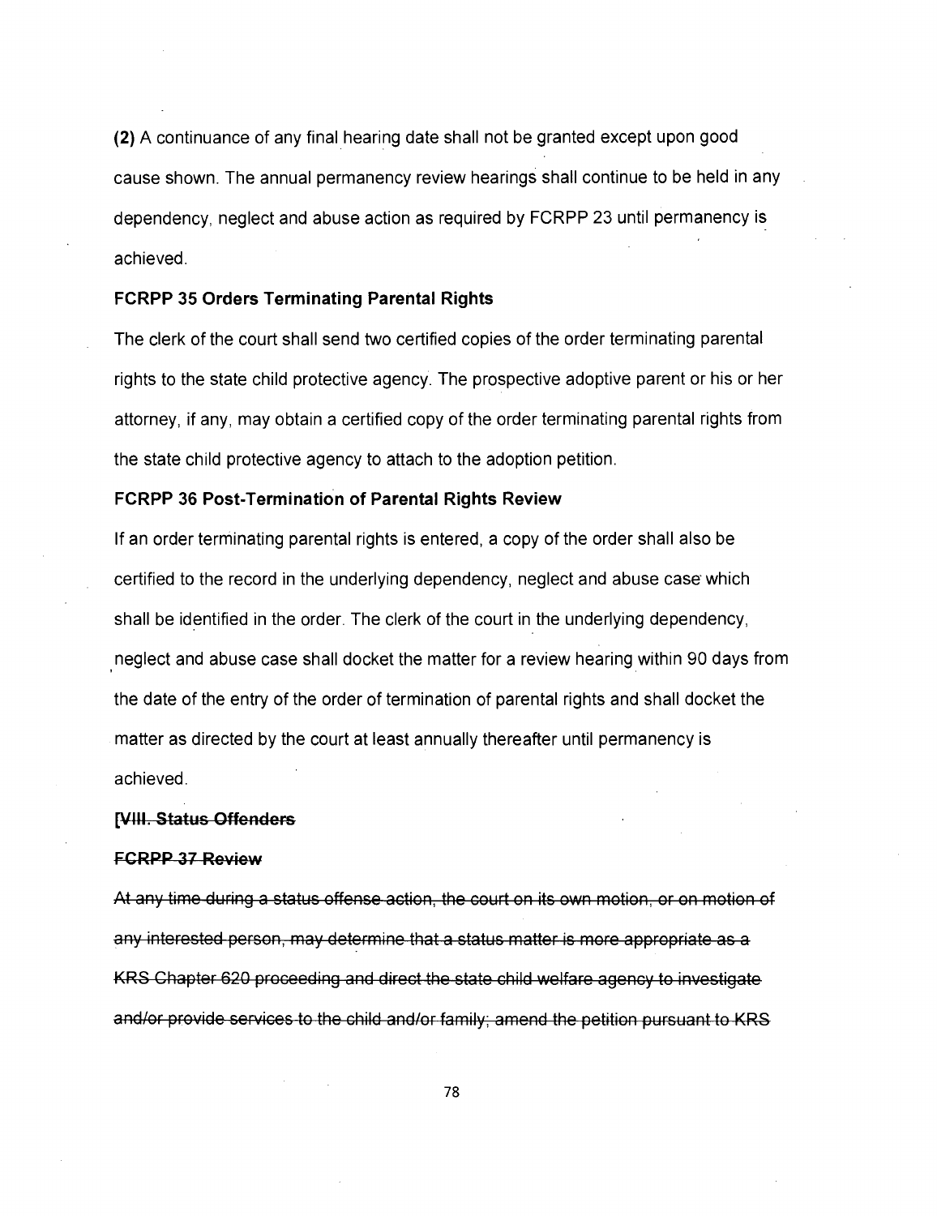**(2)** A continuance of any final hearing date shall not be granted except upon good cause shown. The annual permanency review hearings shall continue to be held in any dependency, neglect and abuse action as required by FCRPP 23 until permanency is achieved.

**FCRPP 35 Orders Terminating Parental Rights**

The clerk of the court shall send two certified copies of the order terminating parental rights to the state child protective agency. The prospective adoptive parent or his or her attorney, if any, may obtain a certified copy of the order terminating parental rights from the state child protective agency to attach to the adoption petition.

**FCRPP 36 Post-Termination of Parental Rights Review**

If an order terminating parental rights is entered, a copy of the order shall also be certified to the record in the underlying dependency, neglect and abuse case which shall be identified in the order. The clerk of the court in the underlying dependency, neglect and abuse case shall docket the matter for a review hearing within 90 days from the date of the entry of the order of termination of parental rights and shall docket the matter as directed by the court at least annually thereafter until permanency is achieved.

**[~~VIII. Status Offenders~~**

**~~FCRPP 37 Review~~**

~~At any time during a status offense action, the court on its own motion, or on motion of any interested person, may determine that a status matter is more appropriate as a KRS Chapter 620 proceeding and direct the state child welfare agency to investigate and/or provide services to the child and/or family; amend the petition pursuant to KRS~~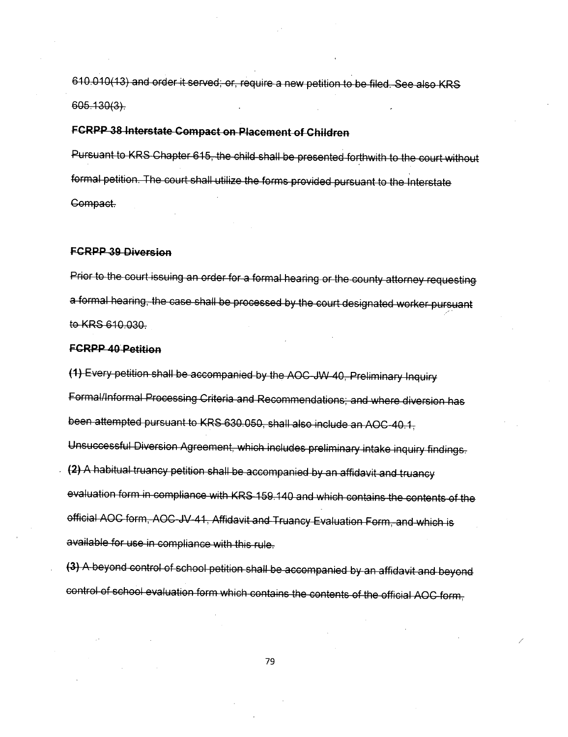~~610.010(13) and order it served; or, require a new petition to be filed. See also KRS 605.130(3).~~

**~~FCRPP 38 Interstate Compact on Placement of Children~~**

~~Pursuant to KRS Chapter 615, the child shall be presented forthwith to the court without formal petition. The court shall utilize the forms provided pursuant to the Interstate Compact.~~

**~~FCRPP 39 Diversion~~**

~~Prior to the court issuing an order for a formal hearing or the county attorney requesting a formal hearing, the case shall be processed by the court designated worker pursuant to KRS 610.030.~~

**~~FCRPP 40 Petition~~**

~~**(1)** Every petition shall be accompanied by the AOC-JW-40, Preliminary Inquiry Formal/Informal Processing Criteria and Recommendations; and where diversion has been attempted pursuant to KRS 630.050, shall also include an AOC-40.1, Unsuccessful Diversion Agreement, which includes preliminary intake inquiry findings.~~

~~**(2)** A habitual truancy petition shall be accompanied by an affidavit and truancy evaluation form in compliance with KRS 159.140 and which contains the contents of the official AOC form, AOC-JV-41, Affidavit and Truancy Evaluation Form, and which is available for use in compliance with this rule.~~

~~**(3)** A beyond control of school petition shall be accompanied by an affidavit and beyond control of school evaluation form which contains the contents of the official AOC form,~~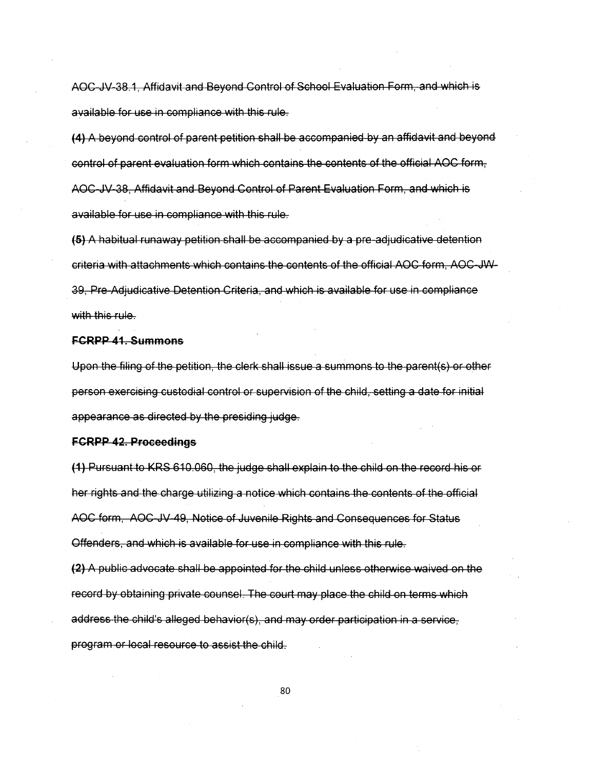~~AOC-JV-38.1, Affidavit and Beyond Control of School Evaluation Form, and which is available for use in compliance with this rule.~~

~~**(4)** A beyond control of parent petition shall be accompanied by an affidavit and beyond control of parent evaluation form which contains the contents of the official AOC form, AOC-JV-38, Affidavit and Beyond Control of Parent Evaluation Form, and which is available for use in compliance with this rule.~~

~~**(5)** A habitual runaway petition shall be accompanied by a pre-adjudicative detention criteria with attachments which contains the contents of the official AOC form, AOC-JW-39, Pre-Adjudicative Detention Criteria, and which is available for use in compliance with this rule.~~

~~**FCRPP 41. Summons**~~

~~Upon the filing of the petition, the clerk shall issue a summons to the parent(s) or other person exercising custodial control or supervision of the child, setting a date for initial appearance as directed by the presiding judge.~~

~~**FCRPP 42. Proceedings**~~

~~**(1)** Pursuant to KRS 610.060, the judge shall explain to the child on the record his or her rights and the charge utilizing a notice which contains the contents of the official AOC form, AOC-JV-49, Notice of Juvenile Rights and Consequences for Status Offenders, and which is available for use in compliance with this rule.~~

~~**(2)** A public advocate shall be appointed for the child unless otherwise waived on the record by obtaining private counsel. The court may place the child on terms which address the child's alleged behavior(s), and may order participation in a service, program or local resource to assist the child.~~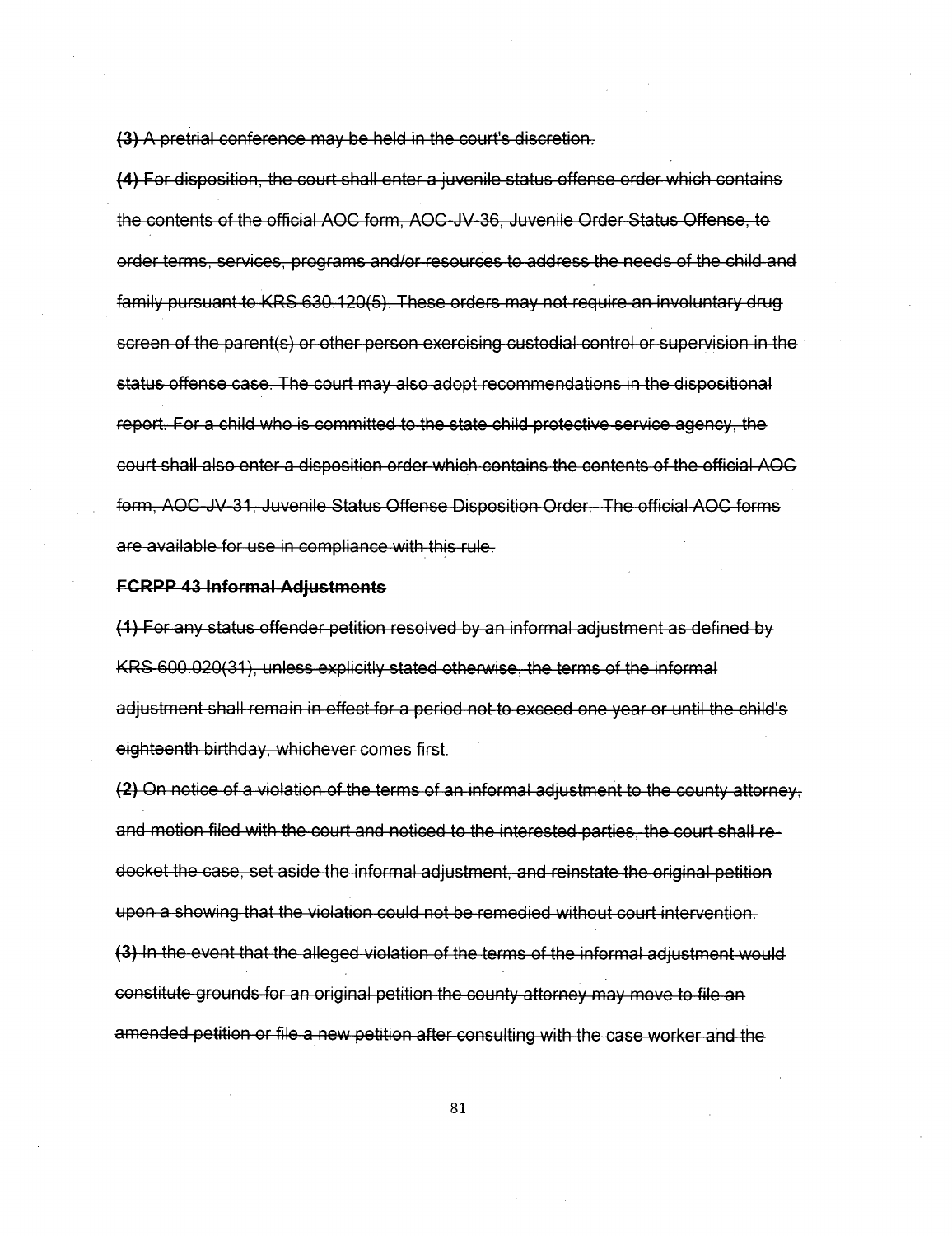~~**(3)** A pretrial conference may be held in the court's discretion.~~

~~**(4)** For disposition, the court shall enter a juvenile status offense order which contains the contents of the official AOC form, AOC-JV-36, Juvenile Order Status Offense, to order terms, services, programs and/or resources to address the needs of the child and family pursuant to KRS 630.120(5). These orders may not require an involuntary drug screen of the parent(s) or other person exercising custodial control or supervision in the status offense case. The court may also adopt recommendations in the dispositional report. For a child who is committed to the state child protective service agency, the court shall also enter a disposition order which contains the contents of the official AOC form, AOC-JV-31, Juvenile Status Offense Disposition Order. The official AOC forms are available for use in compliance with this rule.~~

~~**FCRPP 43 Informal Adjustments**~~

~~**(1)** For any status offender petition resolved by an informal adjustment as defined by KRS 600.020(31), unless explicitly stated otherwise, the terms of the informal adjustment shall remain in effect for a period not to exceed one year or until the child's eighteenth birthday, whichever comes first.~~

~~**(2)** On notice of a violation of the terms of an informal adjustment to the county attorney, and motion filed with the court and noticed to the interested parties, the court shall re-docket the case, set aside the informal adjustment, and reinstate the original petition upon a showing that the violation could not be remedied without court intervention.~~

~~**(3)** In the event that the alleged violation of the terms of the informal adjustment would constitute grounds for an original petition the county attorney may move to file an amended petition or file a new petition after consulting with the case worker and the~~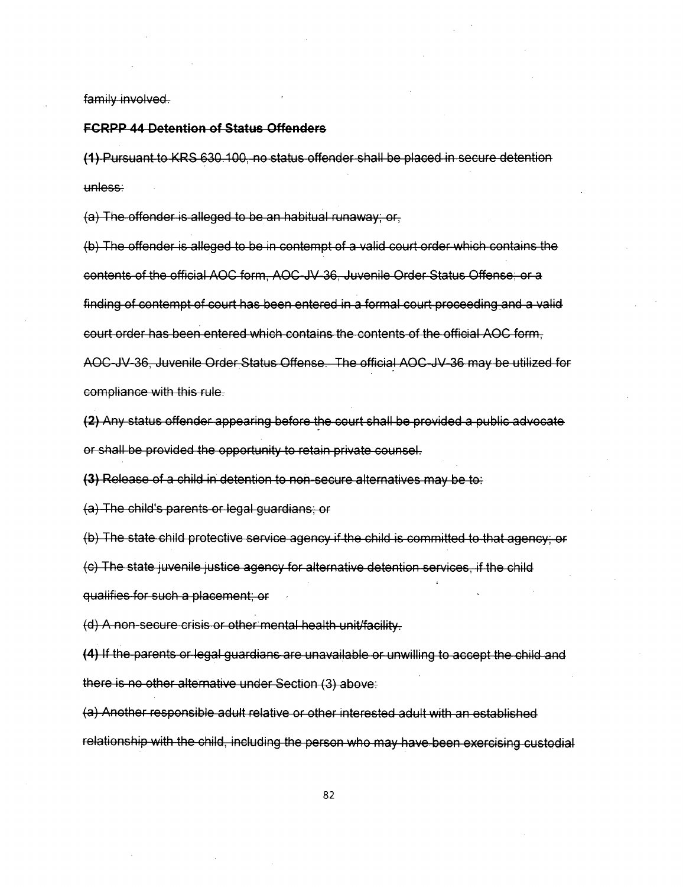~~family involved.~~

**~~FCRPP 44 Detention of Status Offenders~~**

~~**(1)** Pursuant to KRS 630.100, no status offender shall be placed in secure detention unless:~~

~~(a) The offender is alleged to be an habitual runaway; or,~~

~~(b) The offender is alleged to be in contempt of a valid court order which contains the contents of the official AOC form, AOC-JV-36, Juvenile Order Status Offense; or a finding of contempt of court has been entered in a formal court proceeding and a valid court order has been entered which contains the contents of the official AOC form, AOC-JV-36, Juvenile Order Status Offense. The official AOC-JV-36 may be utilized for compliance with this rule.~~

~~**(2)** Any status offender appearing before the court shall be provided a public advocate or shall be provided the opportunity to retain private counsel.~~

~~**(3)** Release of a child in detention to non-secure alternatives may be to:~~

~~(a) The child's parents or legal guardians; or~~

~~(b) The state child protective service agency if the child is committed to that agency; or~~

~~(c) The state juvenile justice agency for alternative detention services, if the child qualifies for such a placement; or~~

~~(d) A non-secure crisis or other mental health unit/facility.~~

~~**(4)** If the parents or legal guardians are unavailable or unwilling to accept the child and there is no other alternative under Section (3) above:~~

~~(a) Another responsible adult relative or other interested adult with an established relationship with the child, including the person who may have been exercising custodial~~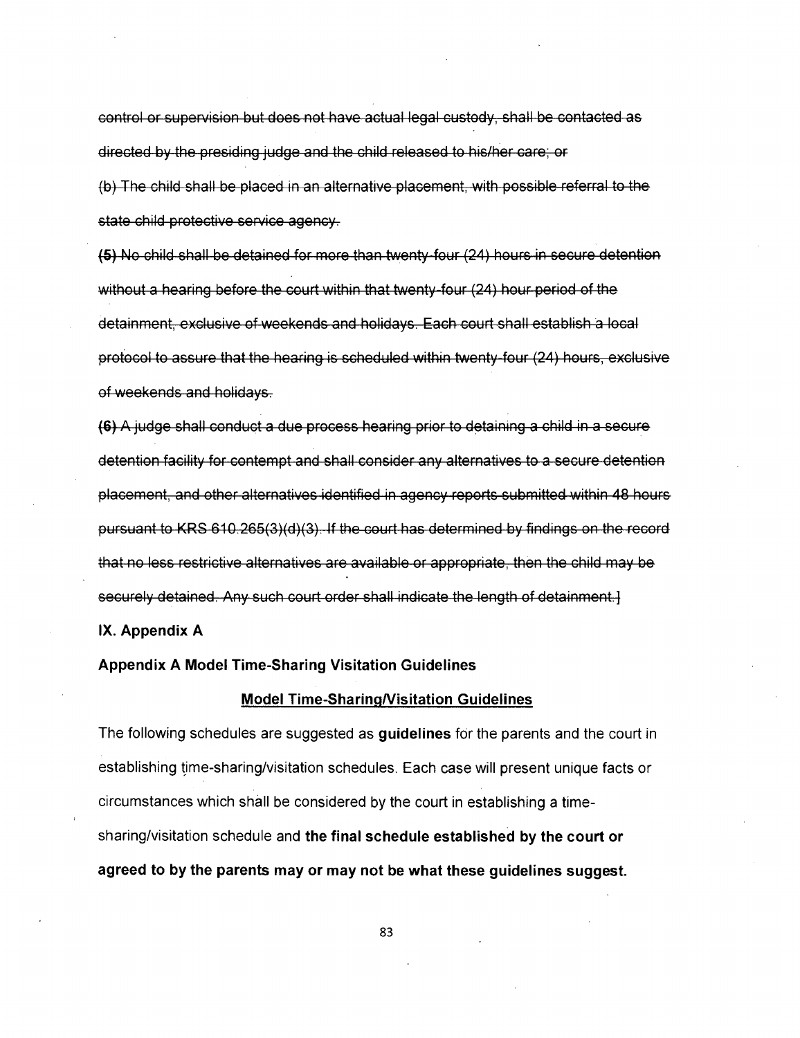~~control or supervision but does not have actual legal custody, shall be contacted as directed by the presiding judge and the child released to his/her care; or~~

~~(b) The child shall be placed in an alternative placement, with possible referral to the state child protective service agency.~~

~~**(5)** No child shall be detained for more than twenty-four (24) hours in secure detention without a hearing before the court within that twenty-four (24) hour period of the detainment, exclusive of weekends and holidays. Each court shall establish a local protocol to assure that the hearing is scheduled within twenty-four (24) hours, exclusive of weekends and holidays.~~

~~**(6)** A judge shall conduct a due process hearing prior to detaining a child in a secure detention facility for contempt and shall consider any alternatives to a secure detention placement, and other alternatives identified in agency reports submitted within 48 hours pursuant to KRS 610.265(3)(d)(3). If the court has determined by findings on the record that no less restrictive alternatives are available or appropriate, then the child may be securely detained. Any such court order shall indicate the length of detainment.]~~

**IX. Appendix A**

**Appendix A Model Time-Sharing Visitation Guidelines**

**<u>Model Time-Sharing/Visitation Guidelines</u>**

The following schedules are suggested as **guidelines** for the parents and the court in establishing time-sharing/visitation schedules. Each case will present unique facts or circumstances which shall be considered by the court in establishing a time-sharing/visitation schedule and **the final schedule established by the court or agreed to by the parents may or may not be what these guidelines suggest.**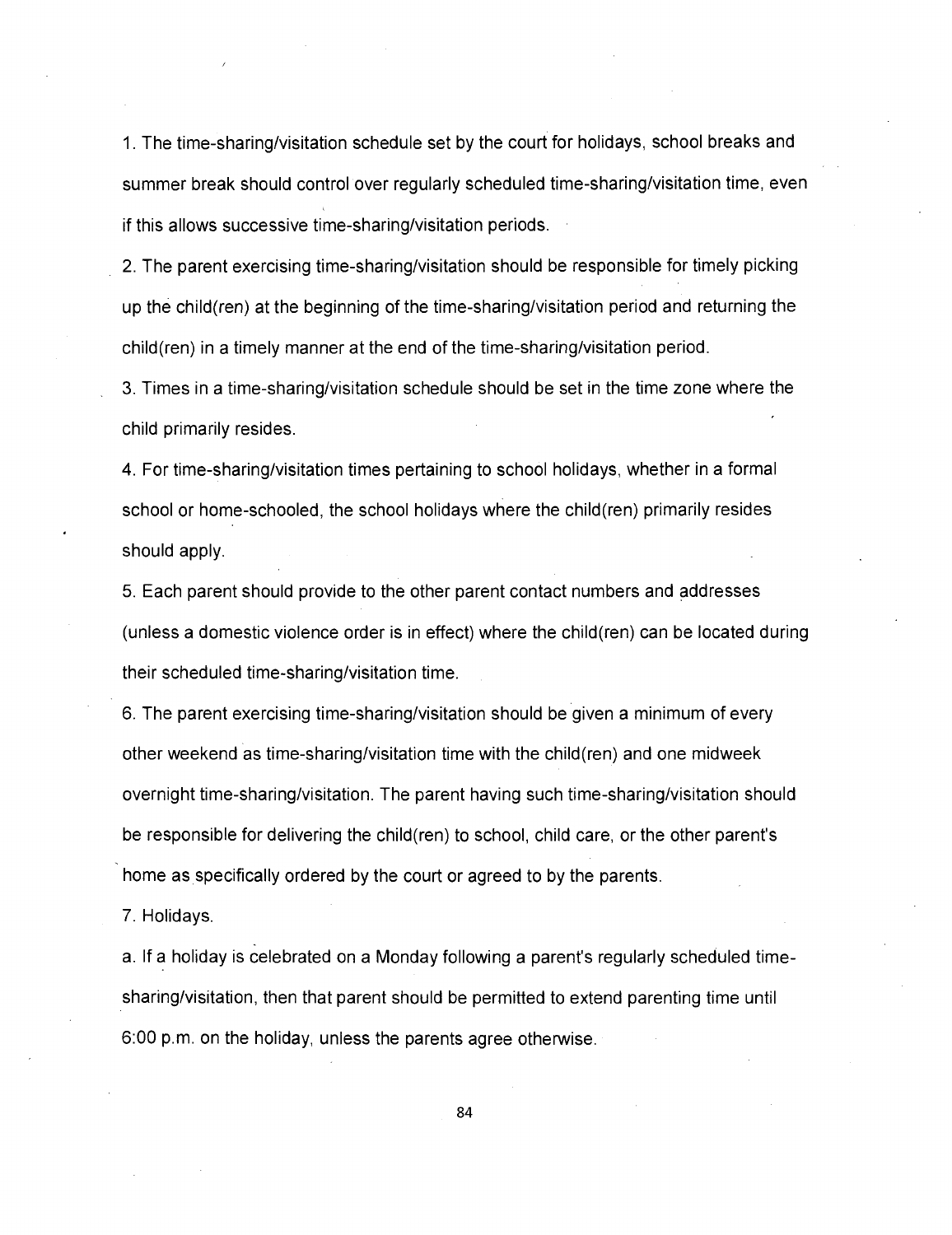1. The time-sharing/visitation schedule set by the court for holidays, school breaks and summer break should control over regularly scheduled time-sharing/visitation time, even if this allows successive time-sharing/visitation periods.

2. The parent exercising time-sharing/visitation should be responsible for timely picking up the child(ren) at the beginning of the time-sharing/visitation period and returning the child(ren) in a timely manner at the end of the time-sharing/visitation period.

3. Times in a time-sharing/visitation schedule should be set in the time zone where the child primarily resides.

4. For time-sharing/visitation times pertaining to school holidays, whether in a formal school or home-schooled, the school holidays where the child(ren) primarily resides should apply.

5. Each parent should provide to the other parent contact numbers and addresses (unless a domestic violence order is in effect) where the child(ren) can be located during their scheduled time-sharing/visitation time.

6. The parent exercising time-sharing/visitation should be given a minimum of every other weekend as time-sharing/visitation time with the child(ren) and one midweek overnight time-sharing/visitation. The parent having such time-sharing/visitation should be responsible for delivering the child(ren) to school, child care, or the other parent's home as specifically ordered by the court or agreed to by the parents.

7. Holidays.

a. If a holiday is celebrated on a Monday following a parent's regularly scheduled time-sharing/visitation, then that parent should be permitted to extend parenting time until 6:00 p.m. on the holiday, unless the parents agree otherwise.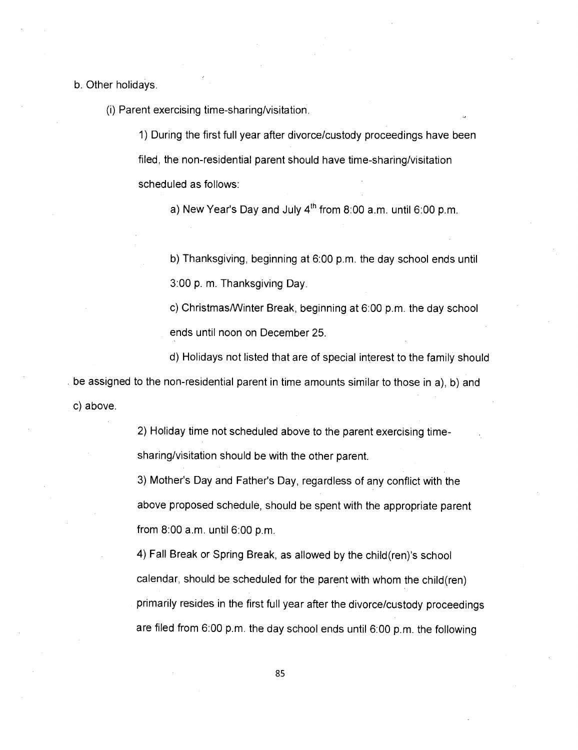b. Other holidays.

(i) Parent exercising time-sharing/visitation.

1) During the first full year after divorce/custody proceedings have been filed, the non-residential parent should have time-sharing/visitation scheduled as follows:

a) New Year's Day and July 4th from 8:00 a.m. until 6:00 p.m.

b) Thanksgiving, beginning at 6:00 p.m. the day school ends until 3:00 p. m. Thanksgiving Day.

c) Christmas/Winter Break, beginning at 6:00 p.m. the day school ends until noon on December 25.

d) Holidays not listed that are of special interest to the family should be assigned to the non-residential parent in time amounts similar to those in a), b) and c) above.

2) Holiday time not scheduled above to the parent exercising time-sharing/visitation should be with the other parent.

3) Mother's Day and Father's Day, regardless of any conflict with the above proposed schedule, should be spent with the appropriate parent from 8:00 a.m. until 6:00 p.m.

4) Fall Break or Spring Break, as allowed by the child(ren)'s school calendar, should be scheduled for the parent with whom the child(ren) primarily resides in the first full year after the divorce/custody proceedings are filed from 6:00 p.m. the day school ends until 6:00 p.m. the following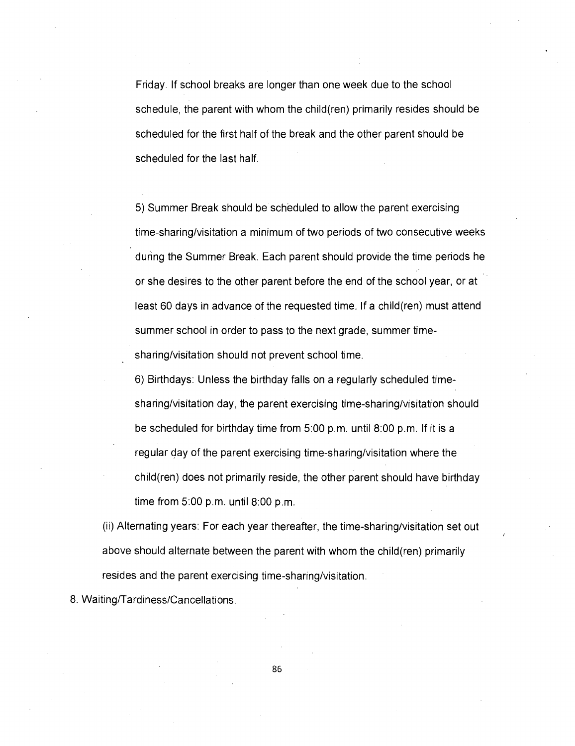Friday. If school breaks are longer than one week due to the school schedule, the parent with whom the child(ren) primarily resides should be scheduled for the first half of the break and the other parent should be scheduled for the last half.

5) Summer Break should be scheduled to allow the parent exercising time-sharing/visitation a minimum of two periods of two consecutive weeks during the Summer Break. Each parent should provide the time periods he or she desires to the other parent before the end of the school year, or at least 60 days in advance of the requested time. If a child(ren) must attend summer school in order to pass to the next grade, summer time-sharing/visitation should not prevent school time.

6) Birthdays: Unless the birthday falls on a regularly scheduled time-sharing/visitation day, the parent exercising time-sharing/visitation should be scheduled for birthday time from 5:00 p.m. until 8:00 p.m. If it is a regular day of the parent exercising time-sharing/visitation where the child(ren) does not primarily reside, the other parent should have birthday time from 5:00 p.m. until 8:00 p.m.

(ii) Alternating years: For each year thereafter, the time-sharing/visitation set out above should alternate between the parent with whom the child(ren) primarily resides and the parent exercising time-sharing/visitation.

8. Waiting/Tardiness/Cancellations.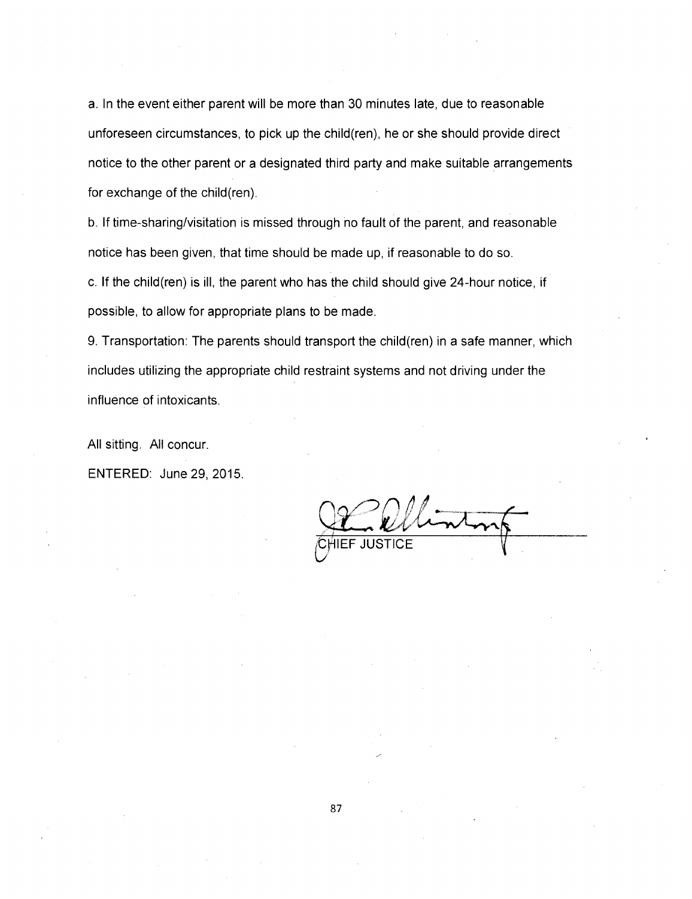a. In the event either parent will be more than 30 minutes late, due to reasonable unforeseen circumstances, to pick up the child(ren), he or she should provide direct notice to the other parent or a designated third party and make suitable arrangements for exchange of the child(ren).

b. If time-sharing/visitation is missed through no fault of the parent, and reasonable notice has been given, that time should be made up, if reasonable to do so.

c. If the child(ren) is ill, the parent who has the child should give 24-hour notice, if possible, to allow for appropriate plans to be made.

9. Transportation: The parents should transport the child(ren) in a safe manner, which includes utilizing the appropriate child restraint systems and not driving under the influence of intoxicants.

All sitting. All concur.

ENTERED: June 29, 2015.

CHIEF JUSTICE